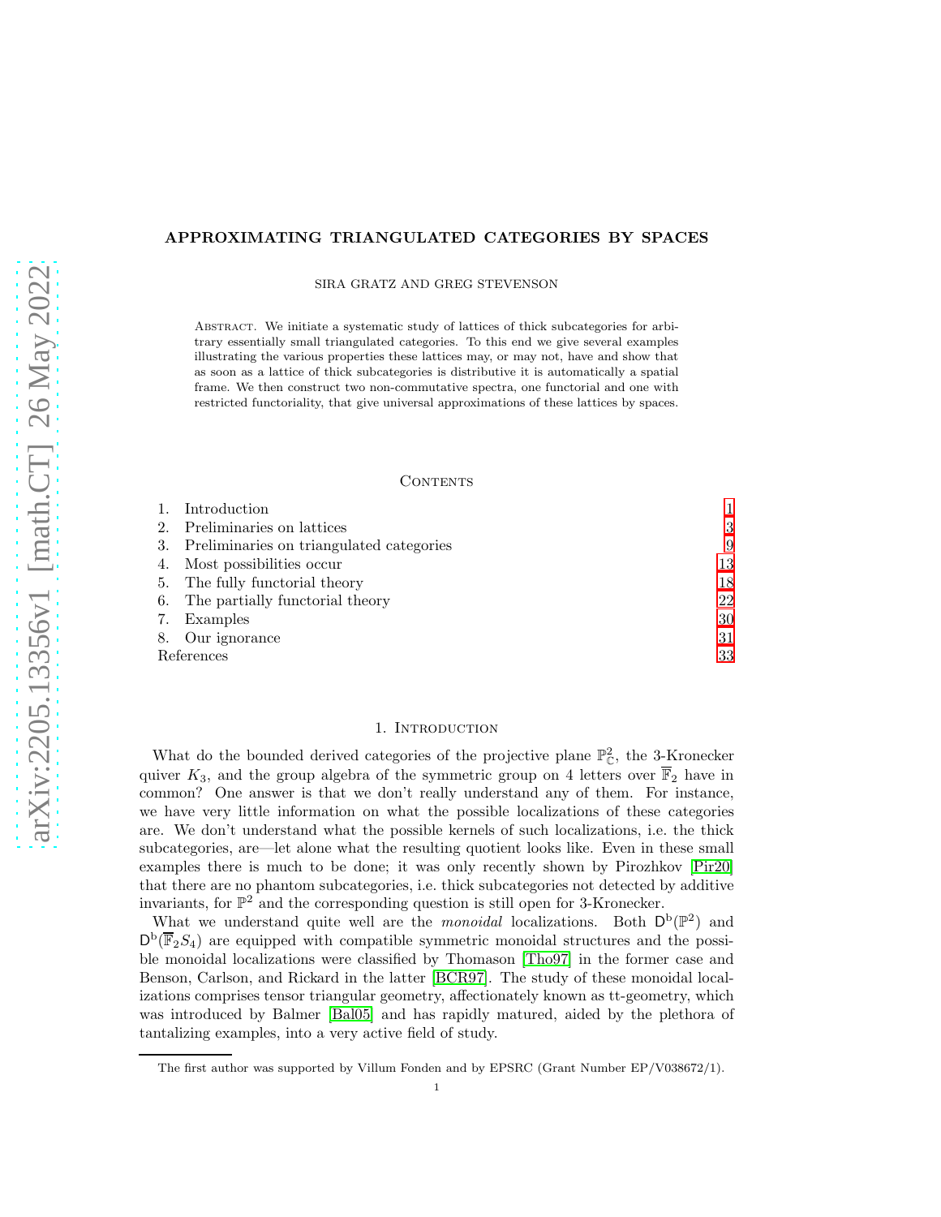# APPROXIMATING TRIANGULATED CATEGORIES BY SPACES

SIRA GRATZ AND GREG STEVENSON

ABSTRACT. We initiate a systematic study of lattices of thick subcategories for arbitrary essentially small triangulated categories. To this end we give several examples illustrating the various properties these lattices may, or may not, have and show that as soon as a lattice of thick subcategories is distributive it is automatically a spatial frame. We then construct two non-commutative spectra, one functorial and one with restricted functoriality, that give universal approximations of these lattices by spaces.

CONTENTS

1. Introduction 1
2. Preliminaries on lattices 3
3. Preliminaries on triangulated categories 9
4. Most possibilities occur 13
5. The fully functorial theory 18
6. The partially functorial theory 22
7. Examples 30
8. Our ignorance 31

References 33

## 1. Introduction

What do the bounded derived categories of the projective plane $\mathbb{P}^2_{\mathbb{C}}$, the 3-Kronecker quiver $K_3$, and the group algebra of the symmetric group on 4 letters over $\overline{\mathbb{F}}_2$ have in common? One answer is that we don't really understand any of them. For instance, we have very little information on what the possible localizations of these categories are. We don't understand what the possible kernels of such localizations, i.e. the thick subcategories, are—let alone what the resulting quotient looks like. Even in these small examples there is much to be done; it was only recently shown by Pirozhkov [Pir20] that there are no phantom subcategories, i.e. thick subcategories not detected by additive invariants, for $\mathbb{P}^2$ and the corresponding question is still open for 3-Kronecker.

What we understand quite well are the *monoidal* localizations. Both $\mathsf{D}^{\mathrm{b}}(\mathbb{P}^2)$ and $\mathsf{D}^{\mathrm{b}}(\overline{\mathbb{F}}_2 S_4)$ are equipped with compatible symmetric monoidal structures and the possible monoidal localizations were classified by Thomason [Tho97] in the former case and Benson, Carlson, and Rickard in the latter [BCR97]. The study of these monoidal localizations comprises tensor triangular geometry, affectionately known as tt-geometry, which was introduced by Balmer [Bal05] and has rapidly matured, aided by the plethora of tantalizing examples, into a very active field of study.

The first author was supported by Villum Fonden and by EPSRC (Grant Number EP/V038672/1).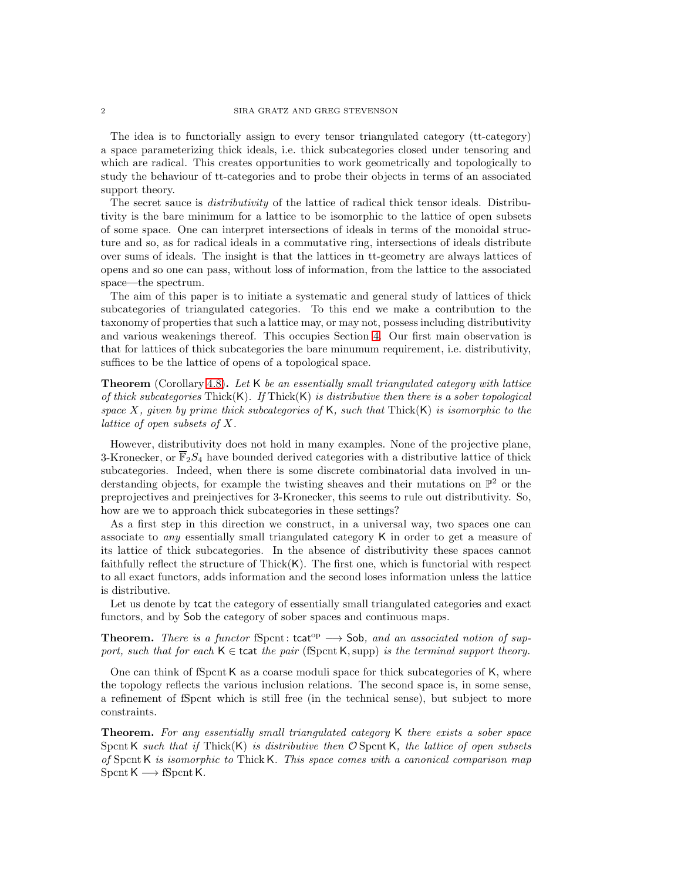The idea is to functorially assign to every tensor triangulated category (tt-category) a space parameterizing thick ideals, i.e. thick subcategories closed under tensoring and which are radical. This creates opportunities to work geometrically and topologically to study the behaviour of tt-categories and to probe their objects in terms of an associated support theory.

The secret sauce is *distributivity* of the lattice of radical thick tensor ideals. Distributivity is the bare minimum for a lattice to be isomorphic to the lattice of open subsets of some space. One can interpret intersections of ideals in terms of the monoidal structure and so, as for radical ideals in a commutative ring, intersections of ideals distribute over sums of ideals. The insight is that the lattices in tt-geometry are always lattices of opens and so one can pass, without loss of information, from the lattice to the associated space—the spectrum.

The aim of this paper is to initiate a systematic and general study of lattices of thick subcategories of triangulated categories. To this end we make a contribution to the taxonomy of properties that such a lattice may, or may not, possess including distributivity and various weakenings thereof. This occupies Section 4. Our first main observation is that for lattices of thick subcategories the bare minumum requirement, i.e. distributivity, suffices to be the lattice of opens of a topological space.

**Theorem** (Corollary 4.8)**.** *Let* $\mathsf{K}$ *be an essentially small triangulated category with lattice of thick subcategories* $\operatorname{Thick}(\mathsf{K})$*. If* $\operatorname{Thick}(\mathsf{K})$ *is distributive then there is a sober topological space* $X$*, given by prime thick subcategories of* $\mathsf{K}$*, such that* $\operatorname{Thick}(\mathsf{K})$ *is isomorphic to the lattice of open subsets of* $X$*.*

However, distributivity does not hold in many examples. None of the projective plane, 3-Kronecker, or $\overline{\mathbb{F}}_2 S_4$ have bounded derived categories with a distributive lattice of thick subcategories. Indeed, when there is some discrete combinatorial data involved in understanding objects, for example the twisting sheaves and their mutations on $\mathbb{P}^2$ or the preprojectives and preinjectives for 3-Kronecker, this seems to rule out distributivity. So, how are we to approach thick subcategories in these settings?

As a first step in this direction we construct, in a universal way, two spaces one can associate to *any* essentially small triangulated category $\mathsf{K}$ in order to get a measure of its lattice of thick subcategories. In the absence of distributivity these spaces cannot faithfully reflect the structure of $\operatorname{Thick}(\mathsf{K})$. The first one, which is functorial with respect to all exact functors, adds information and the second loses information unless the lattice is distributive.

Let us denote by $\mathsf{tcat}$ the category of essentially small triangulated categories and exact functors, and by $\mathsf{Sob}$ the category of sober spaces and continuous maps.

**Theorem.** *There is a functor* $\operatorname{fSpcnt}\colon \mathsf{tcat}^{\mathrm{op}} \longrightarrow \mathsf{Sob}$*, and an associated notion of support, such that for each* $\mathsf{K} \in \mathsf{tcat}$ *the pair* $(\operatorname{fSpcnt}\mathsf{K}, \operatorname{supp})$ *is the terminal support theory.*

One can think of $\operatorname{fSpcnt}\mathsf{K}$ as a coarse moduli space for thick subcategories of $\mathsf{K}$, where the topology reflects the various inclusion relations. The second space is, in some sense, a refinement of fSpcnt which is still free (in the technical sense), but subject to more constraints.

**Theorem.** *For any essentially small triangulated category* $\mathsf{K}$ *there exists a sober space* $\operatorname{Spcnt}\mathsf{K}$ *such that if* $\operatorname{Thick}(\mathsf{K})$ *is distributive then* $\mathcal{O}\operatorname{Spcnt}\mathsf{K}$*, the lattice of open subsets of* $\operatorname{Spcnt}\mathsf{K}$ *is isomorphic to* $\operatorname{Thick}\mathsf{K}$*. This space comes with a canonical comparison map* $\operatorname{Spcnt}\mathsf{K} \longrightarrow \operatorname{fSpcnt}\mathsf{K}$*.*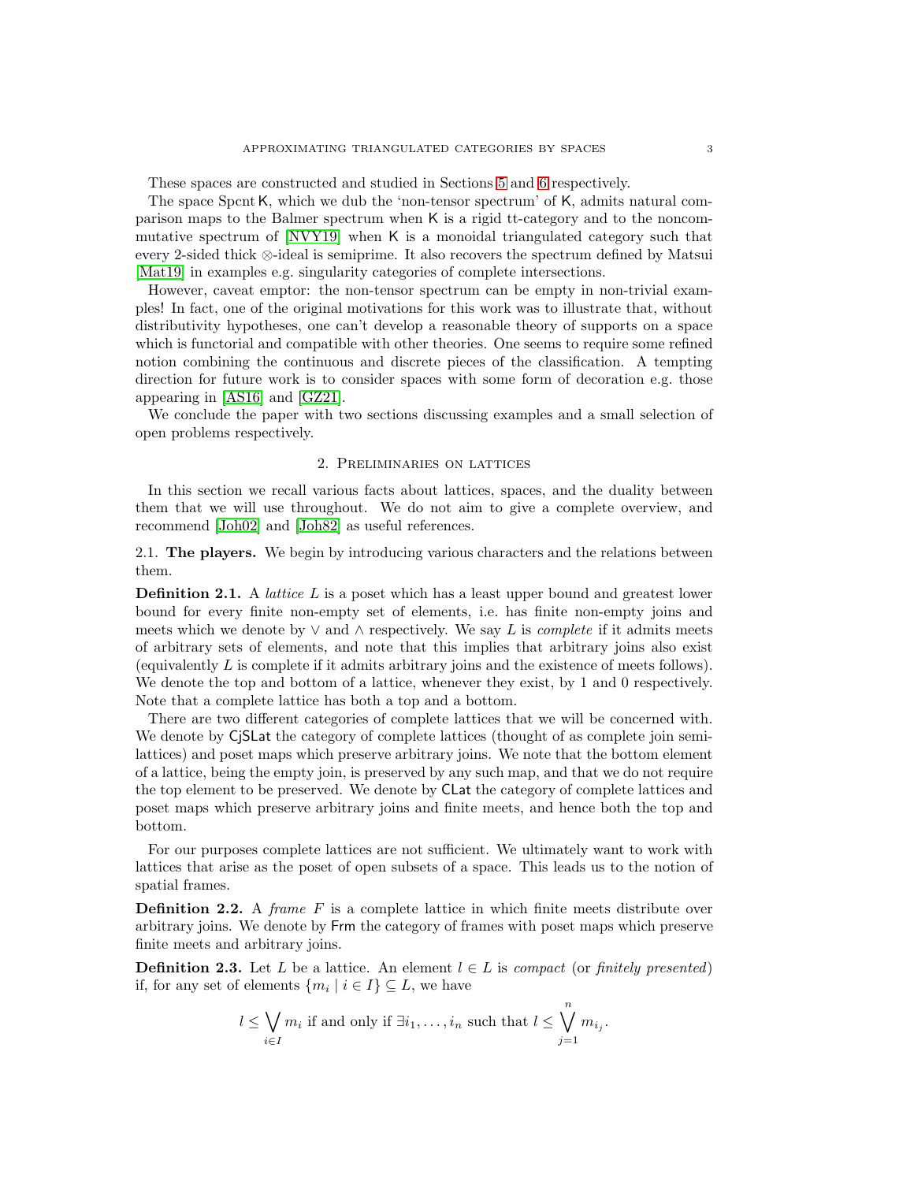These spaces are constructed and studied in Sections 5 and 6 respectively.

The space Spcnt K, which we dub the 'non-tensor spectrum' of K, admits natural comparison maps to the Balmer spectrum when K is a rigid tt-category and to the noncommutative spectrum of [NVY19] when K is a monoidal triangulated category such that every 2-sided thick ⊗-ideal is semiprime. It also recovers the spectrum defined by Matsui [Mat19] in examples e.g. singularity categories of complete intersections.

However, caveat emptor: the non-tensor spectrum can be empty in non-trivial examples! In fact, one of the original motivations for this work was to illustrate that, without distributivity hypotheses, one can't develop a reasonable theory of supports on a space which is functorial and compatible with other theories. One seems to require some refined notion combining the continuous and discrete pieces of the classification. A tempting direction for future work is to consider spaces with some form of decoration e.g. those appearing in [AS16] and [GZ21].

We conclude the paper with two sections discussing examples and a small selection of open problems respectively.

## 2. Preliminaries on lattices

In this section we recall various facts about lattices, spaces, and the duality between them that we will use throughout. We do not aim to give a complete overview, and recommend [Joh02] and [Joh82] as useful references.

### 2.1. The players.

We begin by introducing various characters and the relations between them.

**Definition 2.1.** A *lattice* $L$ is a poset which has a least upper bound and greatest lower bound for every finite non-empty set of elements, i.e. has finite non-empty joins and meets which we denote by $\vee$ and $\wedge$ respectively. We say $L$ is *complete* if it admits meets of arbitrary sets of elements, and note that this implies that arbitrary joins also exist (equivalently $L$ is complete if it admits arbitrary joins and the existence of meets follows). We denote the top and bottom of a lattice, whenever they exist, by 1 and 0 respectively. Note that a complete lattice has both a top and a bottom.

There are two different categories of complete lattices that we will be concerned with. We denote by CjSLat the category of complete lattices (thought of as complete join semilattices) and poset maps which preserve arbitrary joins. We note that the bottom element of a lattice, being the empty join, is preserved by any such map, and that we do not require the top element to be preserved. We denote by CLat the category of complete lattices and poset maps which preserve arbitrary joins and finite meets, and hence both the top and bottom.

For our purposes complete lattices are not sufficient. We ultimately want to work with lattices that arise as the poset of open subsets of a space. This leads us to the notion of spatial frames.

**Definition 2.2.** A *frame* $F$ is a complete lattice in which finite meets distribute over arbitrary joins. We denote by Frm the category of frames with poset maps which preserve finite meets and arbitrary joins.

**Definition 2.3.** Let $L$ be a lattice. An element $l \in L$ is *compact* (or *finitely presented*) if, for any set of elements $\{m_i \mid i \in I\} \subseteq L$, we have

$$l \leq \bigvee_{i \in I} m_i \text{ if and only if } \exists i_1, \ldots, i_n \text{ such that } l \leq \bigvee_{j=1}^{n} m_{i_j}.$$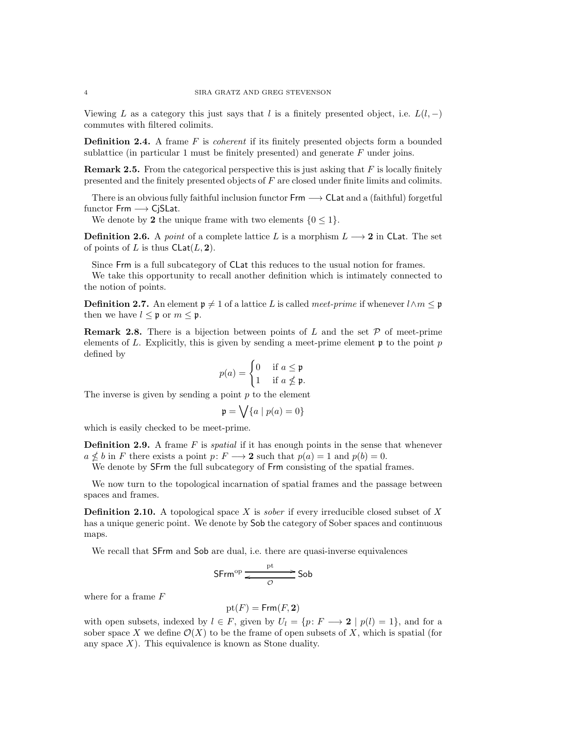Viewing $L$ as a category this just says that $l$ is a finitely presented object, i.e. $L(l, -)$ commutes with filtered colimits.

**Definition 2.4.** A frame $F$ is *coherent* if its finitely presented objects form a bounded sublattice (in particular 1 must be finitely presented) and generate $F$ under joins.

**Remark 2.5.** From the categorical perspective this is just asking that $F$ is locally finitely presented and the finitely presented objects of $F$ are closed under finite limits and colimits.

There is an obvious fully faithful inclusion functor $\mathsf{Frm} \longrightarrow \mathsf{CLat}$ and a (faithful) forgetful functor $\mathsf{Frm} \longrightarrow \mathsf{CjSLat}$.

We denote by $\mathbf{2}$ the unique frame with two elements $\{0 \leq 1\}$.

**Definition 2.6.** A *point* of a complete lattice $L$ is a morphism $L \longrightarrow \mathbf{2}$ in $\mathsf{CLat}$. The set of points of $L$ is thus $\mathsf{CLat}(L, \mathbf{2})$.

Since $\mathsf{Frm}$ is a full subcategory of $\mathsf{CLat}$ this reduces to the usual notion for frames.

We take this opportunity to recall another definition which is intimately connected to the notion of points.

**Definition 2.7.** An element $\mathfrak{p} \neq 1$ of a lattice $L$ is called *meet-prime* if whenever $l \wedge m \leq \mathfrak{p}$ then we have $l \leq \mathfrak{p}$ or $m \leq \mathfrak{p}$.

**Remark 2.8.** There is a bijection between points of $L$ and the set $\mathcal{P}$ of meet-prime elements of $L$. Explicitly, this is given by sending a meet-prime element $\mathfrak{p}$ to the point $p$ defined by

$$p(a) = \begin{cases} 0 & \text{if } a \leq \mathfrak{p} \\ 1 & \text{if } a \nleq \mathfrak{p}. \end{cases}$$

The inverse is given by sending a point $p$ to the element

$$\mathfrak{p} = \bigvee \{a \mid p(a) = 0\}$$

which is easily checked to be meet-prime.

**Definition 2.9.** A frame $F$ is *spatial* if it has enough points in the sense that whenever $a \nleq b$ in $F$ there exists a point $p \colon F \longrightarrow \mathbf{2}$ such that $p(a) = 1$ and $p(b) = 0$.

We denote by $\mathsf{SFrm}$ the full subcategory of $\mathsf{Frm}$ consisting of the spatial frames.

We now turn to the topological incarnation of spatial frames and the passage between spaces and frames.

**Definition 2.10.** A topological space $X$ is *sober* if every irreducible closed subset of $X$ has a unique generic point. We denote by $\mathsf{Sob}$ the category of Sober spaces and continuous maps.

We recall that $\mathsf{SFrm}$ and $\mathsf{Sob}$ are dual, i.e. there are quasi-inverse equivalences

$$\mathsf{SFrm}^{\mathrm{op}} \underset{\mathcal{O}}{\overset{\mathrm{pt}}{\rightleftarrows}} \mathsf{Sob}$$

where for a frame $F$

$$\mathrm{pt}(F) = \mathsf{Frm}(F, \mathbf{2})$$

with open subsets, indexed by $l \in F$, given by $U_l = \{p \colon F \longrightarrow \mathbf{2} \mid p(l) = 1\}$, and for a sober space $X$ we define $\mathcal{O}(X)$ to be the frame of open subsets of $X$, which is spatial (for any space $X$). This equivalence is known as Stone duality.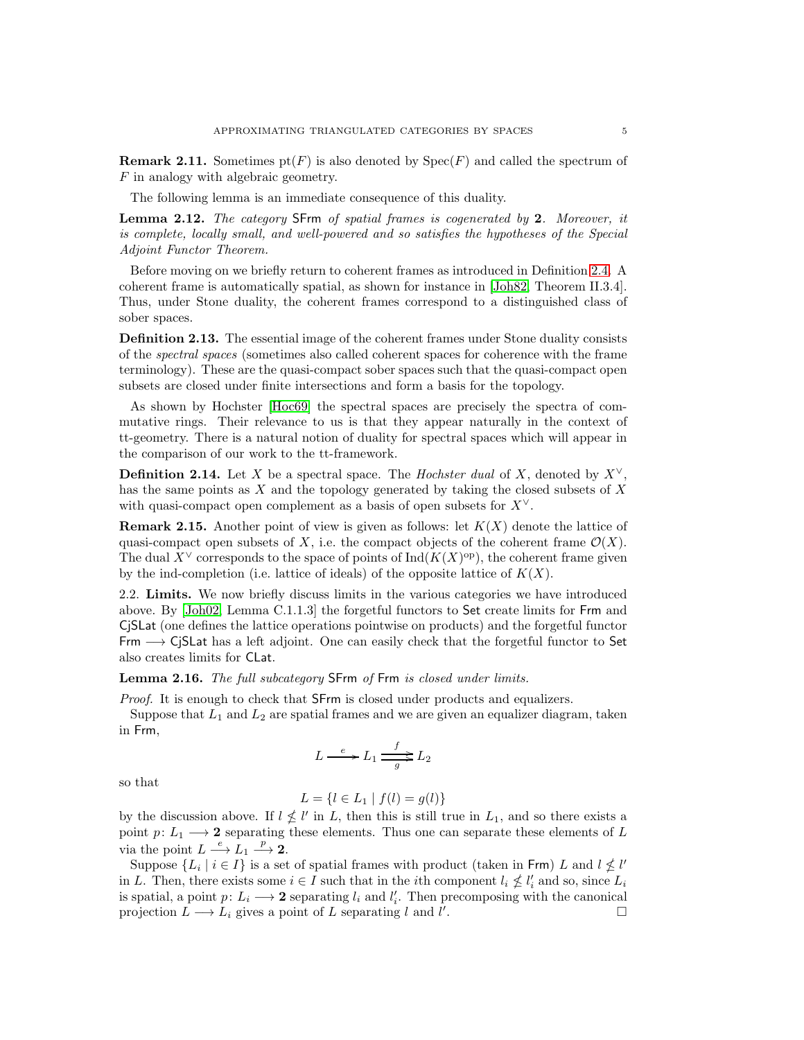**Remark 2.11.** Sometimes $\mathrm{pt}(F)$ is also denoted by $\mathrm{Spec}(F)$ and called the spectrum of $F$ in analogy with algebraic geometry.

The following lemma is an immediate consequence of this duality.

**Lemma 2.12.** *The category* $\mathsf{SFrm}$ *of spatial frames is cogenerated by* $\mathbf{2}$*. Moreover, it is complete, locally small, and well-powered and so satisfies the hypotheses of the Special Adjoint Functor Theorem.*

Before moving on we briefly return to coherent frames as introduced in Definition 2.4. A coherent frame is automatically spatial, as shown for instance in [Joh82, Theorem II.3.4]. Thus, under Stone duality, the coherent frames correspond to a distinguished class of sober spaces.

**Definition 2.13.** The essential image of the coherent frames under Stone duality consists of the *spectral spaces* (sometimes also called coherent spaces for coherence with the frame terminology). These are the quasi-compact sober spaces such that the quasi-compact open subsets are closed under finite intersections and form a basis for the topology.

As shown by Hochster [Hoc69] the spectral spaces are precisely the spectra of commutative rings. Their relevance to us is that they appear naturally in the context of tt-geometry. There is a natural notion of duality for spectral spaces which will appear in the comparison of our work to the tt-framework.

**Definition 2.14.** Let $X$ be a spectral space. The *Hochster dual* of $X$, denoted by $X^\vee$, has the same points as $X$ and the topology generated by taking the closed subsets of $X$ with quasi-compact open complement as a basis of open subsets for $X^\vee$.

**Remark 2.15.** Another point of view is given as follows: let $K(X)$ denote the lattice of quasi-compact open subsets of $X$, i.e. the compact objects of the coherent frame $\mathcal{O}(X)$. The dual $X^\vee$ corresponds to the space of points of $\mathrm{Ind}(K(X)^{\mathrm{op}})$, the coherent frame given by the ind-completion (i.e. lattice of ideals) of the opposite lattice of $K(X)$.

2.2. **Limits.** We now briefly discuss limits in the various categories we have introduced above. By [Joh02, Lemma C.1.1.3] the forgetful functors to $\mathsf{Set}$ create limits for $\mathsf{Frm}$ and $\mathsf{CjSLat}$ (one defines the lattice operations pointwise on products) and the forgetful functor $\mathsf{Frm} \longrightarrow \mathsf{CjSLat}$ has a left adjoint. One can easily check that the forgetful functor to $\mathsf{Set}$ also creates limits for $\mathsf{CLat}$.

**Lemma 2.16.** *The full subcategory* $\mathsf{SFrm}$ *of* $\mathsf{Frm}$ *is closed under limits.*

*Proof.* It is enough to check that $\mathsf{SFrm}$ is closed under products and equalizers.

Suppose that $L_1$ and $L_2$ are spatial frames and we are given an equalizer diagram, taken in $\mathsf{Frm}$,

$$L \xrightarrow{\ e\ } L_1 \overset{f}{\underset{g}{\rightrightarrows}} L_2$$

so that

$$L = \{l \in L_1 \mid f(l) = g(l)\}$$

by the discussion above. If $l \nleq l'$ in $L$, then this is still true in $L_1$, and so there exists a point $p\colon L_1 \longrightarrow \mathbf{2}$ separating these elements. Thus one can separate these elements of $L$ via the point $L \xrightarrow{e} L_1 \xrightarrow{p} \mathbf{2}$.

Suppose $\{L_i \mid i \in I\}$ is a set of spatial frames with product (taken in $\mathsf{Frm}$) $L$ and $l \nleq l'$ in $L$. Then, there exists some $i \in I$ such that in the $i$th component $l_i \nleq l'_i$ and so, since $L_i$ is spatial, a point $p\colon L_i \longrightarrow \mathbf{2}$ separating $l_i$ and $l'_i$. Then precomposing with the canonical projection $L \longrightarrow L_i$ gives a point of $L$ separating $l$ and $l'$. □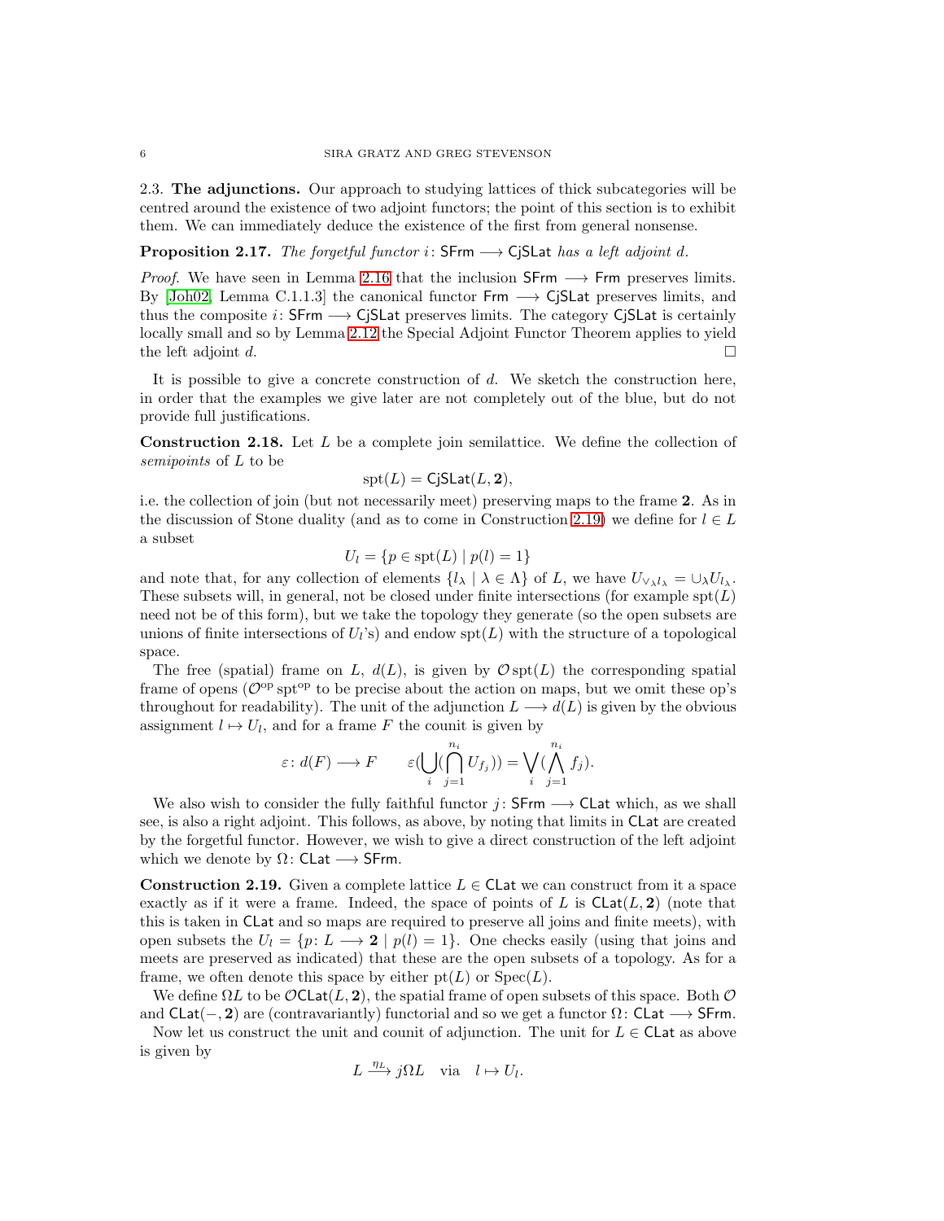## 2.3. The adjunctions.

Our approach to studying lattices of thick subcategories will be centred around the existence of two adjoint functors; the point of this section is to exhibit them. We can immediately deduce the existence of the first from general nonsense.

**Proposition 2.17.** *The forgetful functor $i\colon \mathsf{SFrm} \longrightarrow \mathsf{CjSLat}$ has a left adjoint $d$.*

*Proof.* We have seen in Lemma 2.16 that the inclusion $\mathsf{SFrm} \longrightarrow \mathsf{Frm}$ preserves limits. By [Joh02, Lemma C.1.1.3] the canonical functor $\mathsf{Frm} \longrightarrow \mathsf{CjSLat}$ preserves limits, and thus the composite $i\colon \mathsf{SFrm} \longrightarrow \mathsf{CjSLat}$ preserves limits. The category $\mathsf{CjSLat}$ is certainly locally small and so by Lemma 2.12 the Special Adjoint Functor Theorem applies to yield the left adjoint $d$. □

It is possible to give a concrete construction of $d$. We sketch the construction here, in order that the examples we give later are not completely out of the blue, but do not provide full justifications.

**Construction 2.18.** Let $L$ be a complete join semilattice. We define the collection of *semipoints* of $L$ to be

$$\mathrm{spt}(L) = \mathsf{CjSLat}(L, \mathbf{2}),$$

i.e. the collection of join (but not necessarily meet) preserving maps to the frame $\mathbf{2}$. As in the discussion of Stone duality (and as to come in Construction 2.19) we define for $l \in L$ a subset

$$U_l = \{p \in \mathrm{spt}(L) \mid p(l) = 1\}$$

and note that, for any collection of elements $\{l_\lambda \mid \lambda \in \Lambda\}$ of $L$, we have $U_{\vee_\lambda l_\lambda} = \cup_\lambda U_{l_\lambda}$. These subsets will, in general, not be closed under finite intersections (for example $\mathrm{spt}(L)$ need not be of this form), but we take the topology they generate (so the open subsets are unions of finite intersections of $U_l$'s) and endow $\mathrm{spt}(L)$ with the structure of a topological space.

The free (spatial) frame on $L$, $d(L)$, is given by $\mathcal{O}\,\mathrm{spt}(L)$ the corresponding spatial frame of opens ($\mathcal{O}^{\mathrm{op}}\,\mathrm{spt}^{\mathrm{op}}$ to be precise about the action on maps, but we omit these op's throughout for readability). The unit of the adjunction $L \longrightarrow d(L)$ is given by the obvious assignment $l \mapsto U_l$, and for a frame $F$ the counit is given by

$$\varepsilon\colon d(F) \longrightarrow F \qquad \varepsilon\Big(\bigcup_i \big(\bigcap_{j=1}^{n_i} U_{f_j}\big)\Big) = \bigvee_i \big(\bigwedge_{j=1}^{n_i} f_j\big).$$

We also wish to consider the fully faithful functor $j\colon \mathsf{SFrm} \longrightarrow \mathsf{CLat}$ which, as we shall see, is also a right adjoint. This follows, as above, by noting that limits in $\mathsf{CLat}$ are created by the forgetful functor. However, we wish to give a direct construction of the left adjoint which we denote by $\Omega\colon \mathsf{CLat} \longrightarrow \mathsf{SFrm}$.

**Construction 2.19.** Given a complete lattice $L \in \mathsf{CLat}$ we can construct from it a space exactly as if it were a frame. Indeed, the space of points of $L$ is $\mathsf{CLat}(L, \mathbf{2})$ (note that this is taken in $\mathsf{CLat}$ and so maps are required to preserve all joins and finite meets), with open subsets the $U_l = \{p\colon L \longrightarrow \mathbf{2} \mid p(l) = 1\}$. One checks easily (using that joins and meets are preserved as indicated) that these are the open subsets of a topology. As for a frame, we often denote this space by either $\mathrm{pt}(L)$ or $\mathrm{Spec}(L)$.

We define $\Omega L$ to be $\mathcal{O}\mathsf{CLat}(L, \mathbf{2})$, the spatial frame of open subsets of this space. Both $\mathcal{O}$ and $\mathsf{CLat}(-, \mathbf{2})$ are (contravariantly) functorial and so we get a functor $\Omega\colon \mathsf{CLat} \longrightarrow \mathsf{SFrm}$.

Now let us construct the unit and counit of adjunction. The unit for $L \in \mathsf{CLat}$ as above is given by

$$L \xrightarrow{\eta_L} j\Omega L \quad \text{via} \quad l \mapsto U_l.$$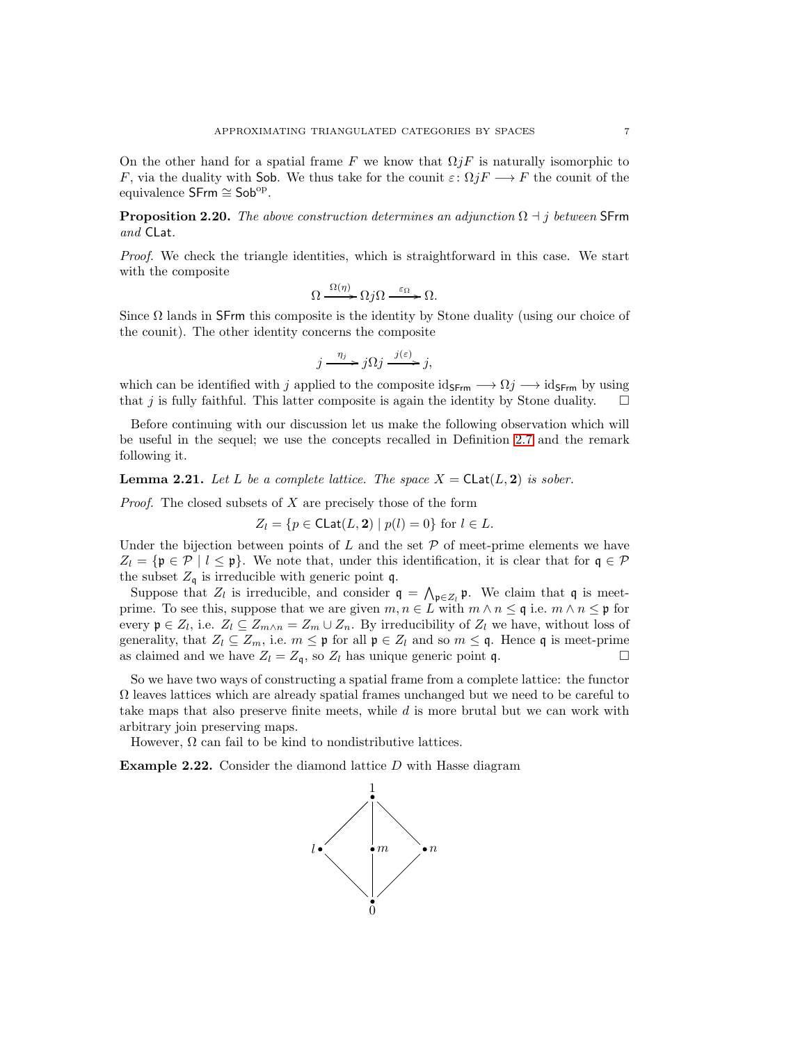On the other hand for a spatial frame $F$ we know that $\Omega jF$ is naturally isomorphic to $F$, via the duality with $\mathsf{Sob}$. We thus take for the counit $\varepsilon\colon \Omega jF \longrightarrow F$ the counit of the equivalence $\mathsf{SFrm} \cong \mathsf{Sob}^{\mathrm{op}}$.

**Proposition 2.20.** *The above construction determines an adjunction $\Omega \dashv j$ between $\mathsf{SFrm}$ and $\mathsf{CLat}$.*

*Proof.* We check the triangle identities, which is straightforward in this case. We start with the composite

$$\Omega \xrightarrow{\Omega(\eta)} \Omega j \Omega \xrightarrow{\varepsilon_\Omega} \Omega.$$

Since $\Omega$ lands in $\mathsf{SFrm}$ this composite is the identity by Stone duality (using our choice of the counit). The other identity concerns the composite

$$j \xrightarrow{\eta_j} j\Omega j \xrightarrow{j(\varepsilon)} j,$$

which can be identified with $j$ applied to the composite $\mathrm{id}_{\mathsf{SFrm}} \longrightarrow \Omega j \longrightarrow \mathrm{id}_{\mathsf{SFrm}}$ by using that $j$ is fully faithful. This latter composite is again the identity by Stone duality. $\square$

Before continuing with our discussion let us make the following observation which will be useful in the sequel; we use the concepts recalled in Definition 2.7 and the remark following it.

**Lemma 2.21.** *Let $L$ be a complete lattice. The space $X = \mathsf{CLat}(L, \mathbf{2})$ is sober.*

*Proof.* The closed subsets of $X$ are precisely those of the form

$$Z_l = \{p \in \mathsf{CLat}(L, \mathbf{2}) \mid p(l) = 0\} \text{ for } l \in L.$$

Under the bijection between points of $L$ and the set $\mathcal{P}$ of meet-prime elements we have $Z_l = \{\mathfrak{p} \in \mathcal{P} \mid l \leq \mathfrak{p}\}$. We note that, under this identification, it is clear that for $\mathfrak{q} \in \mathcal{P}$ the subset $Z_\mathfrak{q}$ is irreducible with generic point $\mathfrak{q}$.

Suppose that $Z_l$ is irreducible, and consider $\mathfrak{q} = \bigwedge_{\mathfrak{p} \in Z_l} \mathfrak{p}$. We claim that $\mathfrak{q}$ is meet-prime. To see this, suppose that we are given $m, n \in L$ with $m \wedge n \leq \mathfrak{q}$ i.e. $m \wedge n \leq \mathfrak{p}$ for every $\mathfrak{p} \in Z_l$, i.e. $Z_l \subseteq Z_{m \wedge n} = Z_m \cup Z_n$. By irreducibility of $Z_l$ we have, without loss of generality, that $Z_l \subseteq Z_m$, i.e. $m \leq \mathfrak{p}$ for all $\mathfrak{p} \in Z_l$ and so $m \leq \mathfrak{q}$. Hence $\mathfrak{q}$ is meet-prime as claimed and we have $Z_l = Z_\mathfrak{q}$, so $Z_l$ has unique generic point $\mathfrak{q}$. $\square$

So we have two ways of constructing a spatial frame from a complete lattice: the functor $\Omega$ leaves lattices which are already spatial frames unchanged but we need to be careful to take maps that also preserve finite meets, while $d$ is more brutal but we can work with arbitrary join preserving maps.

However, $\Omega$ can fail to be kind to nondistributive lattices.

**Example 2.22.** Consider the diamond lattice $D$ with Hasse diagram

$$\begin{array}{ccccc} & & 1 & & \\ & \diagup & | & \diagdown & \\ l & & m & & n \\ & \diagdown & | & \diagup & \\ & & 0 & & \end{array}$$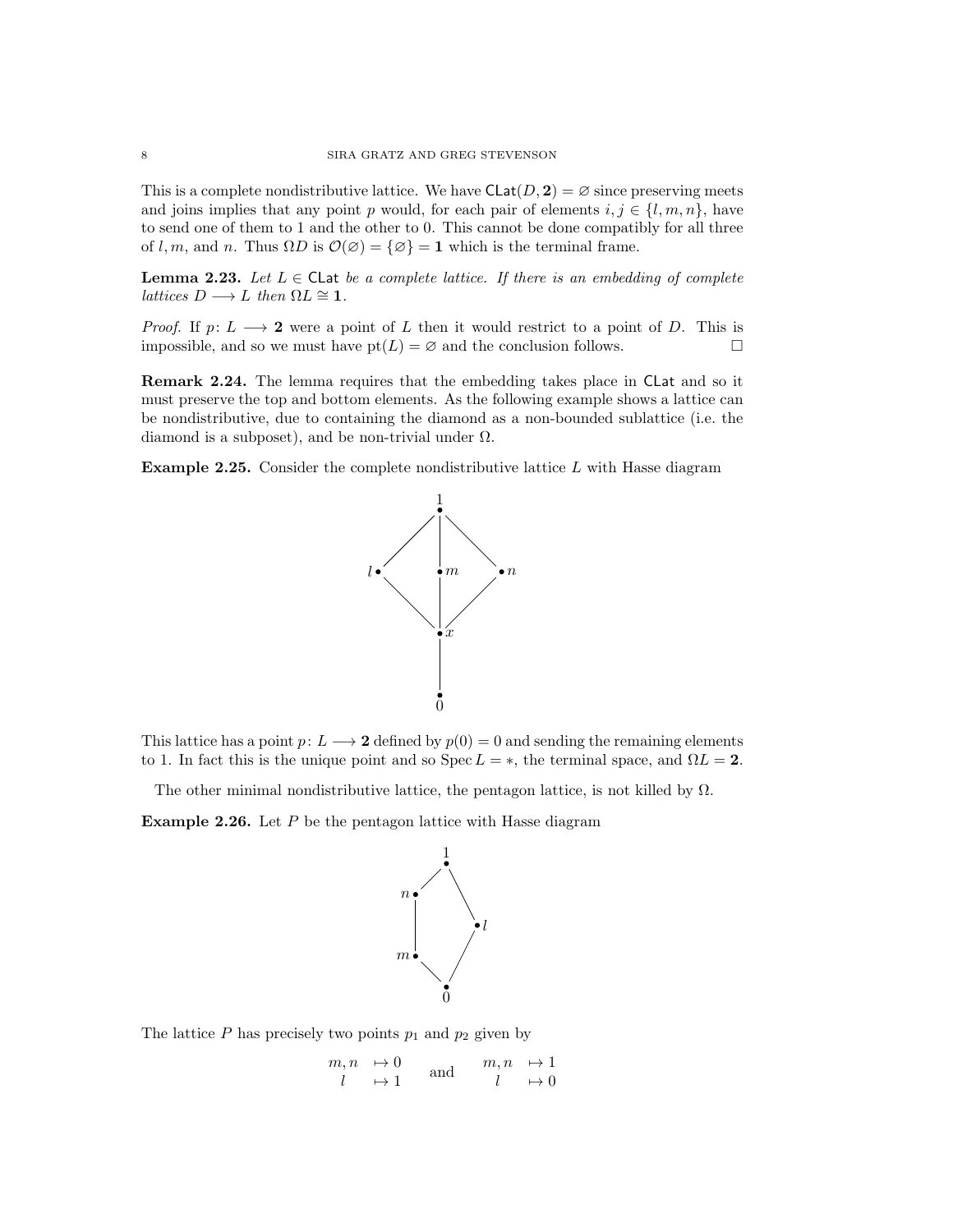This is a complete nondistributive lattice. We have $\mathsf{CLat}(D, \mathbf{2}) = \varnothing$ since preserving meets and joins implies that any point $p$ would, for each pair of elements $i, j \in \{l, m, n\}$, have to send one of them to 1 and the other to 0. This cannot be done compatibly for all three of $l, m$, and $n$. Thus $\Omega D$ is $\mathcal{O}(\varnothing) = \{\varnothing\} = \mathbf{1}$ which is the terminal frame.

**Lemma 2.23.** *Let $L \in \mathsf{CLat}$ be a complete lattice. If there is an embedding of complete lattices $D \longrightarrow L$ then $\Omega L \cong \mathbf{1}$.*

*Proof.* If $p \colon L \longrightarrow \mathbf{2}$ were a point of $L$ then it would restrict to a point of $D$. This is impossible, and so we must have $\mathrm{pt}(L) = \varnothing$ and the conclusion follows. $\square$

**Remark 2.24.** The lemma requires that the embedding takes place in $\mathsf{CLat}$ and so it must preserve the top and bottom elements. As the following example shows a lattice can be nondistributive, due to containing the diamond as a non-bounded sublattice (i.e. the diamond is a subposet), and be non-trivial under $\Omega$.

**Example 2.25.** Consider the complete nondistributive lattice $L$ with Hasse diagram

$$
\begin{array}{ccccc}
 & & 1 & & \\
 & \diagup & | & \diagdown & \\
l & & m & & n \\
 & \diagdown & | & \diagup & \\
 & & x & & \\
 & & | & & \\
 & & 0 & &
\end{array}
$$

This lattice has a point $p \colon L \longrightarrow \mathbf{2}$ defined by $p(0) = 0$ and sending the remaining elements to 1. In fact this is the unique point and so $\operatorname{Spec} L = *$, the terminal space, and $\Omega L = \mathbf{2}$.

The other minimal nondistributive lattice, the pentagon lattice, is not killed by $\Omega$.

**Example 2.26.** Let $P$ be the pentagon lattice with Hasse diagram

$$
\begin{array}{ccc}
 & 1 & \\
n & & \\
| & & l \\
m & & \\
 & 0 &
\end{array}
$$

The lattice $P$ has precisely two points $p_1$ and $p_2$ given by

$$
\begin{array}{ll} m, n & \mapsto 0 \\ l & \mapsto 1 \end{array}
\quad \text{and} \quad
\begin{array}{ll} m, n & \mapsto 1 \\ l & \mapsto 0 \end{array}
$$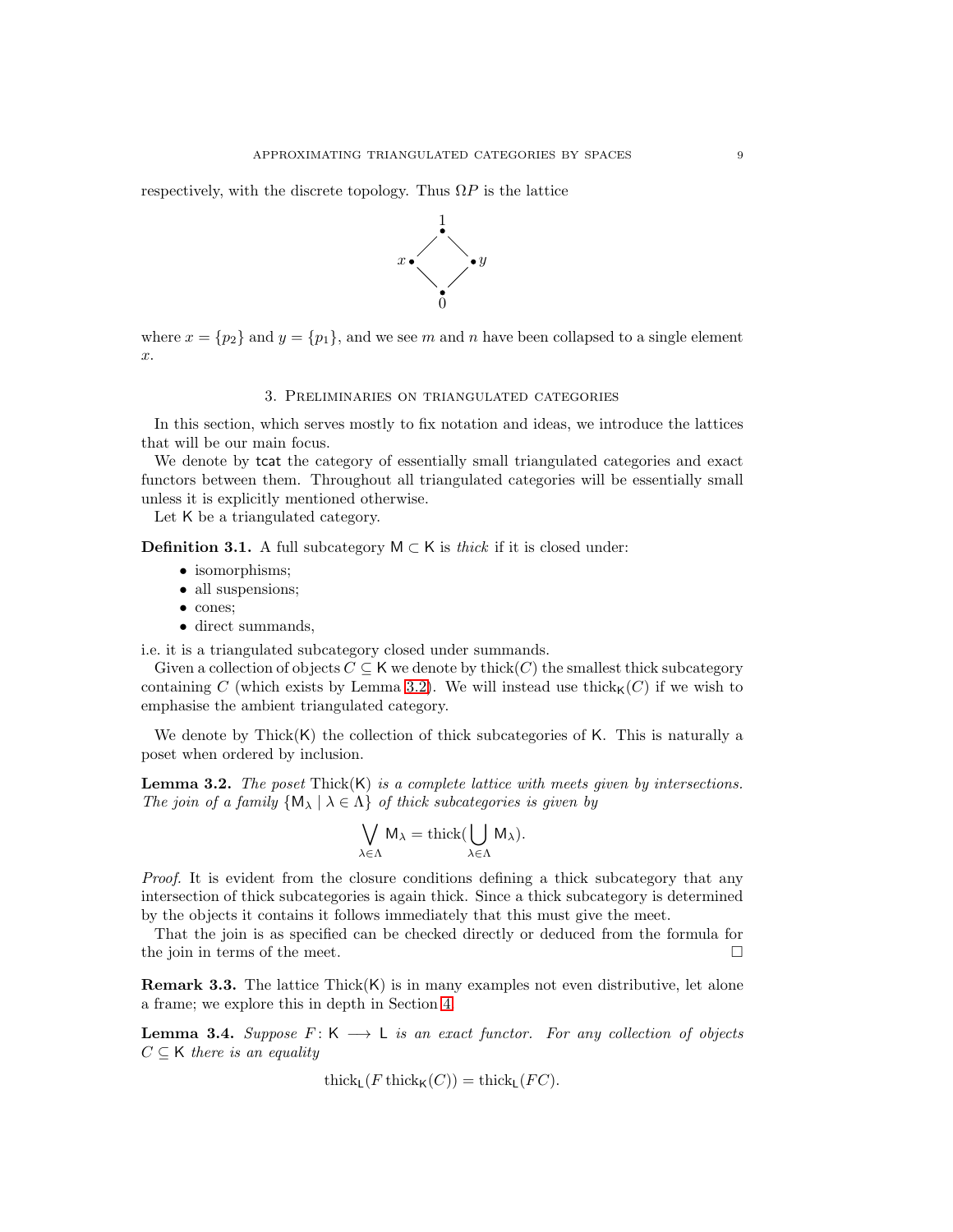respectively, with the discrete topology. Thus $\Omega P$ is the lattice

$$
\begin{array}{ccc}
 & 1 & \\
x & & y \\
 & 0 &
\end{array}
$$

where $x = \{p_2\}$ and $y = \{p_1\}$, and we see $m$ and $n$ have been collapsed to a single element $x$.

## 3. Preliminaries on triangulated categories

In this section, which serves mostly to fix notation and ideas, we introduce the lattices that will be our main focus.

We denote by $\mathsf{tcat}$ the category of essentially small triangulated categories and exact functors between them. Throughout all triangulated categories will be essentially small unless it is explicitly mentioned otherwise.

Let $\mathsf{K}$ be a triangulated category.

**Definition 3.1.** A full subcategory $\mathsf{M} \subset \mathsf{K}$ is *thick* if it is closed under:

- isomorphisms;
- all suspensions;
- cones;
- direct summands,

i.e. it is a triangulated subcategory closed under summands.

Given a collection of objects $C \subseteq \mathsf{K}$ we denote by $\mathrm{thick}(C)$ the smallest thick subcategory containing $C$ (which exists by Lemma 3.2). We will instead use $\mathrm{thick}_{\mathsf{K}}(C)$ if we wish to emphasise the ambient triangulated category.

We denote by $\mathrm{Thick}(\mathsf{K})$ the collection of thick subcategories of $\mathsf{K}$. This is naturally a poset when ordered by inclusion.

**Lemma 3.2.** *The poset $\mathrm{Thick}(\mathsf{K})$ is a complete lattice with meets given by intersections. The join of a family $\{\mathsf{M}_\lambda \mid \lambda \in \Lambda\}$ of thick subcategories is given by*

$$\bigvee_{\lambda \in \Lambda} \mathsf{M}_\lambda = \mathrm{thick}(\bigcup_{\lambda \in \Lambda} \mathsf{M}_\lambda).$$

*Proof.* It is evident from the closure conditions defining a thick subcategory that any intersection of thick subcategories is again thick. Since a thick subcategory is determined by the objects it contains it follows immediately that this must give the meet.

That the join is as specified can be checked directly or deduced from the formula for the join in terms of the meet. □

**Remark 3.3.** The lattice $\mathrm{Thick}(\mathsf{K})$ is in many examples not even distributive, let alone a frame; we explore this in depth in Section 4.

**Lemma 3.4.** *Suppose $F \colon \mathsf{K} \longrightarrow \mathsf{L}$ is an exact functor. For any collection of objects $C \subseteq \mathsf{K}$ there is an equality*

$$\mathrm{thick}_{\mathsf{L}}(F\, \mathrm{thick}_{\mathsf{K}}(C)) = \mathrm{thick}_{\mathsf{L}}(FC).$$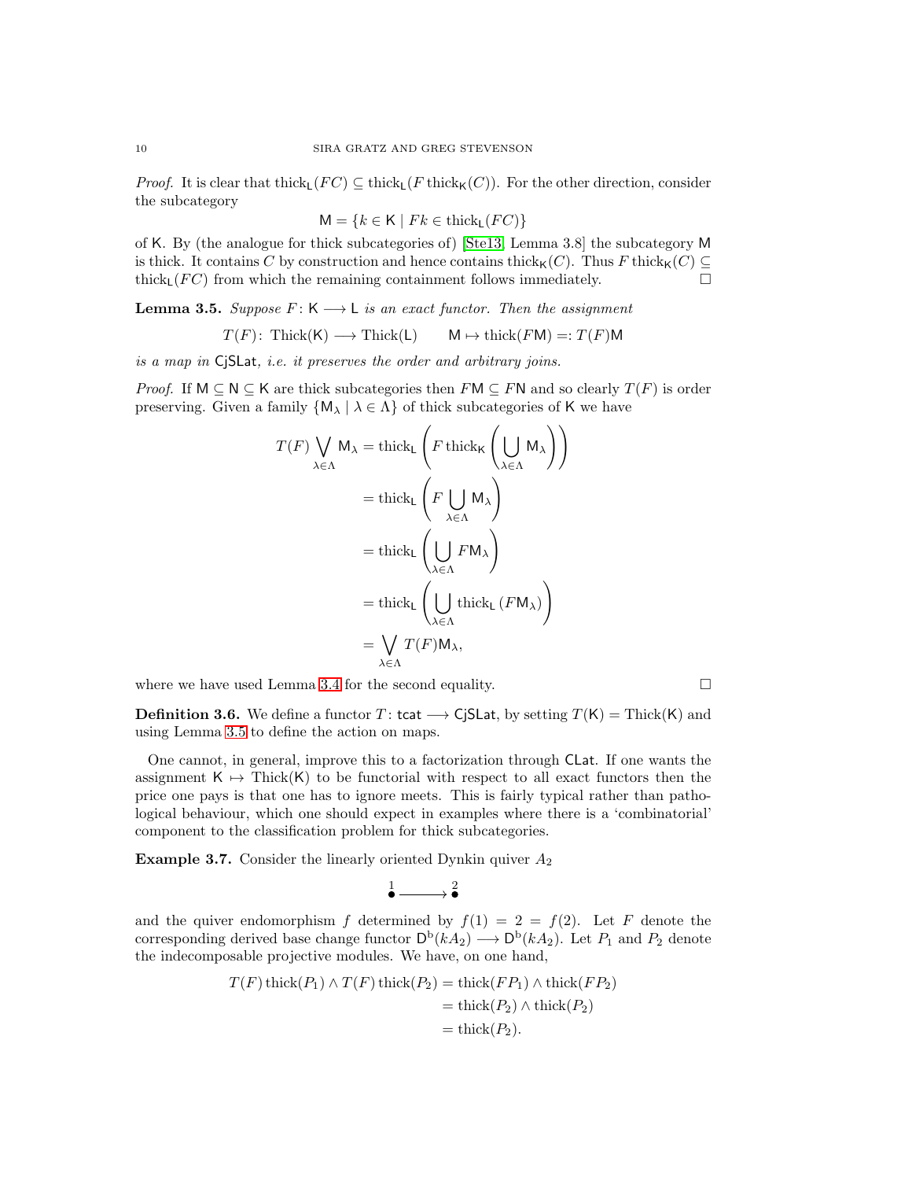*Proof.* It is clear that $\mathrm{thick}_{\mathsf{L}}(FC) \subseteq \mathrm{thick}_{\mathsf{L}}(F\,\mathrm{thick}_{\mathsf{K}}(C))$. For the other direction, consider the subcategory

$$\mathsf{M} = \{k \in \mathsf{K} \mid Fk \in \mathrm{thick}_{\mathsf{L}}(FC)\}$$

of $\mathsf{K}$. By (the analogue for thick subcategories of) [Ste13, Lemma 3.8] the subcategory $\mathsf{M}$ is thick. It contains $C$ by construction and hence contains $\mathrm{thick}_{\mathsf{K}}(C)$. Thus $F\,\mathrm{thick}_{\mathsf{K}}(C) \subseteq \mathrm{thick}_{\mathsf{L}}(FC)$ from which the remaining containment follows immediately. $\square$

**Lemma 3.5.** *Suppose $F\colon \mathsf{K} \longrightarrow \mathsf{L}$ is an exact functor. Then the assignment*

$$T(F)\colon \mathrm{Thick}(\mathsf{K}) \longrightarrow \mathrm{Thick}(\mathsf{L}) \qquad \mathsf{M} \mapsto \mathrm{thick}(F\mathsf{M}) =: T(F)\mathsf{M}$$

*is a map in* $\mathsf{CjSLat}$*, i.e. it preserves the order and arbitrary joins.*

*Proof.* If $\mathsf{M} \subseteq \mathsf{N} \subseteq \mathsf{K}$ are thick subcategories then $F\mathsf{M} \subseteq F\mathsf{N}$ and so clearly $T(F)$ is order preserving. Given a family $\{\mathsf{M}_\lambda \mid \lambda \in \Lambda\}$ of thick subcategories of $\mathsf{K}$ we have

$$\begin{aligned}
T(F)\bigvee_{\lambda\in\Lambda}\mathsf{M}_\lambda &= \mathrm{thick}_{\mathsf{L}}\left(F\,\mathrm{thick}_{\mathsf{K}}\left(\bigcup_{\lambda\in\Lambda}\mathsf{M}_\lambda\right)\right)\\
&= \mathrm{thick}_{\mathsf{L}}\left(F\bigcup_{\lambda\in\Lambda}\mathsf{M}_\lambda\right)\\
&= \mathrm{thick}_{\mathsf{L}}\left(\bigcup_{\lambda\in\Lambda}F\mathsf{M}_\lambda\right)\\
&= \mathrm{thick}_{\mathsf{L}}\left(\bigcup_{\lambda\in\Lambda}\mathrm{thick}_{\mathsf{L}}\left(F\mathsf{M}_\lambda\right)\right)\\
&= \bigvee_{\lambda\in\Lambda}T(F)\mathsf{M}_\lambda,
\end{aligned}$$

where we have used Lemma 3.4 for the second equality. $\square$

**Definition 3.6.** We define a functor $T\colon \mathsf{tcat} \longrightarrow \mathsf{CjSLat}$, by setting $T(\mathsf{K}) = \mathrm{Thick}(\mathsf{K})$ and using Lemma 3.5 to define the action on maps.

One cannot, in general, improve this to a factorization through $\mathsf{CLat}$. If one wants the assignment $\mathsf{K} \mapsto \mathrm{Thick}(\mathsf{K})$ to be functorial with respect to all exact functors then the price one pays is that one has to ignore meets. This is fairly typical rather than pathological behaviour, which one should expect in examples where there is a 'combinatorial' component to the classification problem for thick subcategories.

**Example 3.7.** Consider the linearly oriented Dynkin quiver $A_2$

$$\overset{1}{\bullet} \longrightarrow \overset{2}{\bullet}$$

and the quiver endomorphism $f$ determined by $f(1) = 2 = f(2)$. Let $F$ denote the corresponding derived base change functor $\mathsf{D}^{\mathrm{b}}(kA_2) \longrightarrow \mathsf{D}^{\mathrm{b}}(kA_2)$. Let $P_1$ and $P_2$ denote the indecomposable projective modules. We have, on one hand,

$$\begin{aligned}
T(F)\,\mathrm{thick}(P_1) \wedge T(F)\,\mathrm{thick}(P_2) &= \mathrm{thick}(FP_1) \wedge \mathrm{thick}(FP_2)\\
&= \mathrm{thick}(P_2) \wedge \mathrm{thick}(P_2)\\
&= \mathrm{thick}(P_2).
\end{aligned}$$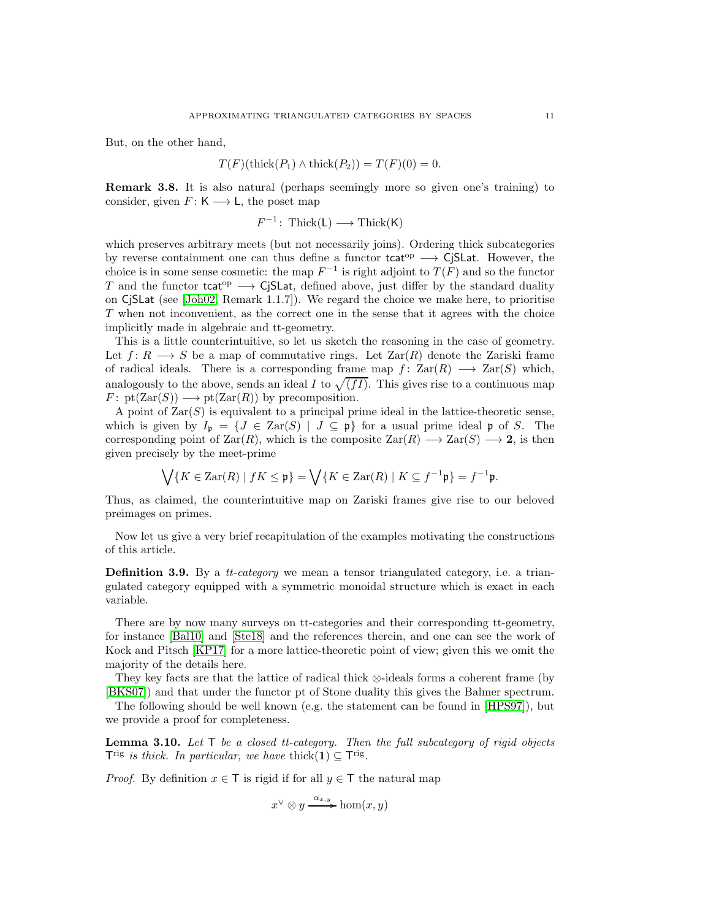But, on the other hand,

$$T(F)(\text{thick}(P_1) \wedge \text{thick}(P_2)) = T(F)(0) = 0.$$

**Remark 3.8.** It is also natural (perhaps seemingly more so given one's training) to consider, given $F\colon \mathsf{K} \longrightarrow \mathsf{L}$, the poset map

$$F^{-1}\colon \text{Thick}(\mathsf{L}) \longrightarrow \text{Thick}(\mathsf{K})$$

which preserves arbitrary meets (but not necessarily joins). Ordering thick subcategories by reverse containment one can thus define a functor $\mathsf{tcat}^{\text{op}} \longrightarrow \mathsf{CjSLat}$. However, the choice is in some sense cosmetic: the map $F^{-1}$ is right adjoint to $T(F)$ and so the functor $T$ and the functor $\mathsf{tcat}^{\text{op}} \longrightarrow \mathsf{CjSLat}$, defined above, just differ by the standard duality on $\mathsf{CjSLat}$ (see [Joh02, Remark 1.1.7]). We regard the choice we make here, to prioritise $T$ when not inconvenient, as the correct one in the sense that it agrees with the choice implicitly made in algebraic and tt-geometry.

This is a little counterintuitive, so let us sketch the reasoning in the case of geometry. Let $f\colon R \longrightarrow S$ be a map of commutative rings. Let $\text{Zar}(R)$ denote the Zariski frame of radical ideals. There is a corresponding frame map $f\colon \text{Zar}(R) \longrightarrow \text{Zar}(S)$ which, analogously to the above, sends an ideal $I$ to $\sqrt{(fI)}$. This gives rise to a continuous map $F\colon \text{pt}(\text{Zar}(S)) \longrightarrow \text{pt}(\text{Zar}(R))$ by precomposition.

A point of $\text{Zar}(S)$ is equivalent to a principal prime ideal in the lattice-theoretic sense, which is given by $I_{\mathfrak{p}} = \{J \in \text{Zar}(S) \mid J \subseteq \mathfrak{p}\}$ for a usual prime ideal $\mathfrak{p}$ of $S$. The corresponding point of $\text{Zar}(R)$, which is the composite $\text{Zar}(R) \longrightarrow \text{Zar}(S) \longrightarrow \mathbf{2}$, is then given precisely by the meet-prime

$$\bigvee\{K \in \text{Zar}(R) \mid fK \leq \mathfrak{p}\} = \bigvee\{K \in \text{Zar}(R) \mid K \subseteq f^{-1}\mathfrak{p}\} = f^{-1}\mathfrak{p}.$$

Thus, as claimed, the counterintuitive map on Zariski frames give rise to our beloved preimages on primes.

Now let us give a very brief recapitulation of the examples motivating the constructions of this article.

**Definition 3.9.** By a *tt-category* we mean a tensor triangulated category, i.e. a triangulated category equipped with a symmetric monoidal structure which is exact in each variable.

There are by now many surveys on tt-categories and their corresponding tt-geometry, for instance [Bal10] and [Ste18] and the references therein, and one can see the work of Kock and Pitsch [KP17] for a more lattice-theoretic point of view; given this we omit the majority of the details here.

They key facts are that the lattice of radical thick $\otimes$-ideals forms a coherent frame (by [BKS07]) and that under the functor pt of Stone duality this gives the Balmer spectrum.

The following should be well known (e.g. the statement can be found in [HPS97]), but we provide a proof for completeness.

**Lemma 3.10.** *Let $\mathsf{T}$ be a closed tt-category. Then the full subcategory of rigid objects $\mathsf{T}^{\text{rig}}$ is thick. In particular, we have $\text{thick}(\mathbf{1}) \subseteq \mathsf{T}^{\text{rig}}$.*

*Proof.* By definition $x \in \mathsf{T}$ is rigid if for all $y \in \mathsf{T}$ the natural map

$$x^{\vee} \otimes y \xrightarrow{\alpha_{x,y}} \text{hom}(x, y)$$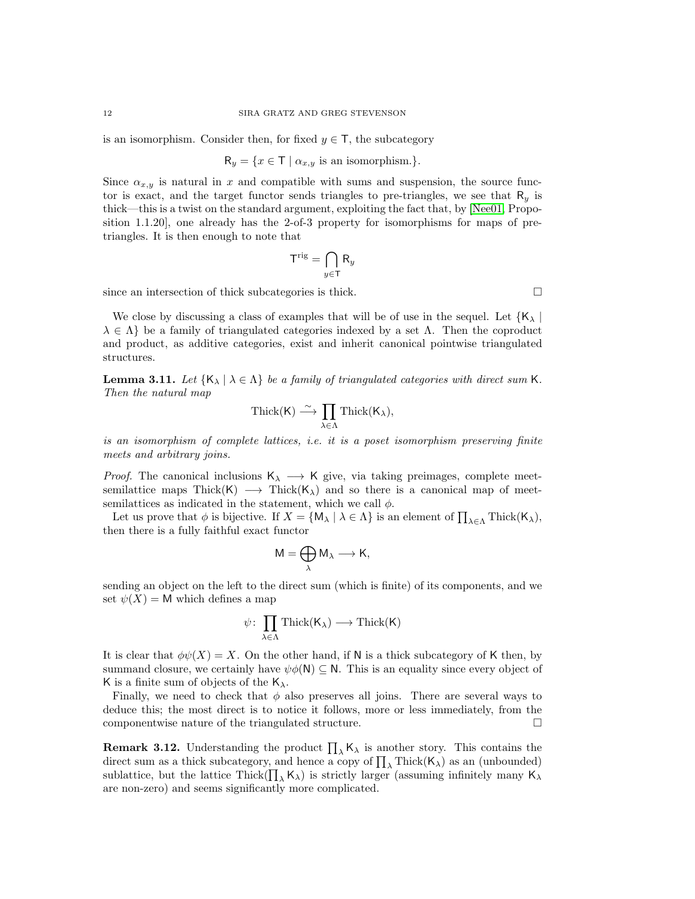is an isomorphism. Consider then, for fixed $y \in \mathsf{T}$, the subcategory

$$\mathsf{R}_y = \{x \in \mathsf{T} \mid \alpha_{x,y} \text{ is an isomorphism.}\}.$$

Since $\alpha_{x,y}$ is natural in $x$ and compatible with sums and suspension, the source functor is exact, and the target functor sends triangles to pre-triangles, we see that $\mathsf{R}_y$ is thick—this is a twist on the standard argument, exploiting the fact that, by [Nee01, Proposition 1.1.20], one already has the 2-of-3 property for isomorphisms for maps of pre-triangles. It is then enough to note that

$$\mathsf{T}^{\mathrm{rig}} = \bigcap_{y \in \mathsf{T}} \mathsf{R}_y$$

since an intersection of thick subcategories is thick. $\square$

We close by discussing a class of examples that will be of use in the sequel. Let $\{\mathsf{K}_\lambda \mid \lambda \in \Lambda\}$ be a family of triangulated categories indexed by a set $\Lambda$. Then the coproduct and product, as additive categories, exist and inherit canonical pointwise triangulated structures.

**Lemma 3.11.** *Let $\{\mathsf{K}_\lambda \mid \lambda \in \Lambda\}$ be a family of triangulated categories with direct sum $\mathsf{K}$. Then the natural map*

$$\mathrm{Thick}(\mathsf{K}) \xrightarrow{\sim} \prod_{\lambda \in \Lambda} \mathrm{Thick}(\mathsf{K}_\lambda),$$

*is an isomorphism of complete lattices, i.e. it is a poset isomorphism preserving finite meets and arbitrary joins.*

*Proof.* The canonical inclusions $\mathsf{K}_\lambda \longrightarrow \mathsf{K}$ give, via taking preimages, complete meet-semilattice maps $\mathrm{Thick}(\mathsf{K}) \longrightarrow \mathrm{Thick}(\mathsf{K}_\lambda)$ and so there is a canonical map of meet-semilattices as indicated in the statement, which we call $\phi$.

Let us prove that $\phi$ is bijective. If $X = \{\mathsf{M}_\lambda \mid \lambda \in \Lambda\}$ is an element of $\prod_{\lambda \in \Lambda} \mathrm{Thick}(\mathsf{K}_\lambda)$, then there is a fully faithful exact functor

$$\mathsf{M} = \bigoplus_\lambda \mathsf{M}_\lambda \longrightarrow \mathsf{K},$$

sending an object on the left to the direct sum (which is finite) of its components, and we set $\psi(X) = \mathsf{M}$ which defines a map

$$\psi \colon \prod_{\lambda \in \Lambda} \mathrm{Thick}(\mathsf{K}_\lambda) \longrightarrow \mathrm{Thick}(\mathsf{K})$$

It is clear that $\phi\psi(X) = X$. On the other hand, if $\mathsf{N}$ is a thick subcategory of $\mathsf{K}$ then, by summand closure, we certainly have $\psi\phi(\mathsf{N}) \subseteq \mathsf{N}$. This is an equality since every object of $\mathsf{K}$ is a finite sum of objects of the $\mathsf{K}_\lambda$.

Finally, we need to check that $\phi$ also preserves all joins. There are several ways to deduce this; the most direct is to notice it follows, more or less immediately, from the componentwise nature of the triangulated structure. $\square$

**Remark 3.12.** Understanding the product $\prod_\lambda \mathsf{K}_\lambda$ is another story. This contains the direct sum as a thick subcategory, and hence a copy of $\prod_\lambda \mathrm{Thick}(\mathsf{K}_\lambda)$ as an (unbounded) sublattice, but the lattice $\mathrm{Thick}(\prod_\lambda \mathsf{K}_\lambda)$ is strictly larger (assuming infinitely many $\mathsf{K}_\lambda$ are non-zero) and seems significantly more complicated.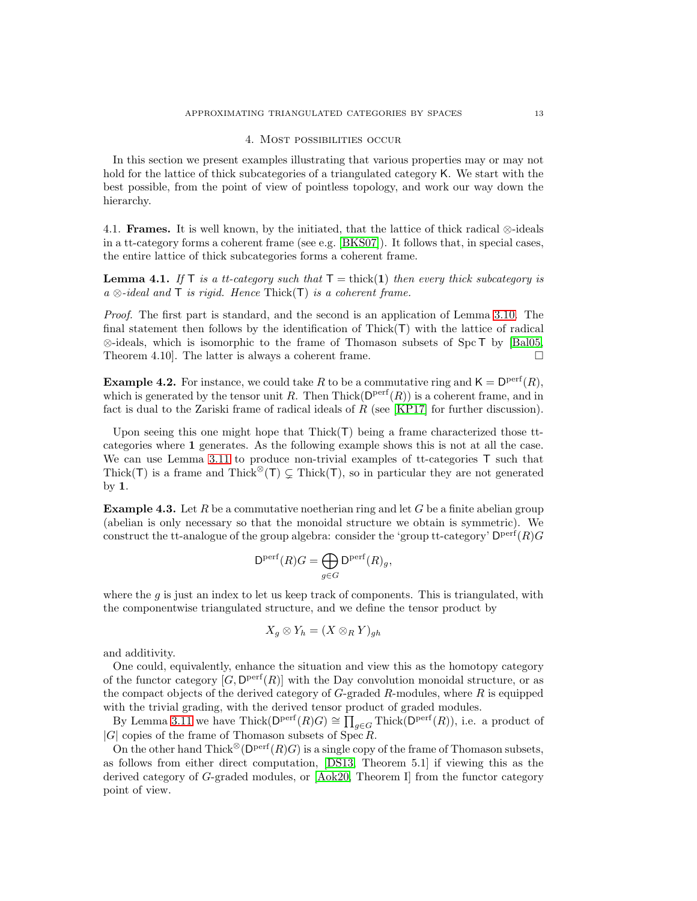## 4. Most possibilities occur

In this section we present examples illustrating that various properties may or may not hold for the lattice of thick subcategories of a triangulated category $\mathsf{K}$. We start with the best possible, from the point of view of pointless topology, and work our way down the hierarchy.

4.1. **Frames.** It is well known, by the initiated, that the lattice of thick radical $\otimes$-ideals in a tt-category forms a coherent frame (see e.g. [BKS07]). It follows that, in special cases, the entire lattice of thick subcategories forms a coherent frame.

**Lemma 4.1.** *If $\mathsf{T}$ is a tt-category such that $\mathsf{T} = \operatorname{thick}(\mathbf{1})$ then every thick subcategory is a $\otimes$-ideal and $\mathsf{T}$ is rigid. Hence $\operatorname{Thick}(\mathsf{T})$ is a coherent frame.*

*Proof.* The first part is standard, and the second is an application of Lemma 3.10. The final statement then follows by the identification of $\operatorname{Thick}(\mathsf{T})$ with the lattice of radical $\otimes$-ideals, which is isomorphic to the frame of Thomason subsets of $\operatorname{Spc}\mathsf{T}$ by [Bal05, Theorem 4.10]. The latter is always a coherent frame. $\square$

**Example 4.2.** For instance, we could take $R$ to be a commutative ring and $\mathsf{K} = \mathsf{D}^{\mathrm{perf}}(R)$, which is generated by the tensor unit $R$. Then $\operatorname{Thick}(\mathsf{D}^{\mathrm{perf}}(R))$ is a coherent frame, and in fact is dual to the Zariski frame of radical ideals of $R$ (see [KP17] for further discussion).

Upon seeing this one might hope that $\operatorname{Thick}(\mathsf{T})$ being a frame characterized those tt-categories where $\mathbf{1}$ generates. As the following example shows this is not at all the case. We can use Lemma 3.11 to produce non-trivial examples of tt-categories $\mathsf{T}$ such that $\operatorname{Thick}(\mathsf{T})$ is a frame and $\operatorname{Thick}^{\otimes}(\mathsf{T}) \subsetneq \operatorname{Thick}(\mathsf{T})$, so in particular they are not generated by $\mathbf{1}$.

**Example 4.3.** Let $R$ be a commutative noetherian ring and let $G$ be a finite abelian group (abelian is only necessary so that the monoidal structure we obtain is symmetric). We construct the tt-analogue of the group algebra: consider the 'group tt-category' $\mathsf{D}^{\mathrm{perf}}(R)G$

$$\mathsf{D}^{\mathrm{perf}}(R)G = \bigoplus_{g\in G} \mathsf{D}^{\mathrm{perf}}(R)_g,$$

where the $g$ is just an index to let us keep track of components. This is triangulated, with the componentwise triangulated structure, and we define the tensor product by

$$X_g \otimes Y_h = (X \otimes_R Y)_{gh}$$

and additivity.

One could, equivalently, enhance the situation and view this as the homotopy category of the functor category $[G, \mathsf{D}^{\mathrm{perf}}(R)]$ with the Day convolution monoidal structure, or as the compact objects of the derived category of $G$-graded $R$-modules, where $R$ is equipped with the trivial grading, with the derived tensor product of graded modules.

By Lemma 3.11 we have $\operatorname{Thick}(\mathsf{D}^{\mathrm{perf}}(R)G) \cong \prod_{g\in G} \operatorname{Thick}(\mathsf{D}^{\mathrm{perf}}(R))$, i.e. a product of $|G|$ copies of the frame of Thomason subsets of $\operatorname{Spec} R$.

On the other hand $\operatorname{Thick}^{\otimes}(\mathsf{D}^{\mathrm{perf}}(R)G)$ is a single copy of the frame of Thomason subsets, as follows from either direct computation, [DS13, Theorem 5.1] if viewing this as the derived category of $G$-graded modules, or [Aok20, Theorem I] from the functor category point of view.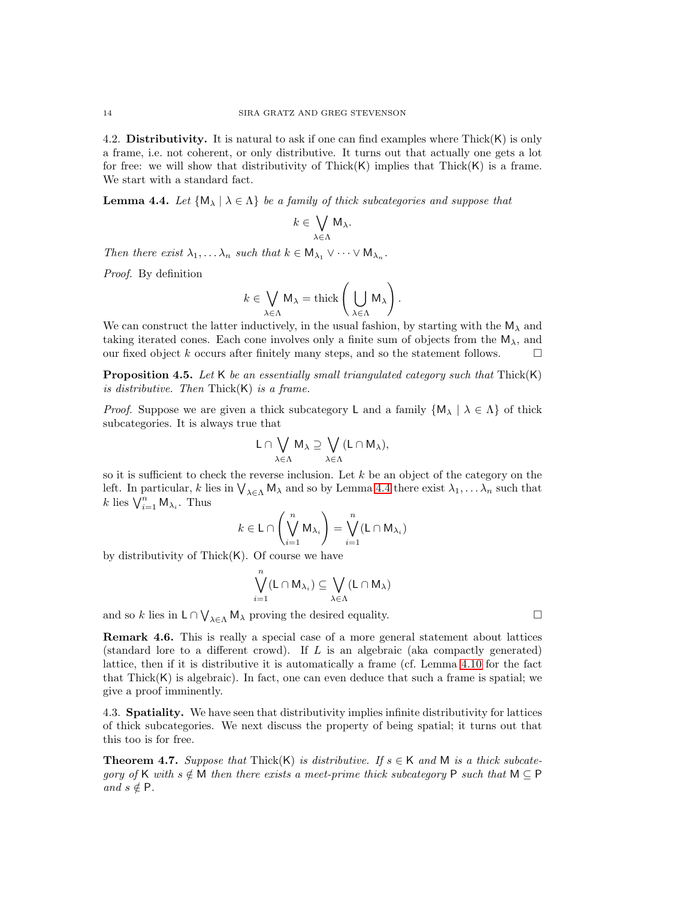4.2. **Distributivity.** It is natural to ask if one can find examples where $\mathrm{Thick}(\mathsf{K})$ is only a frame, i.e. not coherent, or only distributive. It turns out that actually one gets a lot for free: we will show that distributivity of $\mathrm{Thick}(\mathsf{K})$ implies that $\mathrm{Thick}(\mathsf{K})$ is a frame. We start with a standard fact.

**Lemma 4.4.** *Let $\{\mathsf{M}_\lambda \mid \lambda \in \Lambda\}$ be a family of thick subcategories and suppose that*

$$k \in \bigvee_{\lambda\in\Lambda} \mathsf{M}_\lambda.$$

*Then there exist $\lambda_1, \dots \lambda_n$ such that $k \in \mathsf{M}_{\lambda_1} \vee \cdots \vee \mathsf{M}_{\lambda_n}$.*

*Proof.* By definition

$$k \in \bigvee_{\lambda\in\Lambda} \mathsf{M}_\lambda = \mathrm{thick}\left(\bigcup_{\lambda\in\Lambda} \mathsf{M}_\lambda\right).$$

We can construct the latter inductively, in the usual fashion, by starting with the $\mathsf{M}_\lambda$ and taking iterated cones. Each cone involves only a finite sum of objects from the $\mathsf{M}_\lambda$, and our fixed object $k$ occurs after finitely many steps, and so the statement follows. □

**Proposition 4.5.** *Let $\mathsf{K}$ be an essentially small triangulated category such that $\mathrm{Thick}(\mathsf{K})$ is distributive. Then $\mathrm{Thick}(\mathsf{K})$ is a frame.*

*Proof.* Suppose we are given a thick subcategory $\mathsf{L}$ and a family $\{\mathsf{M}_\lambda \mid \lambda \in \Lambda\}$ of thick subcategories. It is always true that

$$\mathsf{L} \cap \bigvee_{\lambda\in\Lambda} \mathsf{M}_\lambda \supseteq \bigvee_{\lambda\in\Lambda} (\mathsf{L} \cap \mathsf{M}_\lambda),$$

so it is sufficient to check the reverse inclusion. Let $k$ be an object of the category on the left. In particular, $k$ lies in $\bigvee_{\lambda\in\Lambda} \mathsf{M}_\lambda$ and so by Lemma 4.4 there exist $\lambda_1, \dots \lambda_n$ such that $k$ lies $\bigvee_{i=1}^n \mathsf{M}_{\lambda_i}$. Thus

$$k \in \mathsf{L} \cap \left(\bigvee_{i=1}^n \mathsf{M}_{\lambda_i}\right) = \bigvee_{i=1}^n (\mathsf{L} \cap \mathsf{M}_{\lambda_i})$$

by distributivity of $\mathrm{Thick}(\mathsf{K})$. Of course we have

$$\bigvee_{i=1}^n (\mathsf{L} \cap \mathsf{M}_{\lambda_i}) \subseteq \bigvee_{\lambda\in\Lambda} (\mathsf{L} \cap \mathsf{M}_\lambda)$$

and so $k$ lies in $\mathsf{L} \cap \bigvee_{\lambda\in\Lambda} \mathsf{M}_\lambda$ proving the desired equality. □

**Remark 4.6.** This is really a special case of a more general statement about lattices (standard lore to a different crowd). If $L$ is an algebraic (aka compactly generated) lattice, then if it is distributive it is automatically a frame (cf. Lemma 4.10 for the fact that $\mathrm{Thick}(\mathsf{K})$ is algebraic). In fact, one can even deduce that such a frame is spatial; we give a proof imminently.

4.3. **Spatiality.** We have seen that distributivity implies infinite distributivity for lattices of thick subcategories. We next discuss the property of being spatial; it turns out that this too is for free.

**Theorem 4.7.** *Suppose that $\mathrm{Thick}(\mathsf{K})$ is distributive. If $s \in \mathsf{K}$ and $\mathsf{M}$ is a thick subcategory of $\mathsf{K}$ with $s \notin \mathsf{M}$ then there exists a meet-prime thick subcategory $\mathsf{P}$ such that $\mathsf{M} \subseteq \mathsf{P}$ and $s \notin \mathsf{P}$.*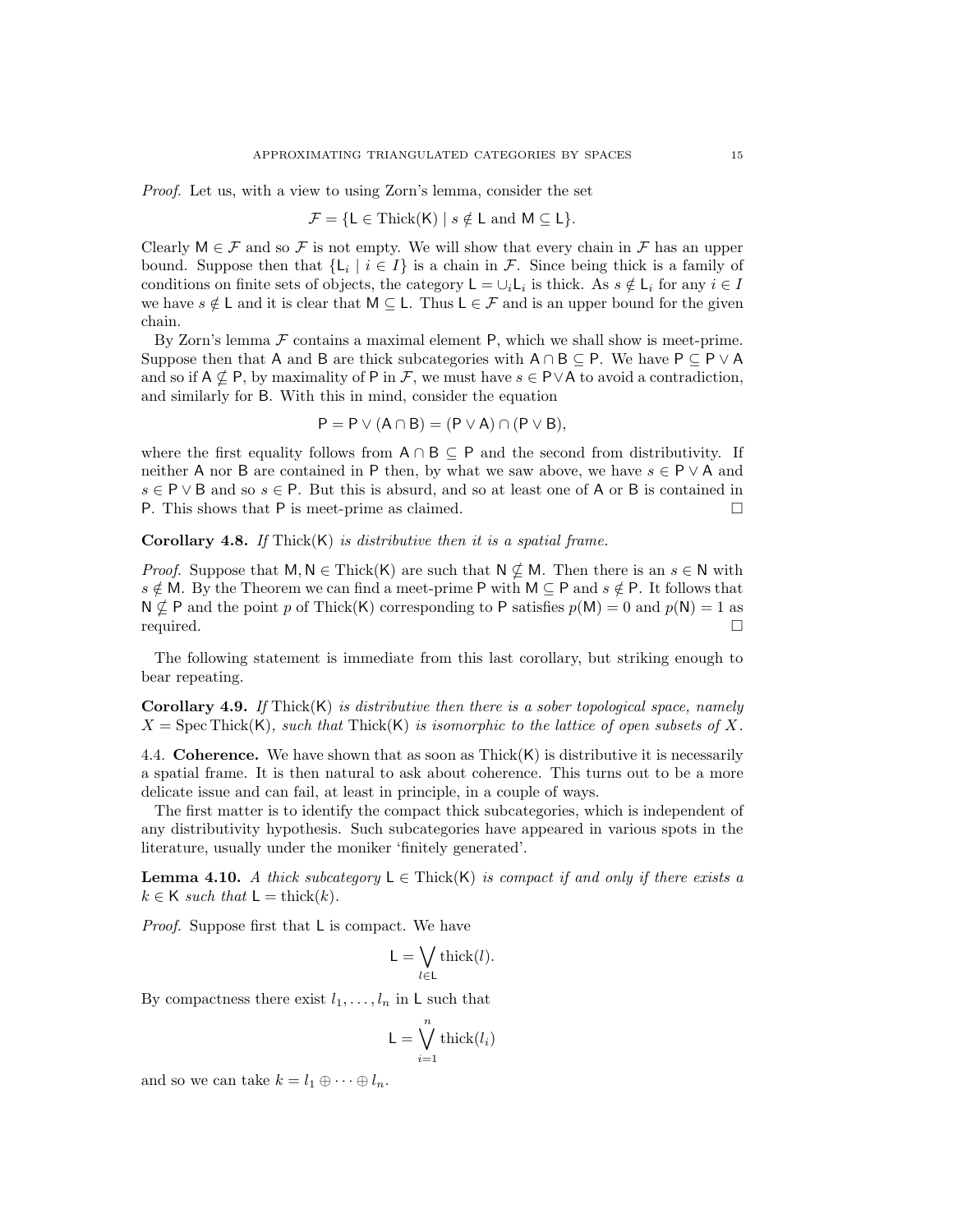*Proof.* Let us, with a view to using Zorn's lemma, consider the set

$$\mathcal{F} = \{\mathsf{L} \in \mathrm{Thick}(\mathsf{K}) \mid s \notin \mathsf{L} \text{ and } \mathsf{M} \subseteq \mathsf{L}\}.$$

Clearly $\mathsf{M} \in \mathcal{F}$ and so $\mathcal{F}$ is not empty. We will show that every chain in $\mathcal{F}$ has an upper bound. Suppose then that $\{\mathsf{L}_i \mid i \in I\}$ is a chain in $\mathcal{F}$. Since being thick is a family of conditions on finite sets of objects, the category $\mathsf{L} = \cup_i \mathsf{L}_i$ is thick. As $s \notin \mathsf{L}_i$ for any $i \in I$ we have $s \notin \mathsf{L}$ and it is clear that $\mathsf{M} \subseteq \mathsf{L}$. Thus $\mathsf{L} \in \mathcal{F}$ and is an upper bound for the given chain.

By Zorn's lemma $\mathcal{F}$ contains a maximal element $\mathsf{P}$, which we shall show is meet-prime. Suppose then that $\mathsf{A}$ and $\mathsf{B}$ are thick subcategories with $\mathsf{A} \cap \mathsf{B} \subseteq \mathsf{P}$. We have $\mathsf{P} \subseteq \mathsf{P} \vee \mathsf{A}$ and so if $\mathsf{A} \nsubseteq \mathsf{P}$, by maximality of $\mathsf{P}$ in $\mathcal{F}$, we must have $s \in \mathsf{P} \vee \mathsf{A}$ to avoid a contradiction, and similarly for $\mathsf{B}$. With this in mind, consider the equation

$$\mathsf{P} = \mathsf{P} \vee (\mathsf{A} \cap \mathsf{B}) = (\mathsf{P} \vee \mathsf{A}) \cap (\mathsf{P} \vee \mathsf{B}),$$

where the first equality follows from $\mathsf{A} \cap \mathsf{B} \subseteq \mathsf{P}$ and the second from distributivity. If neither $\mathsf{A}$ nor $\mathsf{B}$ are contained in $\mathsf{P}$ then, by what we saw above, we have $s \in \mathsf{P} \vee \mathsf{A}$ and $s \in \mathsf{P} \vee \mathsf{B}$ and so $s \in \mathsf{P}$. But this is absurd, and so at least one of $\mathsf{A}$ or $\mathsf{B}$ is contained in $\mathsf{P}$. This shows that $\mathsf{P}$ is meet-prime as claimed. $\square$

**Corollary 4.8.** *If* $\mathrm{Thick}(\mathsf{K})$ *is distributive then it is a spatial frame.*

*Proof.* Suppose that $\mathsf{M}, \mathsf{N} \in \mathrm{Thick}(\mathsf{K})$ are such that $\mathsf{N} \nsubseteq \mathsf{M}$. Then there is an $s \in \mathsf{N}$ with $s \notin \mathsf{M}$. By the Theorem we can find a meet-prime $\mathsf{P}$ with $\mathsf{M} \subseteq \mathsf{P}$ and $s \notin \mathsf{P}$. It follows that $\mathsf{N} \nsubseteq \mathsf{P}$ and the point $p$ of $\mathrm{Thick}(\mathsf{K})$ corresponding to $\mathsf{P}$ satisfies $p(\mathsf{M}) = 0$ and $p(\mathsf{N}) = 1$ as required. $\square$

The following statement is immediate from this last corollary, but striking enough to bear repeating.

**Corollary 4.9.** *If* $\mathrm{Thick}(\mathsf{K})$ *is distributive then there is a sober topological space, namely* $X = \mathrm{Spec}\,\mathrm{Thick}(\mathsf{K})$*, such that* $\mathrm{Thick}(\mathsf{K})$ *is isomorphic to the lattice of open subsets of* $X$*.*

### 4.4. Coherence.

We have shown that as soon as $\mathrm{Thick}(\mathsf{K})$ is distributive it is necessarily a spatial frame. It is then natural to ask about coherence. This turns out to be a more delicate issue and can fail, at least in principle, in a couple of ways.

The first matter is to identify the compact thick subcategories, which is independent of any distributivity hypothesis. Such subcategories have appeared in various spots in the literature, usually under the moniker 'finitely generated'.

**Lemma 4.10.** *A thick subcategory* $\mathsf{L} \in \mathrm{Thick}(\mathsf{K})$ *is compact if and only if there exists a* $k \in \mathsf{K}$ *such that* $\mathsf{L} = \mathrm{thick}(k)$*.*

*Proof.* Suppose first that $\mathsf{L}$ is compact. We have

$$\mathsf{L} = \bigvee_{l \in \mathsf{L}} \mathrm{thick}(l).$$

By compactness there exist $l_1, \ldots, l_n$ in $\mathsf{L}$ such that

$$\mathsf{L} = \bigvee_{i=1}^{n} \mathrm{thick}(l_i)$$

and so we can take $k = l_1 \oplus \cdots \oplus l_n$.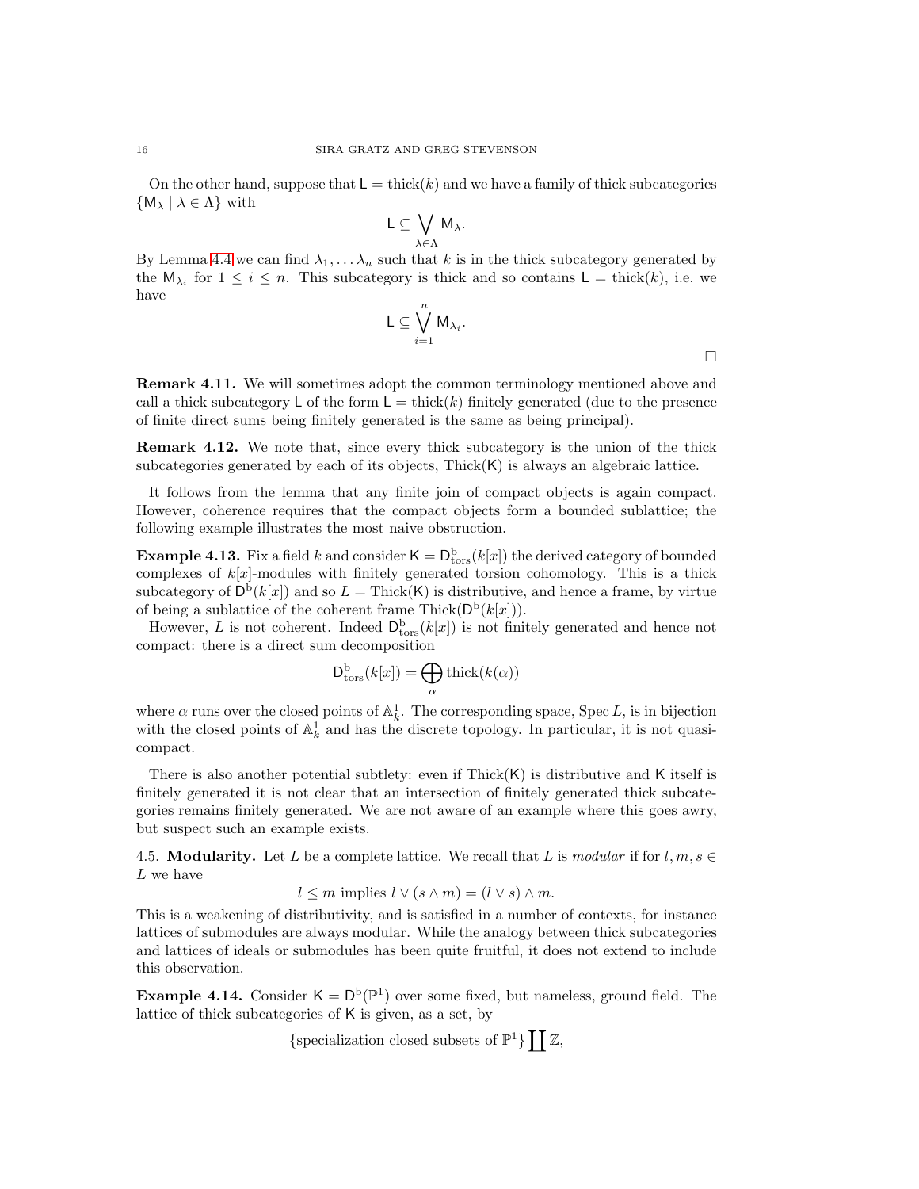On the other hand, suppose that $\mathsf{L} = \mathrm{thick}(k)$ and we have a family of thick subcategories $\{\mathsf{M}_\lambda \mid \lambda \in \Lambda\}$ with

$$\mathsf{L} \subseteq \bigvee_{\lambda\in\Lambda} \mathsf{M}_\lambda.$$

By Lemma 4.4 we can find $\lambda_1, \ldots \lambda_n$ such that $k$ is in the thick subcategory generated by the $\mathsf{M}_{\lambda_i}$ for $1 \leq i \leq n$. This subcategory is thick and so contains $\mathsf{L} = \mathrm{thick}(k)$, i.e. we have

$$\mathsf{L} \subseteq \bigvee_{i=1}^{n} \mathsf{M}_{\lambda_i}.$$

$\square$

**Remark 4.11.** We will sometimes adopt the common terminology mentioned above and call a thick subcategory $\mathsf{L}$ of the form $\mathsf{L} = \mathrm{thick}(k)$ finitely generated (due to the presence of finite direct sums being finitely generated is the same as being principal).

**Remark 4.12.** We note that, since every thick subcategory is the union of the thick subcategories generated by each of its objects, $\mathrm{Thick}(\mathsf{K})$ is always an algebraic lattice.

It follows from the lemma that any finite join of compact objects is again compact. However, coherence requires that the compact objects form a bounded sublattice; the following example illustrates the most naive obstruction.

**Example 4.13.** Fix a field $k$ and consider $\mathsf{K} = \mathsf{D}^{\mathrm{b}}_{\mathrm{tors}}(k[x])$ the derived category of bounded complexes of $k[x]$-modules with finitely generated torsion cohomology. This is a thick subcategory of $\mathsf{D}^{\mathrm{b}}(k[x])$ and so $L = \mathrm{Thick}(\mathsf{K})$ is distributive, and hence a frame, by virtue of being a sublattice of the coherent frame $\mathrm{Thick}(\mathsf{D}^{\mathrm{b}}(k[x]))$.

However, $L$ is not coherent. Indeed $\mathsf{D}^{\mathrm{b}}_{\mathrm{tors}}(k[x])$ is not finitely generated and hence not compact: there is a direct sum decomposition

$$\mathsf{D}^{\mathrm{b}}_{\mathrm{tors}}(k[x]) = \bigoplus_{\alpha} \mathrm{thick}(k(\alpha))$$

where $\alpha$ runs over the closed points of $\mathbb{A}^1_k$. The corresponding space, $\mathrm{Spec}\, L$, is in bijection with the closed points of $\mathbb{A}^1_k$ and has the discrete topology. In particular, it is not quasi-compact.

There is also another potential subtlety: even if $\mathrm{Thick}(\mathsf{K})$ is distributive and $\mathsf{K}$ itself is finitely generated it is not clear that an intersection of finitely generated thick subcategories remains finitely generated. We are not aware of an example where this goes awry, but suspect such an example exists.

4.5. **Modularity.** Let $L$ be a complete lattice. We recall that $L$ is *modular* if for $l, m, s \in L$ we have

$$l \leq m \text{ implies } l \vee (s \wedge m) = (l \vee s) \wedge m.$$

This is a weakening of distributivity, and is satisfied in a number of contexts, for instance lattices of submodules are always modular. While the analogy between thick subcategories and lattices of ideals or submodules has been quite fruitful, it does not extend to include this observation.

**Example 4.14.** Consider $\mathsf{K} = \mathsf{D}^{\mathrm{b}}(\mathbb{P}^1)$ over some fixed, but nameless, ground field. The lattice of thick subcategories of $\mathsf{K}$ is given, as a set, by

$$\{\text{specialization closed subsets of } \mathbb{P}^1\} \coprod \mathbb{Z},$$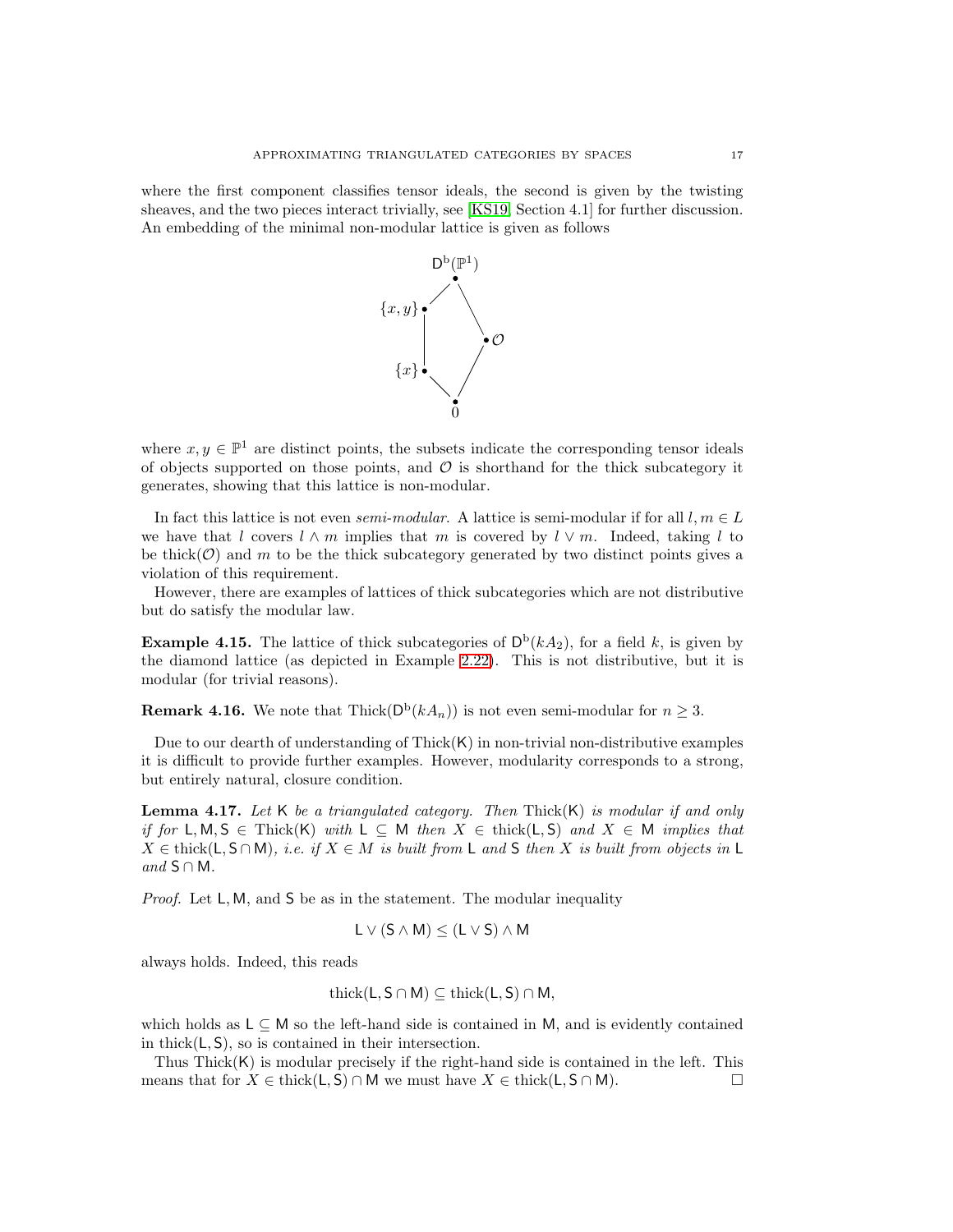where the first component classifies tensor ideals, the second is given by the twisting sheaves, and the two pieces interact trivially, see [KS19, Section 4.1] for further discussion. An embedding of the minimal non-modular lattice is given as follows

$$
\begin{array}{ccc}
 & \mathsf{D}^{\mathrm{b}}(\mathbb{P}^1) & \\
\{x,y\} & & \\
 & & \mathcal{O} \\
\{x\} & & \\
 & 0 &
\end{array}
$$

where $x, y \in \mathbb{P}^1$ are distinct points, the subsets indicate the corresponding tensor ideals of objects supported on those points, and $\mathcal{O}$ is shorthand for the thick subcategory it generates, showing that this lattice is non-modular.

In fact this lattice is not even *semi-modular*. A lattice is semi-modular if for all $l, m \in L$ we have that $l$ covers $l \wedge m$ implies that $m$ is covered by $l \vee m$. Indeed, taking $l$ to be $\mathrm{thick}(\mathcal{O})$ and $m$ to be the thick subcategory generated by two distinct points gives a violation of this requirement.

However, there are examples of lattices of thick subcategories which are not distributive but do satisfy the modular law.

**Example 4.15.** The lattice of thick subcategories of $\mathsf{D}^{\mathrm{b}}(kA_2)$, for a field $k$, is given by the diamond lattice (as depicted in Example 2.22). This is not distributive, but it is modular (for trivial reasons).

**Remark 4.16.** We note that $\mathrm{Thick}(\mathsf{D}^{\mathrm{b}}(kA_n))$ is not even semi-modular for $n \geq 3$.

Due to our dearth of understanding of $\mathrm{Thick}(\mathsf{K})$ in non-trivial non-distributive examples it is difficult to provide further examples. However, modularity corresponds to a strong, but entirely natural, closure condition.

**Lemma 4.17.** *Let $\mathsf{K}$ be a triangulated category. Then $\mathrm{Thick}(\mathsf{K})$ is modular if and only if for $\mathsf{L}, \mathsf{M}, \mathsf{S} \in \mathrm{Thick}(\mathsf{K})$ with $\mathsf{L} \subseteq \mathsf{M}$ then $X \in \mathrm{thick}(\mathsf{L}, \mathsf{S})$ and $X \in \mathsf{M}$ implies that $X \in \mathrm{thick}(\mathsf{L}, \mathsf{S} \cap \mathsf{M})$, i.e. if $X \in M$ is built from $\mathsf{L}$ and $\mathsf{S}$ then $X$ is built from objects in $\mathsf{L}$ and $\mathsf{S} \cap \mathsf{M}$.*

*Proof.* Let $\mathsf{L}, \mathsf{M}$, and $\mathsf{S}$ be as in the statement. The modular inequality

$$\mathsf{L} \vee (\mathsf{S} \wedge \mathsf{M}) \leq (\mathsf{L} \vee \mathsf{S}) \wedge \mathsf{M}$$

always holds. Indeed, this reads

$$\mathrm{thick}(\mathsf{L}, \mathsf{S} \cap \mathsf{M}) \subseteq \mathrm{thick}(\mathsf{L}, \mathsf{S}) \cap \mathsf{M},$$

which holds as $\mathsf{L} \subseteq \mathsf{M}$ so the left-hand side is contained in $\mathsf{M}$, and is evidently contained in $\mathrm{thick}(\mathsf{L}, \mathsf{S})$, so is contained in their intersection.

Thus $\mathrm{Thick}(\mathsf{K})$ is modular precisely if the right-hand side is contained in the left. This means that for $X \in \mathrm{thick}(\mathsf{L}, \mathsf{S}) \cap \mathsf{M}$ we must have $X \in \mathrm{thick}(\mathsf{L}, \mathsf{S} \cap \mathsf{M})$. ☐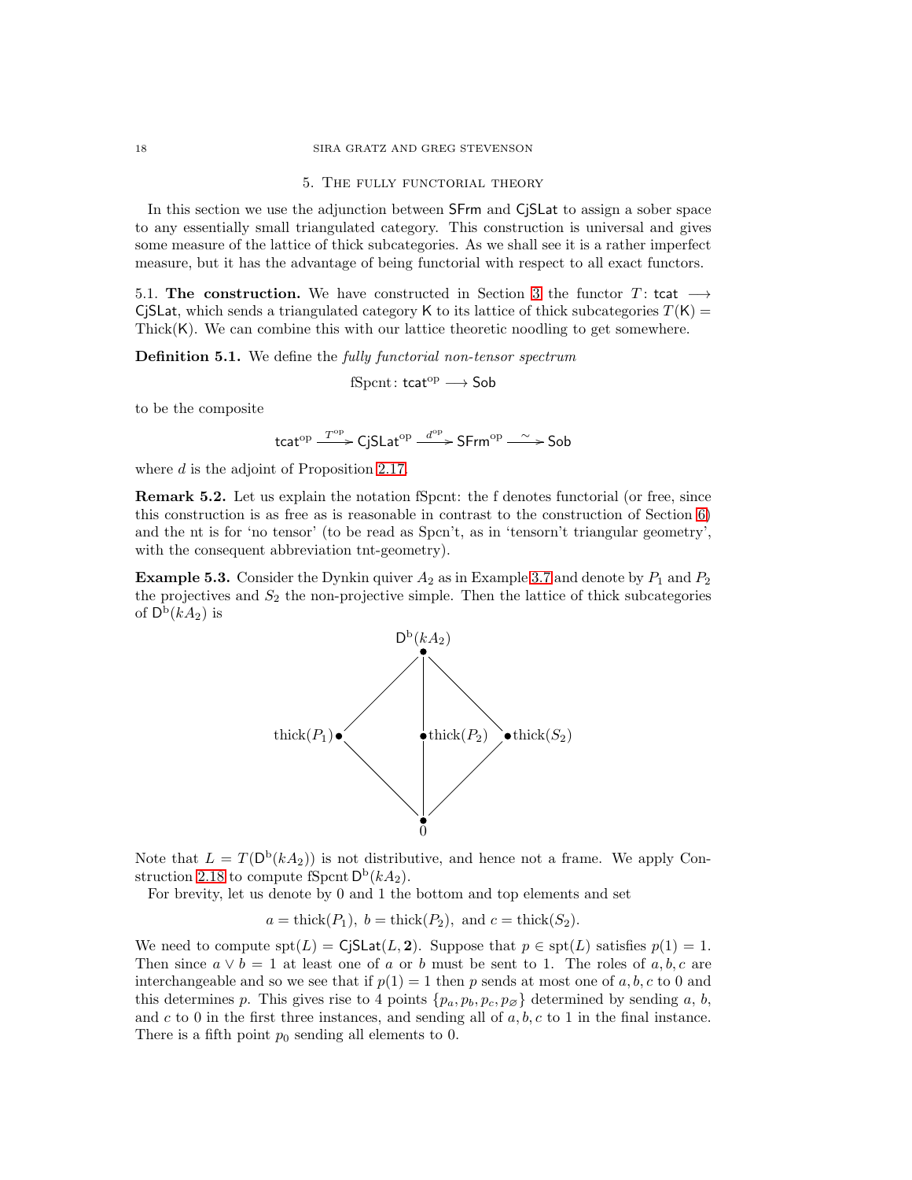## 5. The fully functorial theory

In this section we use the adjunction between $\mathsf{SFrm}$ and $\mathsf{CjSLat}$ to assign a sober space to any essentially small triangulated category. This construction is universal and gives some measure of the lattice of thick subcategories. As we shall see it is a rather imperfect measure, but it has the advantage of being functorial with respect to all exact functors.

### 5.1. The construction.

We have constructed in Section 3 the functor $T\colon \mathsf{tcat} \longrightarrow \mathsf{CjSLat}$, which sends a triangulated category $\mathsf{K}$ to its lattice of thick subcategories $T(\mathsf{K}) = \mathrm{Thick}(\mathsf{K})$. We can combine this with our lattice theoretic noodling to get somewhere.

**Definition 5.1.** We define the *fully functorial non-tensor spectrum*

$$\mathrm{fSpcnt}\colon \mathsf{tcat}^{\mathrm{op}} \longrightarrow \mathsf{Sob}$$

to be the composite

$$\mathsf{tcat}^{\mathrm{op}} \xrightarrow{T^{\mathrm{op}}} \mathsf{CjSLat}^{\mathrm{op}} \xrightarrow{d^{\mathrm{op}}} \mathsf{SFrm}^{\mathrm{op}} \xrightarrow{\sim} \mathsf{Sob}$$

where $d$ is the adjoint of Proposition 2.17.

**Remark 5.2.** Let us explain the notation fSpcnt: the f denotes functorial (or free, since this construction is as free as is reasonable in contrast to the construction of Section 6) and the nt is for 'no tensor' (to be read as Spcn't, as in 'tensorn't triangular geometry', with the consequent abbreviation tnt-geometry).

**Example 5.3.** Consider the Dynkin quiver $A_2$ as in Example 3.7 and denote by $P_1$ and $P_2$ the projectives and $S_2$ the non-projective simple. Then the lattice of thick subcategories of $\mathsf{D}^{\mathrm{b}}(kA_2)$ is

$$\begin{array}{ccccc} & & \mathsf{D}^{\mathrm{b}}(kA_2) & & \\ & \diagup & | & \diagdown & \\ \mathrm{thick}(P_1) & & \mathrm{thick}(P_2) & & \mathrm{thick}(S_2) \\ & \diagdown & | & \diagup & \\ & & 0 & & \end{array}$$

Note that $L = T(\mathsf{D}^{\mathrm{b}}(kA_2))$ is not distributive, and hence not a frame. We apply Construction 2.18 to compute $\mathrm{fSpcnt}\,\mathsf{D}^{\mathrm{b}}(kA_2)$.

For brevity, let us denote by 0 and 1 the bottom and top elements and set

$$a = \mathrm{thick}(P_1),\ b = \mathrm{thick}(P_2),\ \text{and}\ c = \mathrm{thick}(S_2).$$

We need to compute $\mathrm{spt}(L) = \mathsf{CjSLat}(L, \mathbf{2})$. Suppose that $p \in \mathrm{spt}(L)$ satisfies $p(1) = 1$. Then since $a \vee b = 1$ at least one of $a$ or $b$ must be sent to 1. The roles of $a, b, c$ are interchangeable and so we see that if $p(1) = 1$ then $p$ sends at most one of $a, b, c$ to 0 and this determines $p$. This gives rise to 4 points $\{p_a, p_b, p_c, p_\varnothing\}$ determined by sending $a$, $b$, and $c$ to 0 in the first three instances, and sending all of $a, b, c$ to 1 in the final instance. There is a fifth point $p_0$ sending all elements to 0.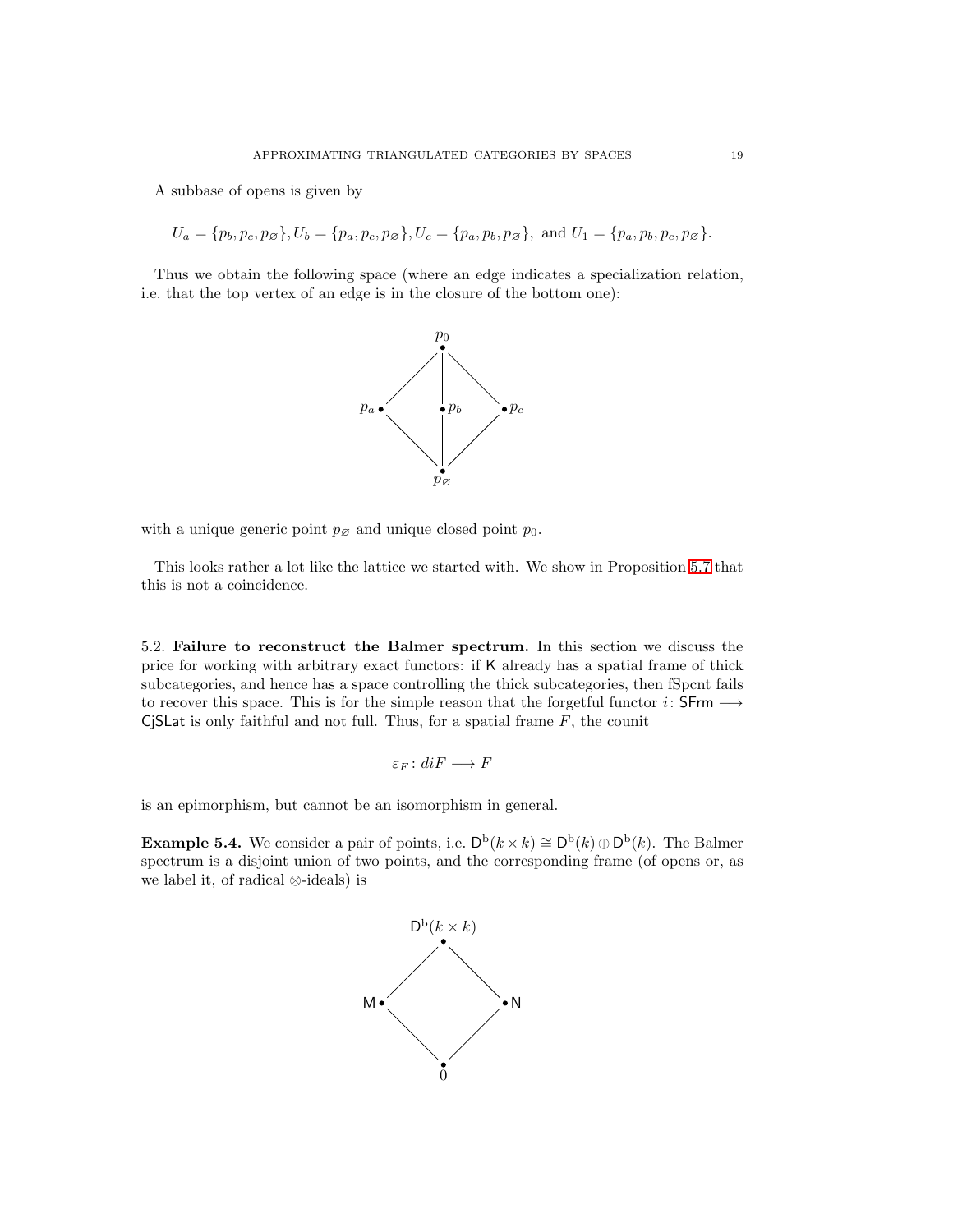A subbase of opens is given by

$$U_a = \{p_b, p_c, p_\varnothing\}, U_b = \{p_a, p_c, p_\varnothing\}, U_c = \{p_a, p_b, p_\varnothing\}, \text{ and } U_1 = \{p_a, p_b, p_c, p_\varnothing\}.$$

Thus we obtain the following space (where an edge indicates a specialization relation, i.e. that the top vertex of an edge is in the closure of the bottom one):

with a unique generic point $p_\varnothing$ and unique closed point $p_0$.

This looks rather a lot like the lattice we started with. We show in Proposition 5.7 that this is not a coincidence.

5.2. **Failure to reconstruct the Balmer spectrum.** In this section we discuss the price for working with arbitrary exact functors: if $\mathsf{K}$ already has a spatial frame of thick subcategories, and hence has a space controlling the thick subcategories, then fSpcnt fails to recover this space. This is for the simple reason that the forgetful functor $i\colon \mathsf{SFrm} \longrightarrow \mathsf{CjSLat}$ is only faithful and not full. Thus, for a spatial frame $F$, the counit

$$\varepsilon_F \colon diF \longrightarrow F$$

is an epimorphism, but cannot be an isomorphism in general.

**Example 5.4.** We consider a pair of points, i.e. $\mathsf{D}^{\mathrm{b}}(k \times k) \cong \mathsf{D}^{\mathrm{b}}(k) \oplus \mathsf{D}^{\mathrm{b}}(k)$. The Balmer spectrum is a disjoint union of two points, and the corresponding frame (of opens or, as we label it, of radical $\otimes$-ideals) is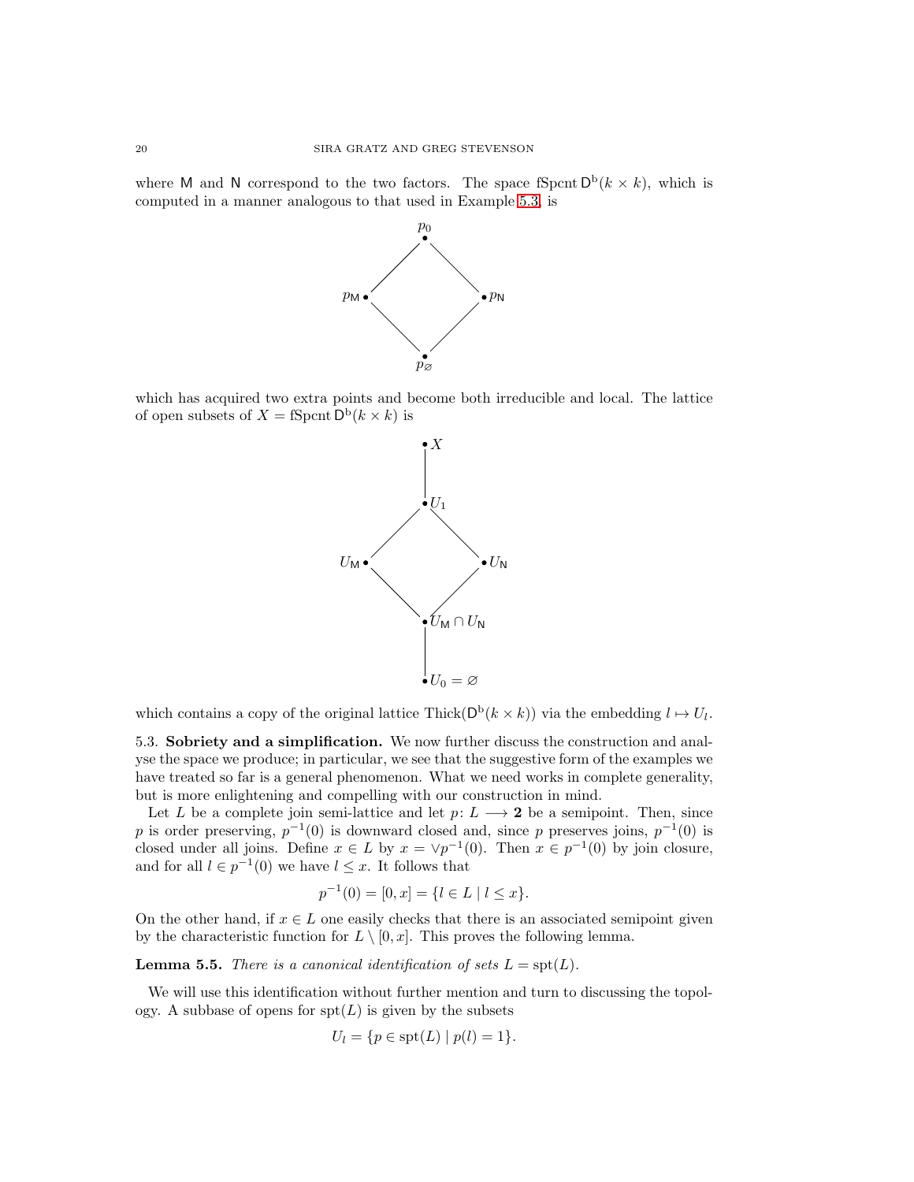where $\mathsf{M}$ and $\mathsf{N}$ correspond to the two factors. The space $\mathrm{fSpcnt}\,\mathsf{D}^{\mathrm{b}}(k \times k)$, which is computed in a manner analogous to that used in Example 5.3, is

$$\begin{array}{ccc} & p_0 & \\ p_{\mathsf{M}} & & p_{\mathsf{N}} \\ & p_{\varnothing} & \end{array}$$

which has acquired two extra points and become both irreducible and local. The lattice of open subsets of $X = \mathrm{fSpcnt}\,\mathsf{D}^{\mathrm{b}}(k \times k)$ is

$$\begin{array}{ccc} & X & \\ & U_1 & \\ U_{\mathsf{M}} & & U_{\mathsf{N}} \\ & U_{\mathsf{M}} \cap U_{\mathsf{N}} & \\ & U_0 = \varnothing & \end{array}$$

which contains a copy of the original lattice $\mathrm{Thick}(\mathsf{D}^{\mathrm{b}}(k \times k))$ via the embedding $l \mapsto U_l$.

### 5.3. Sobriety and a simplification.

We now further discuss the construction and analyse the space we produce; in particular, we see that the suggestive form of the examples we have treated so far is a general phenomenon. What we need works in complete generality, but is more enlightening and compelling with our construction in mind.

Let $L$ be a complete join semi-lattice and let $p\colon L \longrightarrow \mathbf{2}$ be a semipoint. Then, since $p$ is order preserving, $p^{-1}(0)$ is downward closed and, since $p$ preserves joins, $p^{-1}(0)$ is closed under all joins. Define $x \in L$ by $x = \vee p^{-1}(0)$. Then $x \in p^{-1}(0)$ by join closure, and for all $l \in p^{-1}(0)$ we have $l \leq x$. It follows that

$$p^{-1}(0) = [0, x] = \{l \in L \mid l \leq x\}.$$

On the other hand, if $x \in L$ one easily checks that there is an associated semipoint given by the characteristic function for $L \setminus [0, x]$. This proves the following lemma.

**Lemma 5.5.** *There is a canonical identification of sets $L = \mathrm{spt}(L)$.*

We will use this identification without further mention and turn to discussing the topology. A subbase of opens for $\mathrm{spt}(L)$ is given by the subsets

$$U_l = \{p \in \mathrm{spt}(L) \mid p(l) = 1\}.$$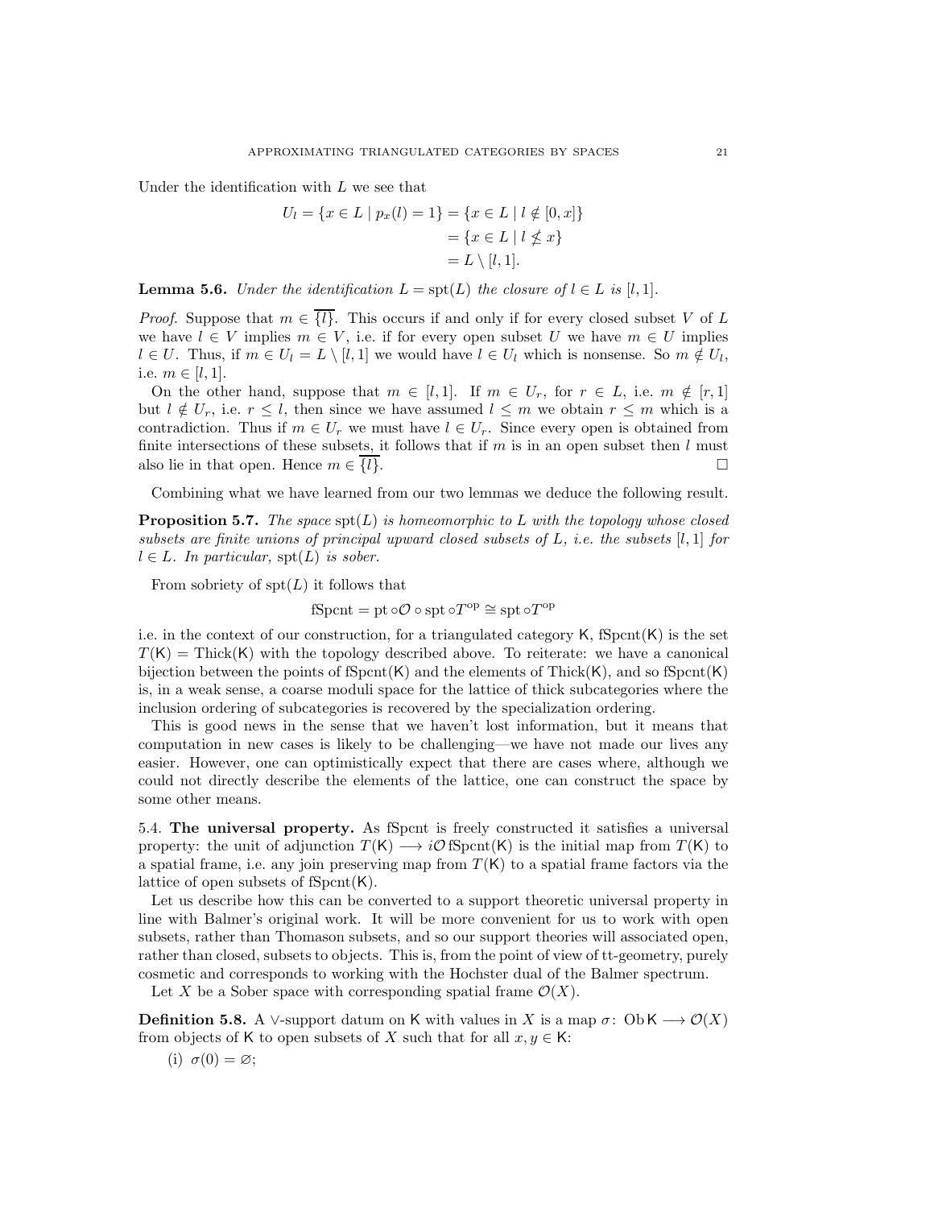Under the identification with $L$ we see that

$$\begin{aligned} U_l = \{x \in L \mid p_x(l) = 1\} &= \{x \in L \mid l \notin [0,x]\} \\ &= \{x \in L \mid l \nleq x\} \\ &= L \setminus [l,1]. \end{aligned}$$

**Lemma 5.6.** *Under the identification $L = \operatorname{spt}(L)$ the closure of $l \in L$ is $[l,1]$.*

*Proof.* Suppose that $m \in \overline{\{l\}}$. This occurs if and only if for every closed subset $V$ of $L$ we have $l \in V$ implies $m \in V$, i.e. if for every open subset $U$ we have $m \in U$ implies $l \in U$. Thus, if $m \in U_l = L \setminus [l,1]$ we would have $l \in U_l$ which is nonsense. So $m \notin U_l$, i.e. $m \in [l,1]$.

On the other hand, suppose that $m \in [l,1]$. If $m \in U_r$, for $r \in L$, i.e. $m \notin [r,1]$ but $l \notin U_r$, i.e. $r \leq l$, then since we have assumed $l \leq m$ we obtain $r \leq m$ which is a contradiction. Thus if $m \in U_r$ we must have $l \in U_r$. Since every open is obtained from finite intersections of these subsets, it follows that if $m$ is in an open subset then $l$ must also lie in that open. Hence $m \in \overline{\{l\}}$. $\square$

Combining what we have learned from our two lemmas we deduce the following result.

**Proposition 5.7.** *The space $\operatorname{spt}(L)$ is homeomorphic to $L$ with the topology whose closed subsets are finite unions of principal upward closed subsets of $L$, i.e. the subsets $[l,1]$ for $l \in L$. In particular, $\operatorname{spt}(L)$ is sober.*

From sobriety of $\operatorname{spt}(L)$ it follows that

$$\mathrm{fSpcnt} = \mathrm{pt} \circ \mathcal{O} \circ \mathrm{spt} \circ T^{\mathrm{op}} \cong \mathrm{spt} \circ T^{\mathrm{op}}$$

i.e. in the context of our construction, for a triangulated category $\mathsf{K}$, $\mathrm{fSpcnt}(\mathsf{K})$ is the set $T(\mathsf{K}) = \mathrm{Thick}(\mathsf{K})$ with the topology described above. To reiterate: we have a canonical bijection between the points of $\mathrm{fSpcnt}(\mathsf{K})$ and the elements of $\mathrm{Thick}(\mathsf{K})$, and so $\mathrm{fSpcnt}(\mathsf{K})$ is, in a weak sense, a coarse moduli space for the lattice of thick subcategories where the inclusion ordering of subcategories is recovered by the specialization ordering.

This is good news in the sense that we haven't lost information, but it means that computation in new cases is likely to be challenging—we have not made our lives any easier. However, one can optimistically expect that there are cases where, although we could not directly describe the elements of the lattice, one can construct the space by some other means.

5.4. **The universal property.** As fSpcnt is freely constructed it satisfies a universal property: the unit of adjunction $T(\mathsf{K}) \longrightarrow i\mathcal{O}\,\mathrm{fSpcnt}(\mathsf{K})$ is the initial map from $T(\mathsf{K})$ to a spatial frame, i.e. any join preserving map from $T(\mathsf{K})$ to a spatial frame factors via the lattice of open subsets of $\mathrm{fSpcnt}(\mathsf{K})$.

Let us describe how this can be converted to a support theoretic universal property in line with Balmer's original work. It will be more convenient for us to work with open subsets, rather than Thomason subsets, and so our support theories will associated open, rather than closed, subsets to objects. This is, from the point of view of tt-geometry, purely cosmetic and corresponds to working with the Hochster dual of the Balmer spectrum.

Let $X$ be a Sober space with corresponding spatial frame $\mathcal{O}(X)$.

**Definition 5.8.** A $\vee$-support datum on $\mathsf{K}$ with values in $X$ is a map $\sigma\colon \operatorname{Ob}\mathsf{K} \longrightarrow \mathcal{O}(X)$ from objects of $\mathsf{K}$ to open subsets of $X$ such that for all $x, y \in \mathsf{K}$:

(i) $\sigma(0) = \varnothing$;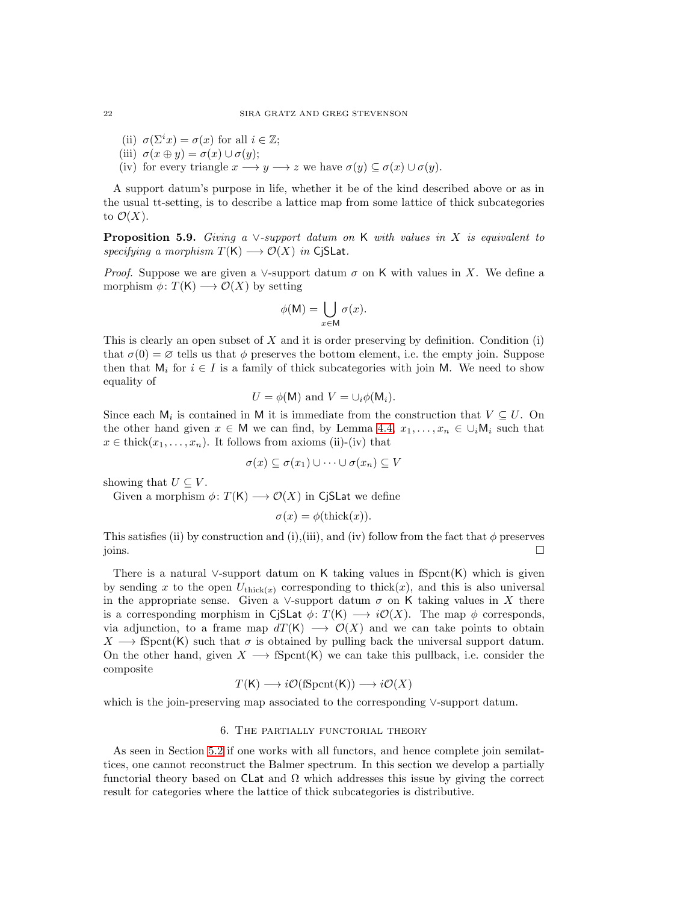(ii) $\sigma(\Sigma^i x) = \sigma(x)$ for all $i \in \mathbb{Z}$;
(iii) $\sigma(x \oplus y) = \sigma(x) \cup \sigma(y)$;
(iv) for every triangle $x \longrightarrow y \longrightarrow z$ we have $\sigma(y) \subseteq \sigma(x) \cup \sigma(y)$.

A support datum's purpose in life, whether it be of the kind described above or as in the usual tt-setting, is to describe a lattice map from some lattice of thick subcategories to $\mathcal{O}(X)$.

**Proposition 5.9.** *Giving a $\vee$-support datum on $\mathsf{K}$ with values in $X$ is equivalent to specifying a morphism $T(\mathsf{K}) \longrightarrow \mathcal{O}(X)$ in $\mathsf{CjSLat}$.*

*Proof.* Suppose we are given a $\vee$-support datum $\sigma$ on $\mathsf{K}$ with values in $X$. We define a morphism $\phi \colon T(\mathsf{K}) \longrightarrow \mathcal{O}(X)$ by setting

$$\phi(\mathsf{M}) = \bigcup_{x \in \mathsf{M}} \sigma(x).$$

This is clearly an open subset of $X$ and it is order preserving by definition. Condition (i) that $\sigma(0) = \varnothing$ tells us that $\phi$ preserves the bottom element, i.e. the empty join. Suppose then that $\mathsf{M}_i$ for $i \in I$ is a family of thick subcategories with join $\mathsf{M}$. We need to show equality of

$$U = \phi(\mathsf{M}) \text{ and } V = \cup_i \phi(\mathsf{M}_i).$$

Since each $\mathsf{M}_i$ is contained in $\mathsf{M}$ it is immediate from the construction that $V \subseteq U$. On the other hand given $x \in \mathsf{M}$ we can find, by Lemma 4.4, $x_1, \ldots, x_n \in \cup_i \mathsf{M}_i$ such that $x \in \operatorname{thick}(x_1, \ldots, x_n)$. It follows from axioms (ii)-(iv) that

$$\sigma(x) \subseteq \sigma(x_1) \cup \cdots \cup \sigma(x_n) \subseteq V$$

showing that $U \subseteq V$.

Given a morphism $\phi \colon T(\mathsf{K}) \longrightarrow \mathcal{O}(X)$ in $\mathsf{CjSLat}$ we define

$$\sigma(x) = \phi(\operatorname{thick}(x)).$$

This satisfies (ii) by construction and (i),(iii), and (iv) follow from the fact that $\phi$ preserves joins. $\square$

There is a natural $\vee$-support datum on $\mathsf{K}$ taking values in $\operatorname{fSpcnt}(\mathsf{K})$ which is given by sending $x$ to the open $U_{\operatorname{thick}(x)}$ corresponding to $\operatorname{thick}(x)$, and this is also universal in the appropriate sense. Given a $\vee$-support datum $\sigma$ on $\mathsf{K}$ taking values in $X$ there is a corresponding morphism in $\mathsf{CjSLat}$ $\phi \colon T(\mathsf{K}) \longrightarrow i\mathcal{O}(X)$. The map $\phi$ corresponds, via adjunction, to a frame map $dT(\mathsf{K}) \longrightarrow \mathcal{O}(X)$ and we can take points to obtain $X \longrightarrow \operatorname{fSpcnt}(\mathsf{K})$ such that $\sigma$ is obtained by pulling back the universal support datum. On the other hand, given $X \longrightarrow \operatorname{fSpcnt}(\mathsf{K})$ we can take this pullback, i.e. consider the composite

$$T(\mathsf{K}) \longrightarrow i\mathcal{O}(\operatorname{fSpcnt}(\mathsf{K})) \longrightarrow i\mathcal{O}(X)$$

which is the join-preserving map associated to the corresponding $\vee$-support datum.

## 6. The partially functorial theory

As seen in Section 5.2 if one works with all functors, and hence complete join semilattices, one cannot reconstruct the Balmer spectrum. In this section we develop a partially functorial theory based on $\mathsf{CLat}$ and $\Omega$ which addresses this issue by giving the correct result for categories where the lattice of thick subcategories is distributive.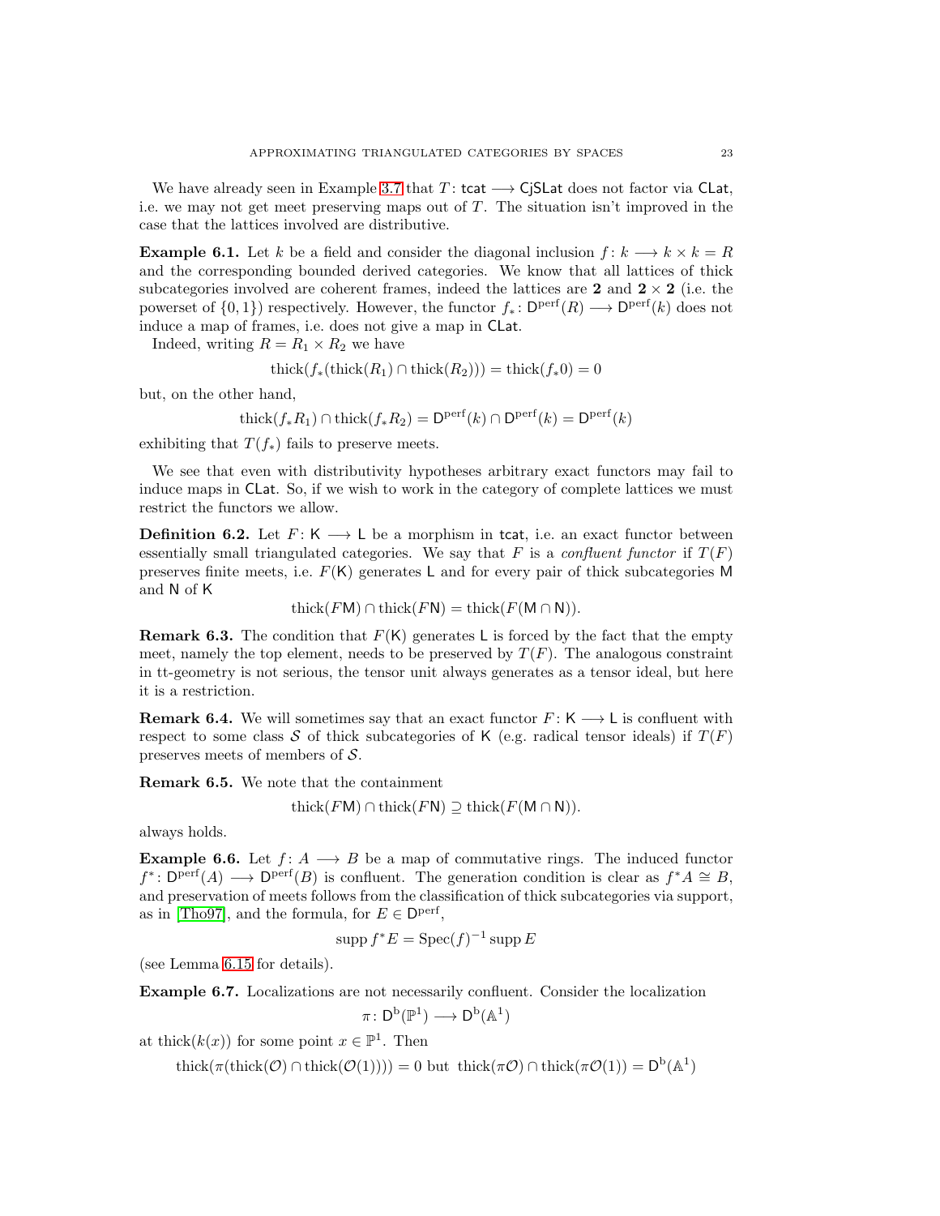We have already seen in Example 3.7 that $T\colon \mathsf{tcat} \longrightarrow \mathsf{CjSLat}$ does not factor via $\mathsf{CLat}$, i.e. we may not get meet preserving maps out of $T$. The situation isn't improved in the case that the lattices involved are distributive.

**Example 6.1.** Let $k$ be a field and consider the diagonal inclusion $f\colon k \longrightarrow k \times k = R$ and the corresponding bounded derived categories. We know that all lattices of thick subcategories involved are coherent frames, indeed the lattices are $\mathbf{2}$ and $\mathbf{2} \times \mathbf{2}$ (i.e. the powerset of $\{0, 1\}$) respectively. However, the functor $f_*\colon \mathsf{D}^{\mathrm{perf}}(R) \longrightarrow \mathsf{D}^{\mathrm{perf}}(k)$ does not induce a map of frames, i.e. does not give a map in $\mathsf{CLat}$.

Indeed, writing $R = R_1 \times R_2$ we have

$$\mathrm{thick}(f_*(\mathrm{thick}(R_1) \cap \mathrm{thick}(R_2))) = \mathrm{thick}(f_* 0) = 0$$

but, on the other hand,

$$\mathrm{thick}(f_* R_1) \cap \mathrm{thick}(f_* R_2) = \mathsf{D}^{\mathrm{perf}}(k) \cap \mathsf{D}^{\mathrm{perf}}(k) = \mathsf{D}^{\mathrm{perf}}(k)$$

exhibiting that $T(f_*)$ fails to preserve meets.

We see that even with distributivity hypotheses arbitrary exact functors may fail to induce maps in $\mathsf{CLat}$. So, if we wish to work in the category of complete lattices we must restrict the functors we allow.

**Definition 6.2.** Let $F\colon \mathsf{K} \longrightarrow \mathsf{L}$ be a morphism in $\mathsf{tcat}$, i.e. an exact functor between essentially small triangulated categories. We say that $F$ is a *confluent functor* if $T(F)$ preserves finite meets, i.e. $F(\mathsf{K})$ generates $\mathsf{L}$ and for every pair of thick subcategories $\mathsf{M}$ and $\mathsf{N}$ of $\mathsf{K}$

$$\mathrm{thick}(F\mathsf{M}) \cap \mathrm{thick}(F\mathsf{N}) = \mathrm{thick}(F(\mathsf{M} \cap \mathsf{N})).$$

**Remark 6.3.** The condition that $F(\mathsf{K})$ generates $\mathsf{L}$ is forced by the fact that the empty meet, namely the top element, needs to be preserved by $T(F)$. The analogous constraint in tt-geometry is not serious, the tensor unit always generates as a tensor ideal, but here it is a restriction.

**Remark 6.4.** We will sometimes say that an exact functor $F\colon \mathsf{K} \longrightarrow \mathsf{L}$ is confluent with respect to some class $\mathcal{S}$ of thick subcategories of $\mathsf{K}$ (e.g. radical tensor ideals) if $T(F)$ preserves meets of members of $\mathcal{S}$.

**Remark 6.5.** We note that the containment

$$\mathrm{thick}(F\mathsf{M}) \cap \mathrm{thick}(F\mathsf{N}) \supseteq \mathrm{thick}(F(\mathsf{M} \cap \mathsf{N})).$$

always holds.

**Example 6.6.** Let $f\colon A \longrightarrow B$ be a map of commutative rings. The induced functor $f^*\colon \mathsf{D}^{\mathrm{perf}}(A) \longrightarrow \mathsf{D}^{\mathrm{perf}}(B)$ is confluent. The generation condition is clear as $f^*A \cong B$, and preservation of meets follows from the classification of thick subcategories via support, as in [Tho97], and the formula, for $E \in \mathsf{D}^{\mathrm{perf}}$,

$$\mathrm{supp}\, f^*E = \mathrm{Spec}(f)^{-1} \,\mathrm{supp}\, E$$

(see Lemma 6.15 for details).

**Example 6.7.** Localizations are not necessarily confluent. Consider the localization

$$\pi\colon \mathsf{D}^{\mathrm{b}}(\mathbb{P}^1) \longrightarrow \mathsf{D}^{\mathrm{b}}(\mathbb{A}^1)$$

at $\mathrm{thick}(k(x))$ for some point $x \in \mathbb{P}^1$. Then

$$\mathrm{thick}(\pi(\mathrm{thick}(\mathcal{O}) \cap \mathrm{thick}(\mathcal{O}(1)))) = 0 \text{ but } \mathrm{thick}(\pi\mathcal{O}) \cap \mathrm{thick}(\pi\mathcal{O}(1)) = \mathsf{D}^{\mathrm{b}}(\mathbb{A}^1)$$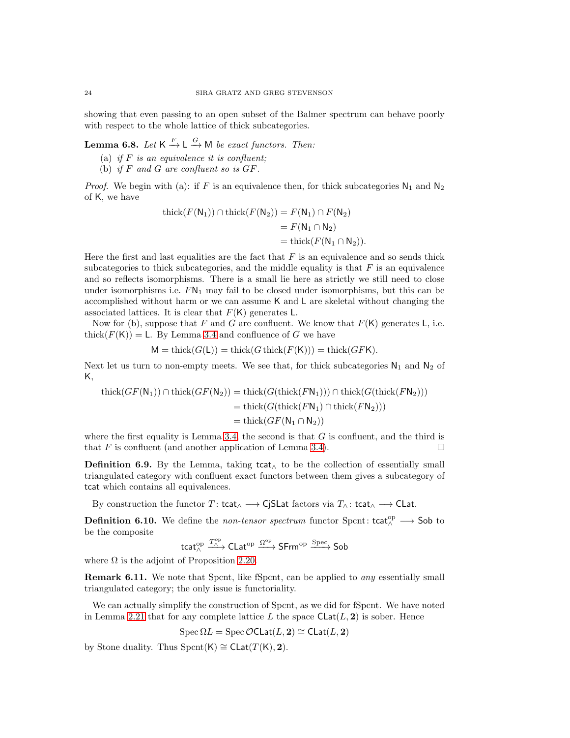showing that even passing to an open subset of the Balmer spectrum can behave poorly with respect to the whole lattice of thick subcategories.

**Lemma 6.8.** *Let* $\mathsf{K} \xrightarrow{F} \mathsf{L} \xrightarrow{G} \mathsf{M}$ *be exact functors. Then:*

(a) *if $F$ is an equivalence it is confluent;*
(b) *if $F$ and $G$ are confluent so is $GF$.*

*Proof.* We begin with (a): if $F$ is an equivalence then, for thick subcategories $\mathsf{N}_1$ and $\mathsf{N}_2$ of $\mathsf{K}$, we have

$$\begin{aligned}
\operatorname{thick}(F(\mathsf{N}_1)) \cap \operatorname{thick}(F(\mathsf{N}_2)) &= F(\mathsf{N}_1) \cap F(\mathsf{N}_2) \\
&= F(\mathsf{N}_1 \cap \mathsf{N}_2) \\
&= \operatorname{thick}(F(\mathsf{N}_1 \cap \mathsf{N}_2)).
\end{aligned}$$

Here the first and last equalities are the fact that $F$ is an equivalence and so sends thick subcategories to thick subcategories, and the middle equality is that $F$ is an equivalence and so reflects isomorphisms. There is a small lie here as strictly we still need to close under isomorphisms i.e. $F\mathsf{N}_1$ may fail to be closed under isomorphisms, but this can be accomplished without harm or we can assume $\mathsf{K}$ and $\mathsf{L}$ are skeletal without changing the associated lattices. It is clear that $F(\mathsf{K})$ generates $\mathsf{L}$.

Now for (b), suppose that $F$ and $G$ are confluent. We know that $F(\mathsf{K})$ generates $\mathsf{L}$, i.e. $\operatorname{thick}(F(\mathsf{K})) = \mathsf{L}$. By Lemma 3.4 and confluence of $G$ we have

$$\mathsf{M} = \operatorname{thick}(G(\mathsf{L})) = \operatorname{thick}(G \operatorname{thick}(F(\mathsf{K}))) = \operatorname{thick}(GF\mathsf{K}).$$

Next let us turn to non-empty meets. We see that, for thick subcategories $\mathsf{N}_1$ and $\mathsf{N}_2$ of $\mathsf{K}$,

$$\begin{aligned}
\operatorname{thick}(GF(\mathsf{N}_1)) \cap \operatorname{thick}(GF(\mathsf{N}_2)) &= \operatorname{thick}(G(\operatorname{thick}(F\mathsf{N}_1))) \cap \operatorname{thick}(G(\operatorname{thick}(F\mathsf{N}_2))) \\
&= \operatorname{thick}(G(\operatorname{thick}(F\mathsf{N}_1) \cap \operatorname{thick}(F\mathsf{N}_2))) \\
&= \operatorname{thick}(GF(\mathsf{N}_1 \cap \mathsf{N}_2))
\end{aligned}$$

where the first equality is Lemma 3.4, the second is that $G$ is confluent, and the third is that $F$ is confluent (and another application of Lemma 3.4). $\square$

**Definition 6.9.** By the Lemma, taking $\mathsf{tcat}_\wedge$ to be the collection of essentially small triangulated category with confluent exact functors between them gives a subcategory of $\mathsf{tcat}$ which contains all equivalences.

By construction the functor $T\colon \mathsf{tcat}_\wedge \longrightarrow \mathsf{CjSLat}$ factors via $T_\wedge\colon \mathsf{tcat}_\wedge \longrightarrow \mathsf{CLat}$.

**Definition 6.10.** We define the *non-tensor spectrum* functor $\operatorname{Spcnt}\colon \mathsf{tcat}_\wedge^{\mathrm{op}} \longrightarrow \mathsf{Sob}$ to be the composite

$$\mathsf{tcat}_\wedge^{\mathrm{op}} \xrightarrow{T_\wedge^{\mathrm{op}}} \mathsf{CLat}^{\mathrm{op}} \xrightarrow{\Omega^{\mathrm{op}}} \mathsf{SFrm}^{\mathrm{op}} \xrightarrow{\operatorname{Spec}} \mathsf{Sob}$$

where $\Omega$ is the adjoint of Proposition 2.20.

**Remark 6.11.** We note that Spcnt, like fSpcnt, can be applied to *any* essentially small triangulated category; the only issue is functoriality.

We can actually simplify the construction of Spcnt, as we did for fSpcnt. We have noted in Lemma 2.21 that for any complete lattice $L$ the space $\mathsf{CLat}(L, \mathbf{2})$ is sober. Hence

$$\operatorname{Spec} \Omega L = \operatorname{Spec} \mathcal{O}\mathsf{CLat}(L, \mathbf{2}) \cong \mathsf{CLat}(L, \mathbf{2})$$

by Stone duality. Thus $\operatorname{Spcnt}(\mathsf{K}) \cong \mathsf{CLat}(T(\mathsf{K}), \mathbf{2})$.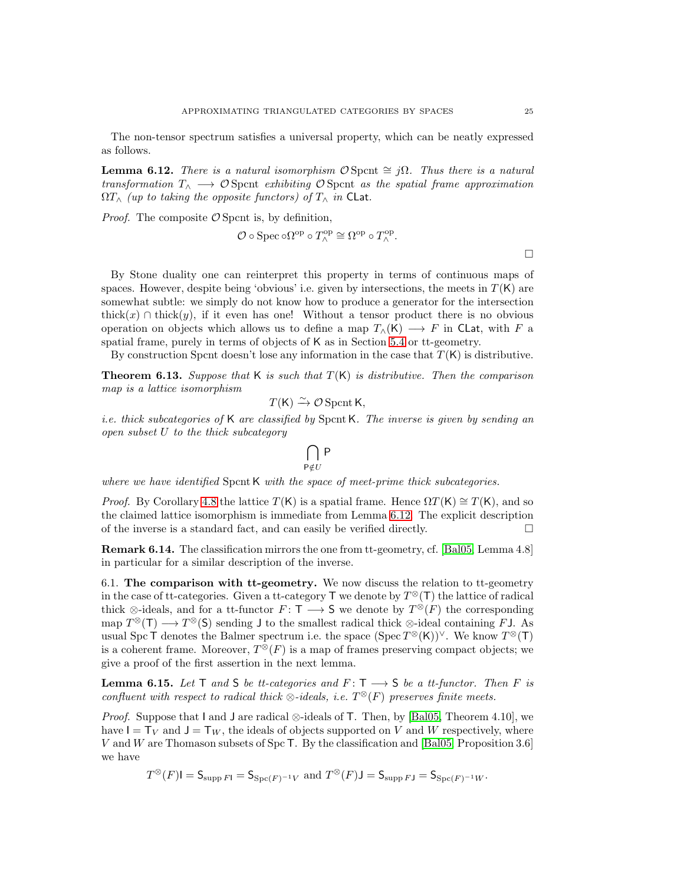The non-tensor spectrum satisfies a universal property, which can be neatly expressed as follows.

**Lemma 6.12.** *There is a natural isomorphism $\mathcal{O}\,\mathrm{Spcnt} \cong j\Omega$. Thus there is a natural transformation $T_\wedge \longrightarrow \mathcal{O}\,\mathrm{Spcnt}$ exhibiting $\mathcal{O}\,\mathrm{Spcnt}$ as the spatial frame approximation $\Omega T_\wedge$ (up to taking the opposite functors) of $T_\wedge$ in $\mathsf{CLat}$.*

*Proof.* The composite $\mathcal{O}\,\mathrm{Spcnt}$ is, by definition,

$$\mathcal{O} \circ \mathrm{Spec} \circ \Omega^{\mathrm{op}} \circ T_\wedge^{\mathrm{op}} \cong \Omega^{\mathrm{op}} \circ T_\wedge^{\mathrm{op}}.$$

□

By Stone duality one can reinterpret this property in terms of continuous maps of spaces. However, despite being 'obvious' i.e. given by intersections, the meets in $T(\mathsf{K})$ are somewhat subtle: we simply do not know how to produce a generator for the intersection $\mathrm{thick}(x) \cap \mathrm{thick}(y)$, if it even has one! Without a tensor product there is no obvious operation on objects which allows us to define a map $T_\wedge(\mathsf{K}) \longrightarrow F$ in $\mathsf{CLat}$, with $F$ a spatial frame, purely in terms of objects of $\mathsf{K}$ as in Section 5.4 or tt-geometry.

By construction Spcnt doesn't lose any information in the case that $T(\mathsf{K})$ is distributive.

**Theorem 6.13.** *Suppose that $\mathsf{K}$ is such that $T(\mathsf{K})$ is distributive. Then the comparison map is a lattice isomorphism*

$$T(\mathsf{K}) \xrightarrow{\sim} \mathcal{O}\,\mathrm{Spcnt}\,\mathsf{K},$$

*i.e. thick subcategories of $\mathsf{K}$ are classified by $\mathrm{Spcnt}\,\mathsf{K}$. The inverse is given by sending an open subset $U$ to the thick subcategory*

$$\bigcap_{\mathsf{P} \notin U} \mathsf{P}$$

*where we have identified $\mathrm{Spcnt}\,\mathsf{K}$ with the space of meet-prime thick subcategories.*

*Proof.* By Corollary 4.8 the lattice $T(\mathsf{K})$ is a spatial frame. Hence $\Omega T(\mathsf{K}) \cong T(\mathsf{K})$, and so the claimed lattice isomorphism is immediate from Lemma 6.12. The explicit description of the inverse is a standard fact, and can easily be verified directly. □

**Remark 6.14.** The classification mirrors the one from tt-geometry, cf. [Bal05, Lemma 4.8] in particular for a similar description of the inverse.

## 6.1. The comparison with tt-geometry.

We now discuss the relation to tt-geometry in the case of tt-categories. Given a tt-category $\mathsf{T}$ we denote by $T^\otimes(\mathsf{T})$ the lattice of radical thick $\otimes$-ideals, and for a tt-functor $F\colon \mathsf{T} \longrightarrow \mathsf{S}$ we denote by $T^\otimes(F)$ the corresponding map $T^\otimes(\mathsf{T}) \longrightarrow T^\otimes(\mathsf{S})$ sending $\mathsf{J}$ to the smallest radical thick $\otimes$-ideal containing $F\mathsf{J}$. As usual $\mathrm{Spc}\,\mathsf{T}$ denotes the Balmer spectrum i.e. the space $(\mathrm{Spec}\,T^\otimes(\mathsf{K}))^\vee$. We know $T^\otimes(\mathsf{T})$ is a coherent frame. Moreover, $T^\otimes(F)$ is a map of frames preserving compact objects; we give a proof of the first assertion in the next lemma.

**Lemma 6.15.** *Let $\mathsf{T}$ and $\mathsf{S}$ be tt-categories and $F\colon \mathsf{T} \longrightarrow \mathsf{S}$ be a tt-functor. Then $F$ is confluent with respect to radical thick $\otimes$-ideals, i.e. $T^\otimes(F)$ preserves finite meets.*

*Proof.* Suppose that $\mathsf{I}$ and $\mathsf{J}$ are radical $\otimes$-ideals of $\mathsf{T}$. Then, by [Bal05, Theorem 4.10], we have $\mathsf{I} = \mathsf{T}_V$ and $\mathsf{J} = \mathsf{T}_W$, the ideals of objects supported on $V$ and $W$ respectively, where $V$ and $W$ are Thomason subsets of $\mathrm{Spc}\,\mathsf{T}$. By the classification and [Bal05, Proposition 3.6] we have

$$T^\otimes(F)\mathsf{I} = \mathsf{S}_{\mathrm{supp}\,F\mathsf{I}} = \mathsf{S}_{\mathrm{Spc}(F)^{-1}V} \text{ and } T^\otimes(F)\mathsf{J} = \mathsf{S}_{\mathrm{supp}\,F\mathsf{J}} = \mathsf{S}_{\mathrm{Spc}(F)^{-1}W}.$$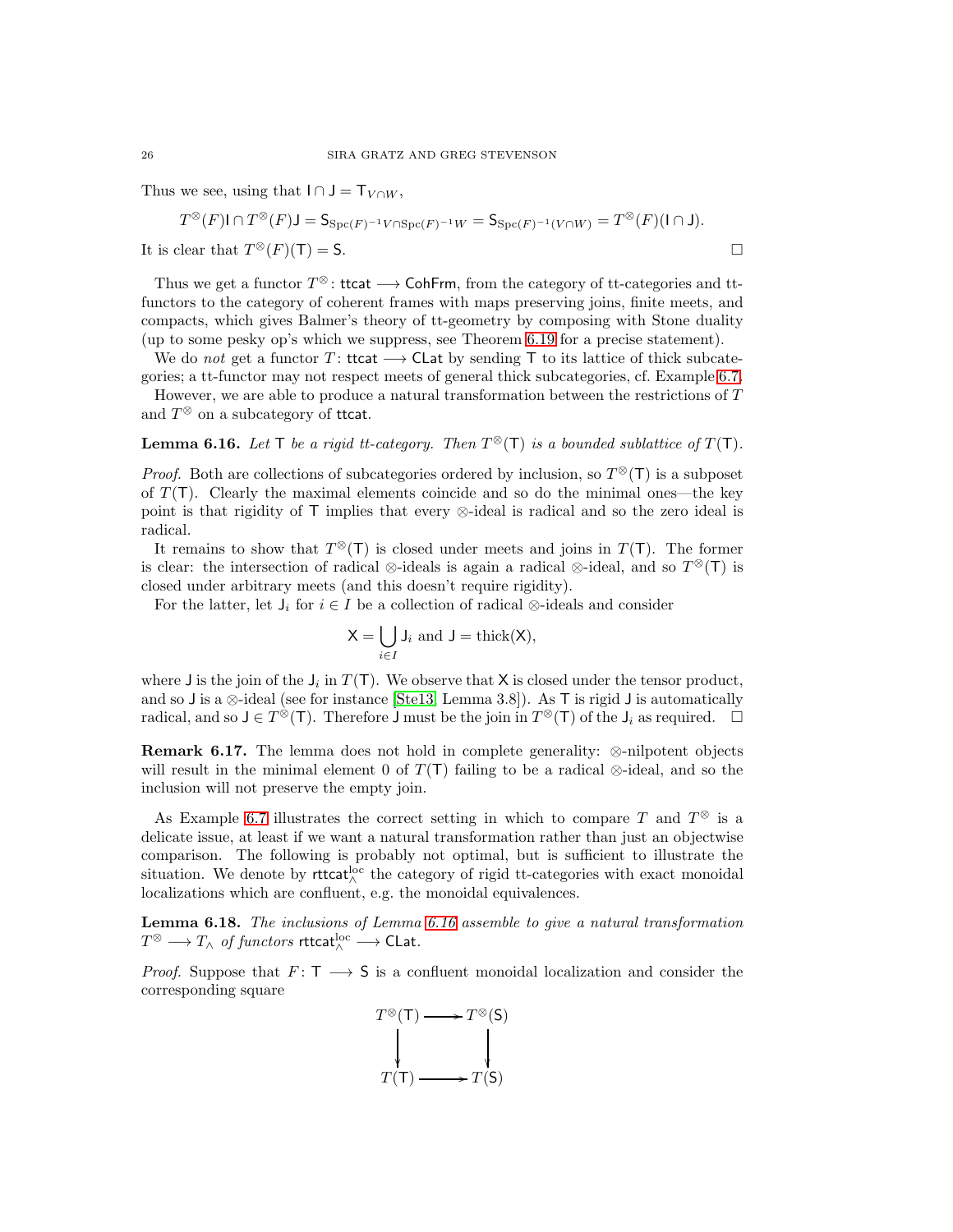Thus we see, using that $\mathsf{I} \cap \mathsf{J} = \mathsf{T}_{V \cap W}$,

$$T^{\otimes}(F)\mathsf{I} \cap T^{\otimes}(F)\mathsf{J} = \mathsf{S}_{\mathrm{Spc}(F)^{-1}V \cap \mathrm{Spc}(F)^{-1}W} = \mathsf{S}_{\mathrm{Spc}(F)^{-1}(V \cap W)} = T^{\otimes}(F)(\mathsf{I} \cap \mathsf{J}).$$

It is clear that $T^{\otimes}(F)(\mathsf{T}) = \mathsf{S}$. □

Thus we get a functor $T^{\otimes} \colon \mathsf{ttcat} \longrightarrow \mathsf{CohFrm}$, from the category of tt-categories and tt-functors to the category of coherent frames with maps preserving joins, finite meets, and compacts, which gives Balmer's theory of tt-geometry by composing with Stone duality (up to some pesky op's which we suppress, see Theorem 6.19 for a precise statement).

We do *not* get a functor $T \colon \mathsf{ttcat} \longrightarrow \mathsf{CLat}$ by sending $\mathsf{T}$ to its lattice of thick subcategories; a tt-functor may not respect meets of general thick subcategories, cf. Example 6.7.

However, we are able to produce a natural transformation between the restrictions of $T$ and $T^{\otimes}$ on a subcategory of $\mathsf{ttcat}$.

**Lemma 6.16.** *Let $\mathsf{T}$ be a rigid tt-category. Then $T^{\otimes}(\mathsf{T})$ is a bounded sublattice of $T(\mathsf{T})$.*

*Proof.* Both are collections of subcategories ordered by inclusion, so $T^{\otimes}(\mathsf{T})$ is a subposet of $T(\mathsf{T})$. Clearly the maximal elements coincide and so do the minimal ones—the key point is that rigidity of $\mathsf{T}$ implies that every $\otimes$-ideal is radical and so the zero ideal is radical.

It remains to show that $T^{\otimes}(\mathsf{T})$ is closed under meets and joins in $T(\mathsf{T})$. The former is clear: the intersection of radical $\otimes$-ideals is again a radical $\otimes$-ideal, and so $T^{\otimes}(\mathsf{T})$ is closed under arbitrary meets (and this doesn't require rigidity).

For the latter, let $\mathsf{J}_i$ for $i \in I$ be a collection of radical $\otimes$-ideals and consider

$$\mathsf{X} = \bigcup_{i \in I} \mathsf{J}_i \text{ and } \mathsf{J} = \mathrm{thick}(\mathsf{X}),$$

where $\mathsf{J}$ is the join of the $\mathsf{J}_i$ in $T(\mathsf{T})$. We observe that $\mathsf{X}$ is closed under the tensor product, and so $\mathsf{J}$ is a $\otimes$-ideal (see for instance [Ste13, Lemma 3.8]). As $\mathsf{T}$ is rigid $\mathsf{J}$ is automatically radical, and so $\mathsf{J} \in T^{\otimes}(\mathsf{T})$. Therefore $\mathsf{J}$ must be the join in $T^{\otimes}(\mathsf{T})$ of the $\mathsf{J}_i$ as required. □

**Remark 6.17.** The lemma does not hold in complete generality: $\otimes$-nilpotent objects will result in the minimal element 0 of $T(\mathsf{T})$ failing to be a radical $\otimes$-ideal, and so the inclusion will not preserve the empty join.

As Example 6.7 illustrates the correct setting in which to compare $T$ and $T^{\otimes}$ is a delicate issue, at least if we want a natural transformation rather than just an objectwise comparison. The following is probably not optimal, but is sufficient to illustrate the situation. We denote by $\mathsf{rttcat}^{\mathrm{loc}}_{\wedge}$ the category of rigid tt-categories with exact monoidal localizations which are confluent, e.g. the monoidal equivalences.

**Lemma 6.18.** *The inclusions of Lemma 6.16 assemble to give a natural transformation $T^{\otimes} \longrightarrow T_{\wedge}$ of functors $\mathsf{rttcat}^{\mathrm{loc}}_{\wedge} \longrightarrow \mathsf{CLat}$.*

*Proof.* Suppose that $F \colon \mathsf{T} \longrightarrow \mathsf{S}$ is a confluent monoidal localization and consider the corresponding square

$$\begin{array}{ccc} T^{\otimes}(\mathsf{T}) & \longrightarrow & T^{\otimes}(\mathsf{S}) \\ \downarrow & & \downarrow \\ T(\mathsf{T}) & \longrightarrow & T(\mathsf{S}) \end{array}$$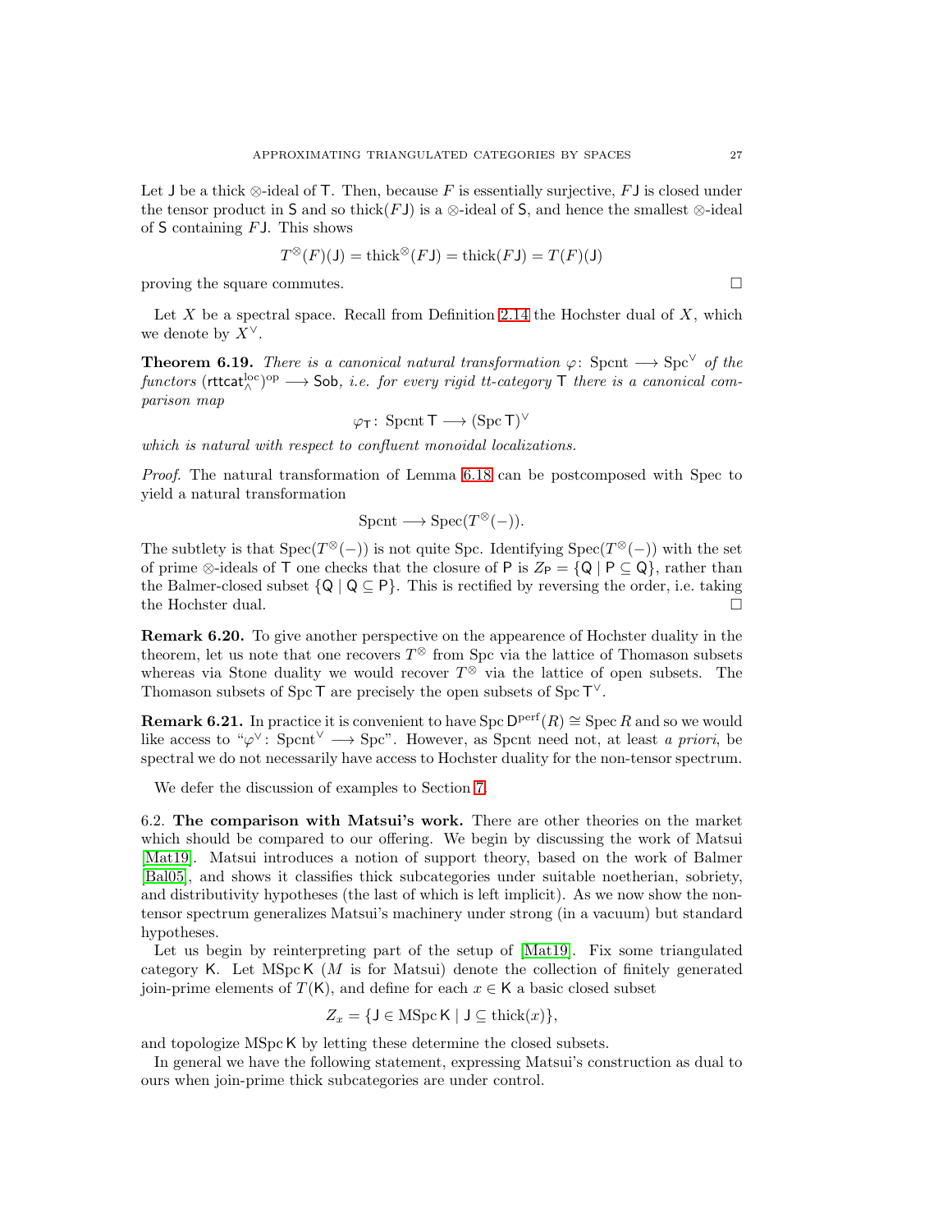Let $\mathsf{J}$ be a thick $\otimes$-ideal of $\mathsf{T}$. Then, because $F$ is essentially surjective, $F\mathsf{J}$ is closed under the tensor product in $\mathsf{S}$ and so $\mathrm{thick}(F\mathsf{J})$ is a $\otimes$-ideal of $\mathsf{S}$, and hence the smallest $\otimes$-ideal of $\mathsf{S}$ containing $F\mathsf{J}$. This shows

$$T^{\otimes}(F)(\mathsf{J}) = \mathrm{thick}^{\otimes}(F\mathsf{J}) = \mathrm{thick}(F\mathsf{J}) = T(F)(\mathsf{J})$$

proving the square commutes. □

Let $X$ be a spectral space. Recall from Definition 2.14 the Hochster dual of $X$, which we denote by $X^{\vee}$.

**Theorem 6.19.** *There is a canonical natural transformation $\varphi\colon \mathrm{Spcnt} \longrightarrow \mathrm{Spc}^{\vee}$ of the functors $(\mathsf{rttcat}^{\mathrm{loc}}_{\wedge})^{\mathrm{op}} \longrightarrow \mathsf{Sob}$, i.e. for every rigid tt-category $\mathsf{T}$ there is a canonical comparison map*

$$\varphi_{\mathsf{T}}\colon \mathrm{Spcnt}\,\mathsf{T} \longrightarrow (\mathrm{Spc}\,\mathsf{T})^{\vee}$$

*which is natural with respect to confluent monoidal localizations.*

*Proof.* The natural transformation of Lemma 6.18 can be postcomposed with Spec to yield a natural transformation

$$\mathrm{Spcnt} \longrightarrow \mathrm{Spec}(T^{\otimes}(-)).$$

The subtlety is that $\mathrm{Spec}(T^{\otimes}(-))$ is not quite Spc. Identifying $\mathrm{Spec}(T^{\otimes}(-))$ with the set of prime $\otimes$-ideals of $\mathsf{T}$ one checks that the closure of $\mathsf{P}$ is $Z_{\mathsf{P}} = \{\mathsf{Q} \mid \mathsf{P} \subseteq \mathsf{Q}\}$, rather than the Balmer-closed subset $\{\mathsf{Q} \mid \mathsf{Q} \subseteq \mathsf{P}\}$. This is rectified by reversing the order, i.e. taking the Hochster dual. □

**Remark 6.20.** To give another perspective on the appearence of Hochster duality in the theorem, let us note that one recovers $T^{\otimes}$ from Spc via the lattice of Thomason subsets whereas via Stone duality we would recover $T^{\otimes}$ via the lattice of open subsets. The Thomason subsets of $\mathrm{Spc}\,\mathsf{T}$ are precisely the open subsets of $\mathrm{Spc}\,\mathsf{T}^{\vee}$.

**Remark 6.21.** In practice it is convenient to have $\mathrm{Spc}\,\mathsf{D}^{\mathrm{perf}}(R) \cong \mathrm{Spec}\,R$ and so we would like access to "$\varphi^{\vee}\colon \mathrm{Spcnt}^{\vee} \longrightarrow \mathrm{Spc}$". However, as Spcnt need not, at least *a priori*, be spectral we do not necessarily have access to Hochster duality for the non-tensor spectrum.

We defer the discussion of examples to Section 7.

## 6.2. The comparison with Matsui's work.

There are other theories on the market which should be compared to our offering. We begin by discussing the work of Matsui [Mat19]. Matsui introduces a notion of support theory, based on the work of Balmer [Bal05], and shows it classifies thick subcategories under suitable noetherian, sobriety, and distributivity hypotheses (the last of which is left implicit). As we now show the non-tensor spectrum generalizes Matsui's machinery under strong (in a vacuum) but standard hypotheses.

Let us begin by reinterpreting part of the setup of [Mat19]. Fix some triangulated category $\mathsf{K}$. Let $\mathrm{MSpc}\,\mathsf{K}$ ($M$ is for Matsui) denote the collection of finitely generated join-prime elements of $T(\mathsf{K})$, and define for each $x \in \mathsf{K}$ a basic closed subset

$$Z_x = \{\mathsf{J} \in \mathrm{MSpc}\,\mathsf{K} \mid \mathsf{J} \subseteq \mathrm{thick}(x)\},$$

and topologize $\mathrm{MSpc}\,\mathsf{K}$ by letting these determine the closed subsets.

In general we have the following statement, expressing Matsui's construction as dual to ours when join-prime thick subcategories are under control.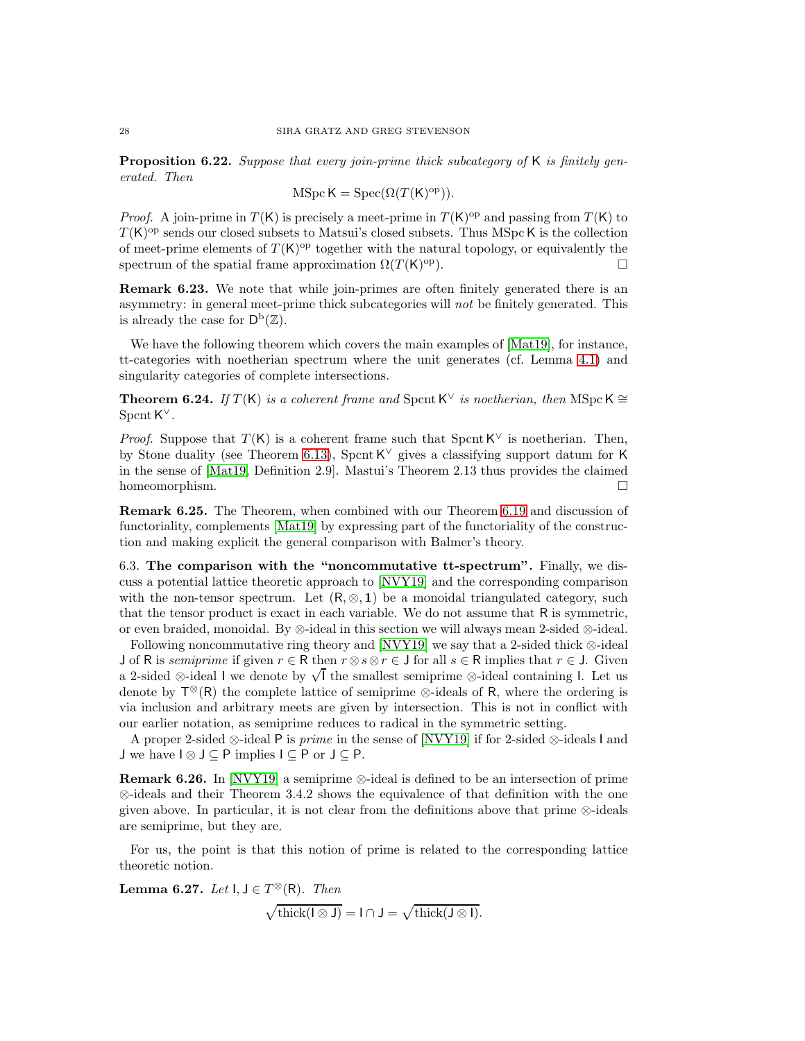**Proposition 6.22.** *Suppose that every join-prime thick subcategory of* $\mathsf{K}$ *is finitely generated. Then*

$$\operatorname{MSpc} \mathsf{K} = \operatorname{Spec}(\Omega(T(\mathsf{K})^{\mathrm{op}})).$$

*Proof.* A join-prime in $T(\mathsf{K})$ is precisely a meet-prime in $T(\mathsf{K})^{\mathrm{op}}$ and passing from $T(\mathsf{K})$ to $T(\mathsf{K})^{\mathrm{op}}$ sends our closed subsets to Matsui's closed subsets. Thus $\operatorname{MSpc} \mathsf{K}$ is the collection of meet-prime elements of $T(\mathsf{K})^{\mathrm{op}}$ together with the natural topology, or equivalently the spectrum of the spatial frame approximation $\Omega(T(\mathsf{K})^{\mathrm{op}})$. □

**Remark 6.23.** We note that while join-primes are often finitely generated there is an asymmetry: in general meet-prime thick subcategories will *not* be finitely generated. This is already the case for $\mathsf{D}^{\mathrm{b}}(\mathbb{Z})$.

We have the following theorem which covers the main examples of [Mat19], for instance, tt-categories with noetherian spectrum where the unit generates (cf. Lemma 4.1) and singularity categories of complete intersections.

**Theorem 6.24.** *If* $T(\mathsf{K})$ *is a coherent frame and* $\operatorname{Spcnt} \mathsf{K}^\vee$ *is noetherian, then* $\operatorname{MSpc} \mathsf{K} \cong \operatorname{Spcnt} \mathsf{K}^\vee$.

*Proof.* Suppose that $T(\mathsf{K})$ is a coherent frame such that $\operatorname{Spcnt} \mathsf{K}^\vee$ is noetherian. Then, by Stone duality (see Theorem 6.13), $\operatorname{Spcnt} \mathsf{K}^\vee$ gives a classifying support datum for $\mathsf{K}$ in the sense of [Mat19, Definition 2.9]. Mastui's Theorem 2.13 thus provides the claimed homeomorphism. □

**Remark 6.25.** The Theorem, when combined with our Theorem 6.19 and discussion of functoriality, complements [Mat19] by expressing part of the functoriality of the construction and making explicit the general comparison with Balmer's theory.

6.3. **The comparison with the "noncommutative tt-spectrum".** Finally, we discuss a potential lattice theoretic approach to [NVY19] and the corresponding comparison with the non-tensor spectrum. Let $(\mathsf{R}, \otimes, \mathbf{1})$ be a monoidal triangulated category, such that the tensor product is exact in each variable. We do not assume that $\mathsf{R}$ is symmetric, or even braided, monoidal. By $\otimes$-ideal in this section we will always mean 2-sided $\otimes$-ideal.

Following noncommutative ring theory and [NVY19] we say that a 2-sided thick $\otimes$-ideal $\mathsf{J}$ of $\mathsf{R}$ is *semiprime* if given $r \in \mathsf{R}$ then $r \otimes s \otimes r \in \mathsf{J}$ for all $s \in \mathsf{R}$ implies that $r \in \mathsf{J}$. Given a 2-sided $\otimes$-ideal $\mathsf{I}$ we denote by $\sqrt{\mathsf{I}}$ the smallest semiprime $\otimes$-ideal containing $\mathsf{I}$. Let us denote by $\mathsf{T}^{\otimes}(\mathsf{R})$ the complete lattice of semiprime $\otimes$-ideals of $\mathsf{R}$, where the ordering is via inclusion and arbitrary meets are given by intersection. This is not in conflict with our earlier notation, as semiprime reduces to radical in the symmetric setting.

A proper 2-sided $\otimes$-ideal $\mathsf{P}$ is *prime* in the sense of [NVY19] if for 2-sided $\otimes$-ideals $\mathsf{I}$ and $\mathsf{J}$ we have $\mathsf{I} \otimes \mathsf{J} \subseteq \mathsf{P}$ implies $\mathsf{I} \subseteq \mathsf{P}$ or $\mathsf{J} \subseteq \mathsf{P}$.

**Remark 6.26.** In [NVY19] a semiprime $\otimes$-ideal is defined to be an intersection of prime $\otimes$-ideals and their Theorem 3.4.2 shows the equivalence of that definition with the one given above. In particular, it is not clear from the definitions above that prime $\otimes$-ideals are semiprime, but they are.

For us, the point is that this notion of prime is related to the corresponding lattice theoretic notion.

**Lemma 6.27.** *Let* $\mathsf{I}, \mathsf{J} \in T^{\otimes}(\mathsf{R})$. *Then*

$$\sqrt{\operatorname{thick}(\mathsf{I} \otimes \mathsf{J})} = \mathsf{I} \cap \mathsf{J} = \sqrt{\operatorname{thick}(\mathsf{J} \otimes \mathsf{I})}.$$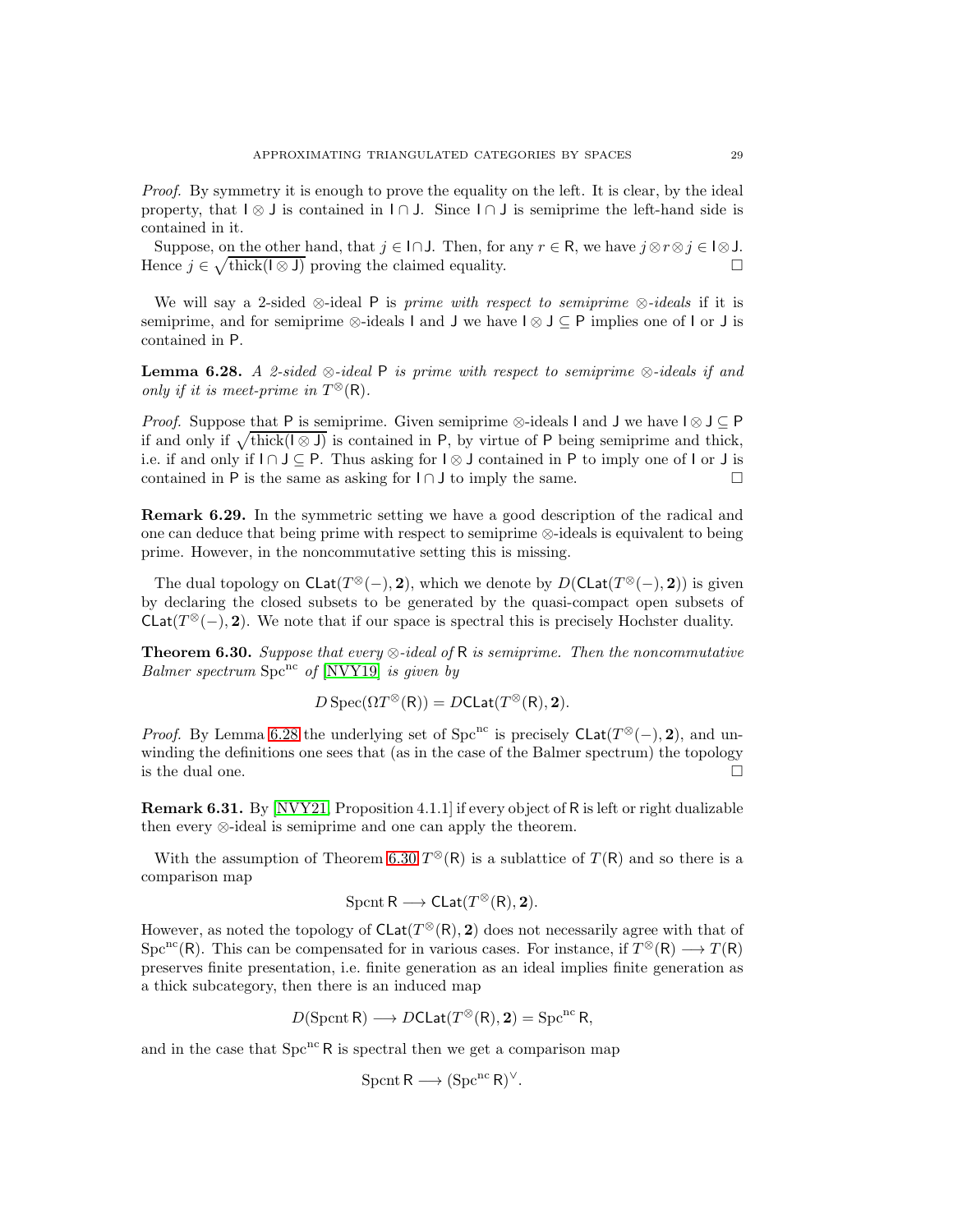*Proof.* By symmetry it is enough to prove the equality on the left. It is clear, by the ideal property, that $\mathsf{I} \otimes \mathsf{J}$ is contained in $\mathsf{I} \cap \mathsf{J}$. Since $\mathsf{I} \cap \mathsf{J}$ is semiprime the left-hand side is contained in it.

Suppose, on the other hand, that $j \in \mathsf{I} \cap \mathsf{J}$. Then, for any $r \in \mathsf{R}$, we have $j \otimes r \otimes j \in \mathsf{I} \otimes \mathsf{J}$. Hence $j \in \sqrt{\mathrm{thick}(\mathsf{I} \otimes \mathsf{J})}$ proving the claimed equality. □

We will say a 2-sided $\otimes$-ideal $\mathsf{P}$ is *prime with respect to semiprime $\otimes$-ideals* if it is semiprime, and for semiprime $\otimes$-ideals $\mathsf{I}$ and $\mathsf{J}$ we have $\mathsf{I} \otimes \mathsf{J} \subseteq \mathsf{P}$ implies one of $\mathsf{I}$ or $\mathsf{J}$ is contained in $\mathsf{P}$.

**Lemma 6.28.** *A 2-sided $\otimes$-ideal $\mathsf{P}$ is prime with respect to semiprime $\otimes$-ideals if and only if it is meet-prime in $T^{\otimes}(\mathsf{R})$.*

*Proof.* Suppose that $\mathsf{P}$ is semiprime. Given semiprime $\otimes$-ideals $\mathsf{I}$ and $\mathsf{J}$ we have $\mathsf{I} \otimes \mathsf{J} \subseteq \mathsf{P}$ if and only if $\sqrt{\mathrm{thick}(\mathsf{I} \otimes \mathsf{J})}$ is contained in $\mathsf{P}$, by virtue of $\mathsf{P}$ being semiprime and thick, i.e. if and only if $\mathsf{I} \cap \mathsf{J} \subseteq \mathsf{P}$. Thus asking for $\mathsf{I} \otimes \mathsf{J}$ contained in $\mathsf{P}$ to imply one of $\mathsf{I}$ or $\mathsf{J}$ is contained in $\mathsf{P}$ is the same as asking for $\mathsf{I} \cap \mathsf{J}$ to imply the same. □

**Remark 6.29.** In the symmetric setting we have a good description of the radical and one can deduce that being prime with respect to semiprime $\otimes$-ideals is equivalent to being prime. However, in the noncommutative setting this is missing.

The dual topology on $\mathsf{CLat}(T^{\otimes}(-), \mathbf{2})$, which we denote by $D(\mathsf{CLat}(T^{\otimes}(-), \mathbf{2}))$ is given by declaring the closed subsets to be generated by the quasi-compact open subsets of $\mathsf{CLat}(T^{\otimes}(-), \mathbf{2})$. We note that if our space is spectral this is precisely Hochster duality.

**Theorem 6.30.** *Suppose that every $\otimes$-ideal of $\mathsf{R}$ is semiprime. Then the noncommutative Balmer spectrum $\mathrm{Spc}^{\mathrm{nc}}$ of [NVY19] is given by*

$$D\,\mathrm{Spec}(\Omega T^{\otimes}(\mathsf{R})) = D\mathsf{CLat}(T^{\otimes}(\mathsf{R}), \mathbf{2}).$$

*Proof.* By Lemma 6.28 the underlying set of $\mathrm{Spc}^{\mathrm{nc}}$ is precisely $\mathsf{CLat}(T^{\otimes}(-), \mathbf{2})$, and unwinding the definitions one sees that (as in the case of the Balmer spectrum) the topology is the dual one. □

**Remark 6.31.** By [NVY21, Proposition 4.1.1] if every object of $\mathsf{R}$ is left or right dualizable then every $\otimes$-ideal is semiprime and one can apply the theorem.

With the assumption of Theorem 6.30 $T^{\otimes}(\mathsf{R})$ is a sublattice of $T(\mathsf{R})$ and so there is a comparison map

$$\mathrm{Spcnt}\,\mathsf{R} \longrightarrow \mathsf{CLat}(T^{\otimes}(\mathsf{R}), \mathbf{2}).$$

However, as noted the topology of $\mathsf{CLat}(T^{\otimes}(\mathsf{R}), \mathbf{2})$ does not necessarily agree with that of $\mathrm{Spc}^{\mathrm{nc}}(\mathsf{R})$. This can be compensated for in various cases. For instance, if $T^{\otimes}(\mathsf{R}) \longrightarrow T(\mathsf{R})$ preserves finite presentation, i.e. finite generation as an ideal implies finite generation as a thick subcategory, then there is an induced map

$$D(\mathrm{Spcnt}\,\mathsf{R}) \longrightarrow D\mathsf{CLat}(T^{\otimes}(\mathsf{R}), \mathbf{2}) = \mathrm{Spc}^{\mathrm{nc}}\,\mathsf{R},$$

and in the case that $\mathrm{Spc}^{\mathrm{nc}}\,\mathsf{R}$ is spectral then we get a comparison map

$$\mathrm{Spcnt}\,\mathsf{R} \longrightarrow (\mathrm{Spc}^{\mathrm{nc}}\,\mathsf{R})^{\vee}.$$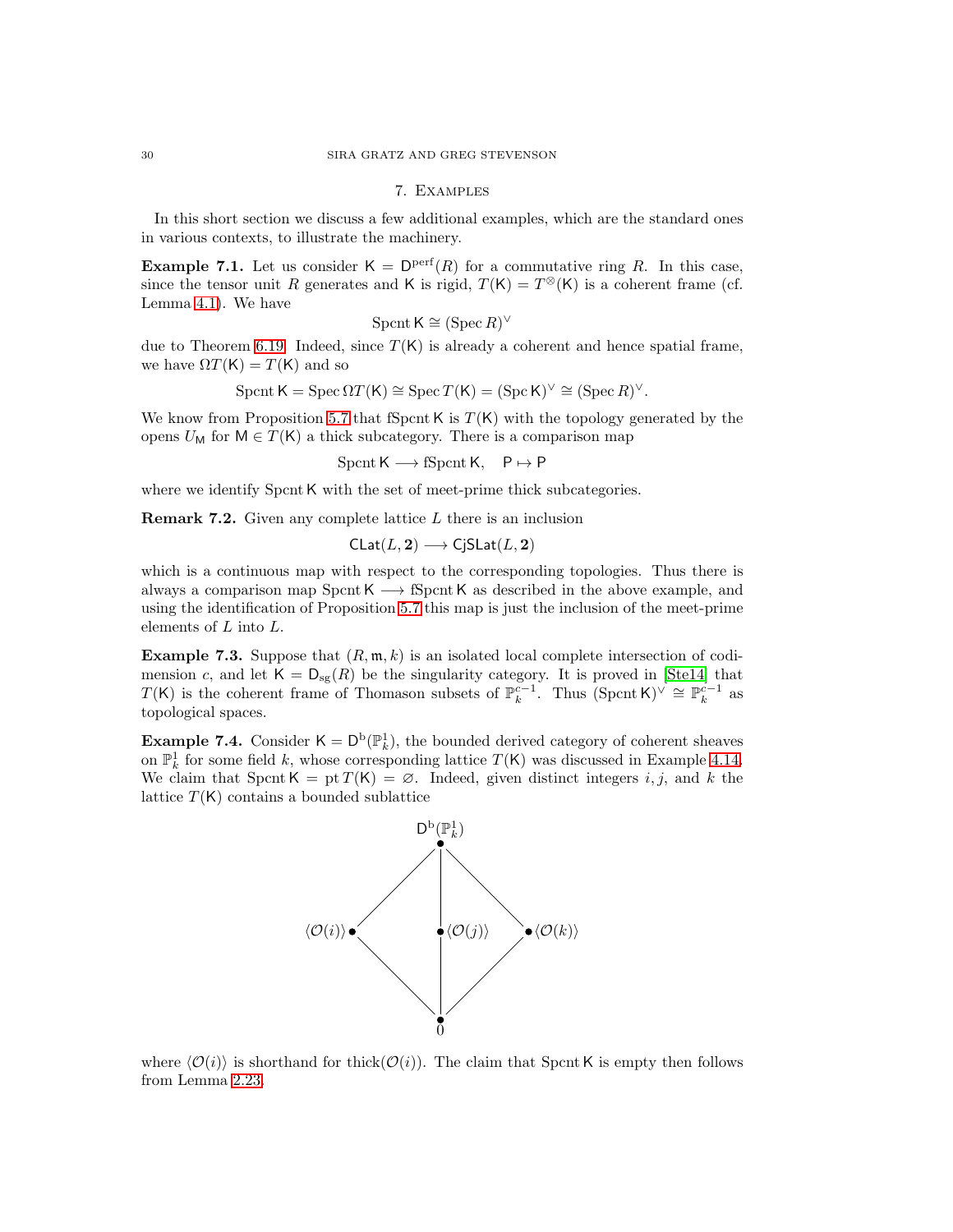## 7. Examples

In this short section we discuss a few additional examples, which are the standard ones in various contexts, to illustrate the machinery.

**Example 7.1.** Let us consider $\mathsf{K} = \mathsf{D}^{\mathrm{perf}}(R)$ for a commutative ring $R$. In this case, since the tensor unit $R$ generates and $\mathsf{K}$ is rigid, $T(\mathsf{K}) = T^{\otimes}(\mathsf{K})$ is a coherent frame (cf. Lemma 4.1). We have

$$\operatorname{Spcnt} \mathsf{K} \cong (\operatorname{Spec} R)^{\vee}$$

due to Theorem 6.19. Indeed, since $T(\mathsf{K})$ is already a coherent and hence spatial frame, we have $\Omega T(\mathsf{K}) = T(\mathsf{K})$ and so

$$\operatorname{Spcnt} \mathsf{K} = \operatorname{Spec} \Omega T(\mathsf{K}) \cong \operatorname{Spec} T(\mathsf{K}) = (\operatorname{Spc} \mathsf{K})^{\vee} \cong (\operatorname{Spec} R)^{\vee}.$$

We know from Proposition 5.7 that $\operatorname{fSpcnt} \mathsf{K}$ is $T(\mathsf{K})$ with the topology generated by the opens $U_{\mathsf{M}}$ for $\mathsf{M} \in T(\mathsf{K})$ a thick subcategory. There is a comparison map

$$\operatorname{Spcnt} \mathsf{K} \longrightarrow \operatorname{fSpcnt} \mathsf{K}, \quad \mathsf{P} \mapsto \mathsf{P}$$

where we identify $\operatorname{Spcnt} \mathsf{K}$ with the set of meet-prime thick subcategories.

**Remark 7.2.** Given any complete lattice $L$ there is an inclusion

$$\mathsf{CLat}(L, \mathbf{2}) \longrightarrow \mathsf{CjSLat}(L, \mathbf{2})$$

which is a continuous map with respect to the corresponding topologies. Thus there is always a comparison map $\operatorname{Spcnt} \mathsf{K} \longrightarrow \operatorname{fSpcnt} \mathsf{K}$ as described in the above example, and using the identification of Proposition 5.7 this map is just the inclusion of the meet-prime elements of $L$ into $L$.

**Example 7.3.** Suppose that $(R, \mathfrak{m}, k)$ is an isolated local complete intersection of codimension $c$, and let $\mathsf{K} = \mathsf{D}_{\mathrm{sg}}(R)$ be the singularity category. It is proved in [Ste14] that $T(\mathsf{K})$ is the coherent frame of Thomason subsets of $\mathbb{P}^{c-1}_k$. Thus $(\operatorname{Spcnt} \mathsf{K})^{\vee} \cong \mathbb{P}^{c-1}_k$ as topological spaces.

**Example 7.4.** Consider $\mathsf{K} = \mathsf{D}^{\mathrm{b}}(\mathbb{P}^1_k)$, the bounded derived category of coherent sheaves on $\mathbb{P}^1_k$ for some field $k$, whose corresponding lattice $T(\mathsf{K})$ was discussed in Example 4.14. We claim that $\operatorname{Spcnt} \mathsf{K} = \operatorname{pt} T(\mathsf{K}) = \varnothing$. Indeed, given distinct integers $i, j$, and $k$ the lattice $T(\mathsf{K})$ contains a bounded sublattice

$$\begin{array}{ccccc} & & \mathsf{D}^{\mathrm{b}}(\mathbb{P}^1_k) & & \\ & \diagup & | & \diagdown & \\ \langle \mathcal{O}(i) \rangle & & \langle \mathcal{O}(j) \rangle & & \langle \mathcal{O}(k) \rangle \\ & \diagdown & | & \diagup & \\ & & 0 & & \end{array}$$

where $\langle \mathcal{O}(i) \rangle$ is shorthand for $\operatorname{thick}(\mathcal{O}(i))$. The claim that $\operatorname{Spcnt} \mathsf{K}$ is empty then follows from Lemma 2.23.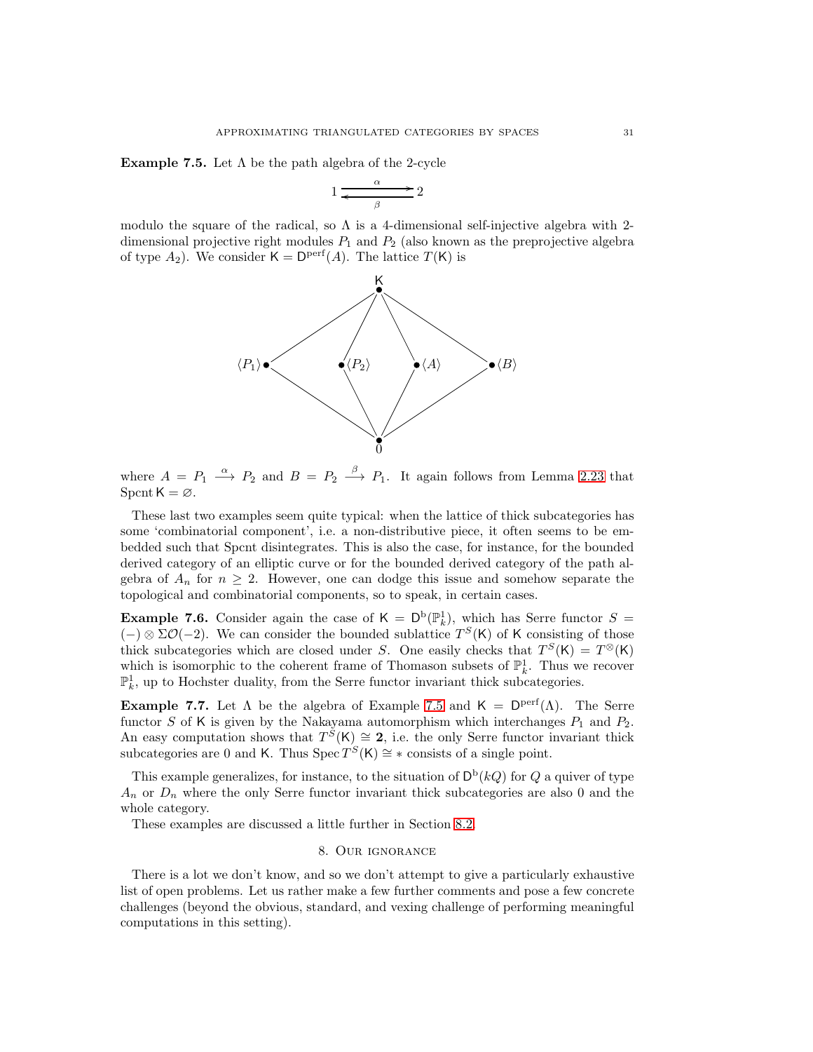**Example 7.5.** Let $\Lambda$ be the path algebra of the 2-cycle

$$1 \underset{\beta}{\overset{\alpha}{\rightleftarrows}} 2$$

modulo the square of the radical, so $\Lambda$ is a 4-dimensional self-injective algebra with 2-dimensional projective right modules $P_1$ and $P_2$ (also known as the preprojective algebra of type $A_2$). We consider $\mathsf{K} = \mathsf{D}^{\mathrm{perf}}(A)$. The lattice $T(\mathsf{K})$ is

$$\begin{array}{ccccccc} & & & \mathsf{K} & & & \\ \langle P_1 \rangle & & \langle P_2 \rangle & & \langle A \rangle & & \langle B \rangle \\ & & & 0 & & & \end{array}$$

where $A = P_1 \xrightarrow{\alpha} P_2$ and $B = P_2 \xrightarrow{\beta} P_1$. It again follows from Lemma 2.23 that $\operatorname{Spcnt} \mathsf{K} = \varnothing$.

These last two examples seem quite typical: when the lattice of thick subcategories has some 'combinatorial component', i.e. a non-distributive piece, it often seems to be embedded such that Spcnt disintegrates. This is also the case, for instance, for the bounded derived category of an elliptic curve or for the bounded derived category of the path algebra of $A_n$ for $n \geq 2$. However, one can dodge this issue and somehow separate the topological and combinatorial components, so to speak, in certain cases.

**Example 7.6.** Consider again the case of $\mathsf{K} = \mathsf{D}^{\mathrm{b}}(\mathbb{P}^1_k)$, which has Serre functor $S = (-) \otimes \Sigma\mathcal{O}(-2)$. We can consider the bounded sublattice $T^S(\mathsf{K})$ of $\mathsf{K}$ consisting of those thick subcategories which are closed under $S$. One easily checks that $T^S(\mathsf{K}) = T^{\otimes}(\mathsf{K})$ which is isomorphic to the coherent frame of Thomason subsets of $\mathbb{P}^1_k$. Thus we recover $\mathbb{P}^1_k$, up to Hochster duality, from the Serre functor invariant thick subcategories.

**Example 7.7.** Let $\Lambda$ be the algebra of Example 7.5 and $\mathsf{K} = \mathsf{D}^{\mathrm{perf}}(\Lambda)$. The Serre functor $S$ of $\mathsf{K}$ is given by the Nakayama automorphism which interchanges $P_1$ and $P_2$. An easy computation shows that $T^S(\mathsf{K}) \cong \mathbf{2}$, i.e. the only Serre functor invariant thick subcategories are 0 and $\mathsf{K}$. Thus $\operatorname{Spec} T^S(\mathsf{K}) \cong *$ consists of a single point.

This example generalizes, for instance, to the situation of $\mathsf{D}^{\mathrm{b}}(kQ)$ for $Q$ a quiver of type $A_n$ or $D_n$ where the only Serre functor invariant thick subcategories are also 0 and the whole category.

These examples are discussed a little further in Section 8.2.

## 8. Our ignorance

There is a lot we don't know, and so we don't attempt to give a particularly exhaustive list of open problems. Let us rather make a few further comments and pose a few concrete challenges (beyond the obvious, standard, and vexing challenge of performing meaningful computations in this setting).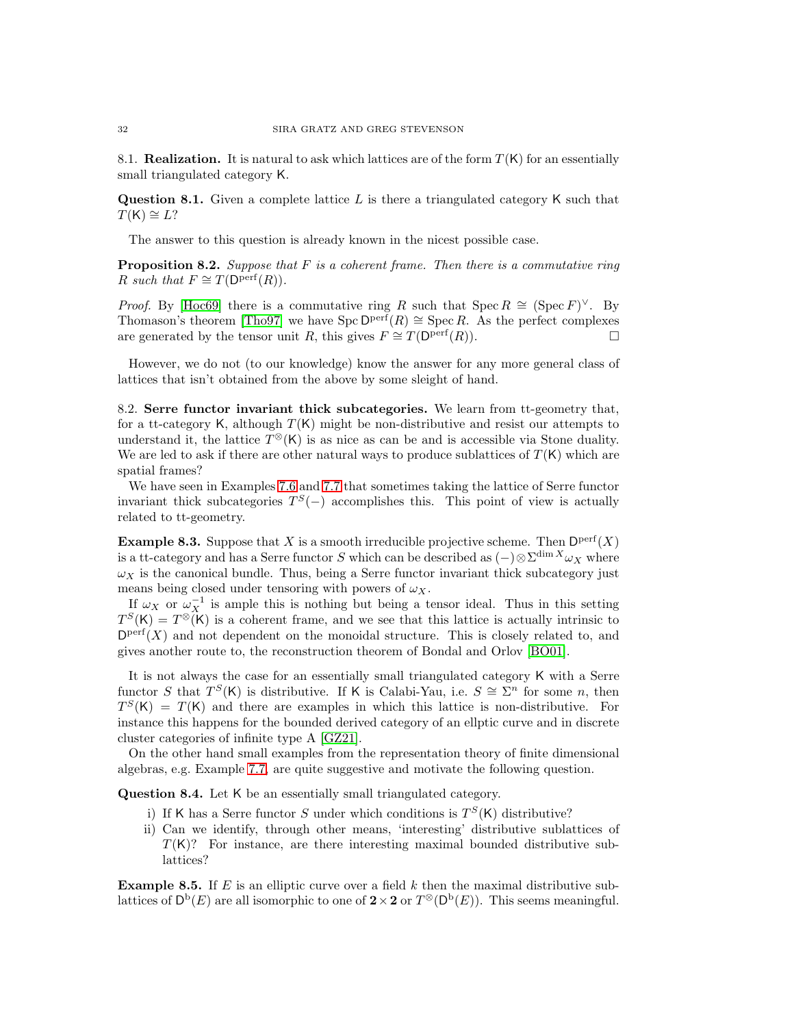8.1. **Realization.** It is natural to ask which lattices are of the form $T(\mathsf{K})$ for an essentially small triangulated category $\mathsf{K}$.

**Question 8.1.** Given a complete lattice $L$ is there a triangulated category $\mathsf{K}$ such that $T(\mathsf{K}) \cong L$?

The answer to this question is already known in the nicest possible case.

**Proposition 8.2.** *Suppose that $F$ is a coherent frame. Then there is a commutative ring $R$ such that $F \cong T(\mathsf{D}^{\mathrm{perf}}(R))$.*

*Proof.* By [Hoc69] there is a commutative ring $R$ such that $\operatorname{Spec} R \cong (\operatorname{Spec} F)^\vee$. By Thomason's theorem [Tho97] we have $\operatorname{Spc} \mathsf{D}^{\mathrm{perf}}(R) \cong \operatorname{Spec} R$. As the perfect complexes are generated by the tensor unit $R$, this gives $F \cong T(\mathsf{D}^{\mathrm{perf}}(R))$. □

However, we do not (to our knowledge) know the answer for any more general class of lattices that isn't obtained from the above by some sleight of hand.

8.2. **Serre functor invariant thick subcategories.** We learn from tt-geometry that, for a tt-category $\mathsf{K}$, although $T(\mathsf{K})$ might be non-distributive and resist our attempts to understand it, the lattice $T^{\otimes}(\mathsf{K})$ is as nice as can be and is accessible via Stone duality. We are led to ask if there are other natural ways to produce sublattices of $T(\mathsf{K})$ which are spatial frames?

We have seen in Examples 7.6 and 7.7 that sometimes taking the lattice of Serre functor invariant thick subcategories $T^S(-)$ accomplishes this. This point of view is actually related to tt-geometry.

**Example 8.3.** Suppose that $X$ is a smooth irreducible projective scheme. Then $\mathsf{D}^{\mathrm{perf}}(X)$ is a tt-category and has a Serre functor $S$ which can be described as $(-)\otimes\Sigma^{\dim X}\omega_X$ where $\omega_X$ is the canonical bundle. Thus, being a Serre functor invariant thick subcategory just means being closed under tensoring with powers of $\omega_X$.

If $\omega_X$ or $\omega_X^{-1}$ is ample this is nothing but being a tensor ideal. Thus in this setting $T^S(\mathsf{K}) = T^{\otimes}(\mathsf{K})$ is a coherent frame, and we see that this lattice is actually intrinsic to $\mathsf{D}^{\mathrm{perf}}(X)$ and not dependent on the monoidal structure. This is closely related to, and gives another route to, the reconstruction theorem of Bondal and Orlov [BO01].

It is not always the case for an essentially small triangulated category $\mathsf{K}$ with a Serre functor $S$ that $T^S(\mathsf{K})$ is distributive. If $\mathsf{K}$ is Calabi-Yau, i.e. $S \cong \Sigma^n$ for some $n$, then $T^S(\mathsf{K}) = T(\mathsf{K})$ and there are examples in which this lattice is non-distributive. For instance this happens for the bounded derived category of an ellptic curve and in discrete cluster categories of infinite type A [GZ21].

On the other hand small examples from the representation theory of finite dimensional algebras, e.g. Example 7.7, are quite suggestive and motivate the following question.

**Question 8.4.** Let $\mathsf{K}$ be an essentially small triangulated category.

i) If $\mathsf{K}$ has a Serre functor $S$ under which conditions is $T^S(\mathsf{K})$ distributive?
ii) Can we identify, through other means, 'interesting' distributive sublattices of $T(\mathsf{K})$? For instance, are there interesting maximal bounded distributive sublattices?

**Example 8.5.** If $E$ is an elliptic curve over a field $k$ then the maximal distributive sublattices of $\mathsf{D}^{\mathrm{b}}(E)$ are all isomorphic to one of $\mathbf{2}\times\mathbf{2}$ or $T^{\otimes}(\mathsf{D}^{\mathrm{b}}(E))$. This seems meaningful.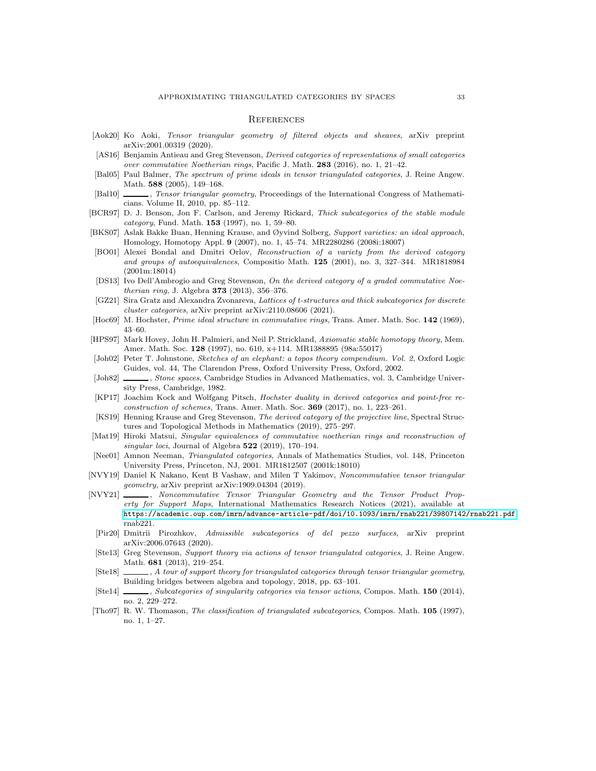## References

[Aok20] Ko Aoki, *Tensor triangular geometry of filtered objects and sheaves*, arXiv preprint arXiv:2001.00319 (2020).

[AS16] Benjamin Antieau and Greg Stevenson, *Derived categories of representations of small categories over commutative Noetherian rings*, Pacific J. Math. **283** (2016), no. 1, 21–42.

[Bal05] Paul Balmer, *The spectrum of prime ideals in tensor triangulated categories*, J. Reine Angew. Math. **588** (2005), 149–168.

[Bal10] ______, *Tensor triangular geometry*, Proceedings of the International Congress of Mathematicians. Volume II, 2010, pp. 85–112.

[BCR97] D. J. Benson, Jon F. Carlson, and Jeremy Rickard, *Thick subcategories of the stable module category*, Fund. Math. **153** (1997), no. 1, 59–80.

[BKS07] Aslak Bakke Buan, Henning Krause, and Øyvind Solberg, *Support varieties: an ideal approach*, Homology, Homotopy Appl. **9** (2007), no. 1, 45–74. MR2280286 (2008i:18007)

[BO01] Alexei Bondal and Dmitri Orlov, *Reconstruction of a variety from the derived category and groups of autoequivalences*, Compositio Math. **125** (2001), no. 3, 327–344. MR1818984 (2001m:18014)

[DS13] Ivo Dell'Ambrogio and Greg Stevenson, *On the derived category of a graded commutative Noetherian ring*, J. Algebra **373** (2013), 356–376.

[GZ21] Sira Gratz and Alexandra Zvonareva, *Lattices of t-structures and thick subcategories for discrete cluster categories*, arXiv preprint arXiv:2110.08606 (2021).

[Hoc69] M. Hochster, *Prime ideal structure in commutative rings*, Trans. Amer. Math. Soc. **142** (1969), 43–60.

[HPS97] Mark Hovey, John H. Palmieri, and Neil P. Strickland, *Axiomatic stable homotopy theory*, Mem. Amer. Math. Soc. **128** (1997), no. 610, x+114. MR1388895 (98a:55017)

[Joh02] Peter T. Johnstone, *Sketches of an elephant: a topos theory compendium. Vol. 2*, Oxford Logic Guides, vol. 44, The Clarendon Press, Oxford University Press, Oxford, 2002.

[Joh82] ______, *Stone spaces*, Cambridge Studies in Advanced Mathematics, vol. 3, Cambridge University Press, Cambridge, 1982.

[KP17] Joachim Kock and Wolfgang Pitsch, *Hochster duality in derived categories and point-free reconstruction of schemes*, Trans. Amer. Math. Soc. **369** (2017), no. 1, 223–261.

[KS19] Henning Krause and Greg Stevenson, *The derived category of the projective line*, Spectral Structures and Topological Methods in Mathematics (2019), 275–297.

[Mat19] Hiroki Matsui, *Singular equivalences of commutative noetherian rings and reconstruction of singular loci*, Journal of Algebra **522** (2019), 170–194.

[Nee01] Amnon Neeman, *Triangulated categories*, Annals of Mathematics Studies, vol. 148, Princeton University Press, Princeton, NJ, 2001. MR1812507 (2001k:18010)

[NVY19] Daniel K Nakano, Kent B Vashaw, and Milen T Yakimov, *Noncommutative tensor triangular geometry*, arXiv preprint arXiv:1909.04304 (2019).

[NVY21] ______, *Noncommutative Tensor Triangular Geometry and the Tensor Product Property for Support Maps*, International Mathematics Research Notices (2021), available at https://academic.oup.com/imrn/advance-article-pdf/doi/10.1093/imrn/rnab221/39807142/rnab221.pdf. rnab221.

[Pir20] Dmitrii Pirozhkov, *Admissible subcategories of del pezzo surfaces*, arXiv preprint arXiv:2006.07643 (2020).

[Ste13] Greg Stevenson, *Support theory via actions of tensor triangulated categories*, J. Reine Angew. Math. **681** (2013), 219–254.

[Ste18] ______, *A tour of support theory for triangulated categories through tensor triangular geometry*, Building bridges between algebra and topology, 2018, pp. 63–101.

[Ste14] ______, *Subcategories of singularity categories via tensor actions*, Compos. Math. **150** (2014), no. 2, 229–272.

[Tho97] R. W. Thomason, *The classification of triangulated subcategories*, Compos. Math. **105** (1997), no. 1, 1–27.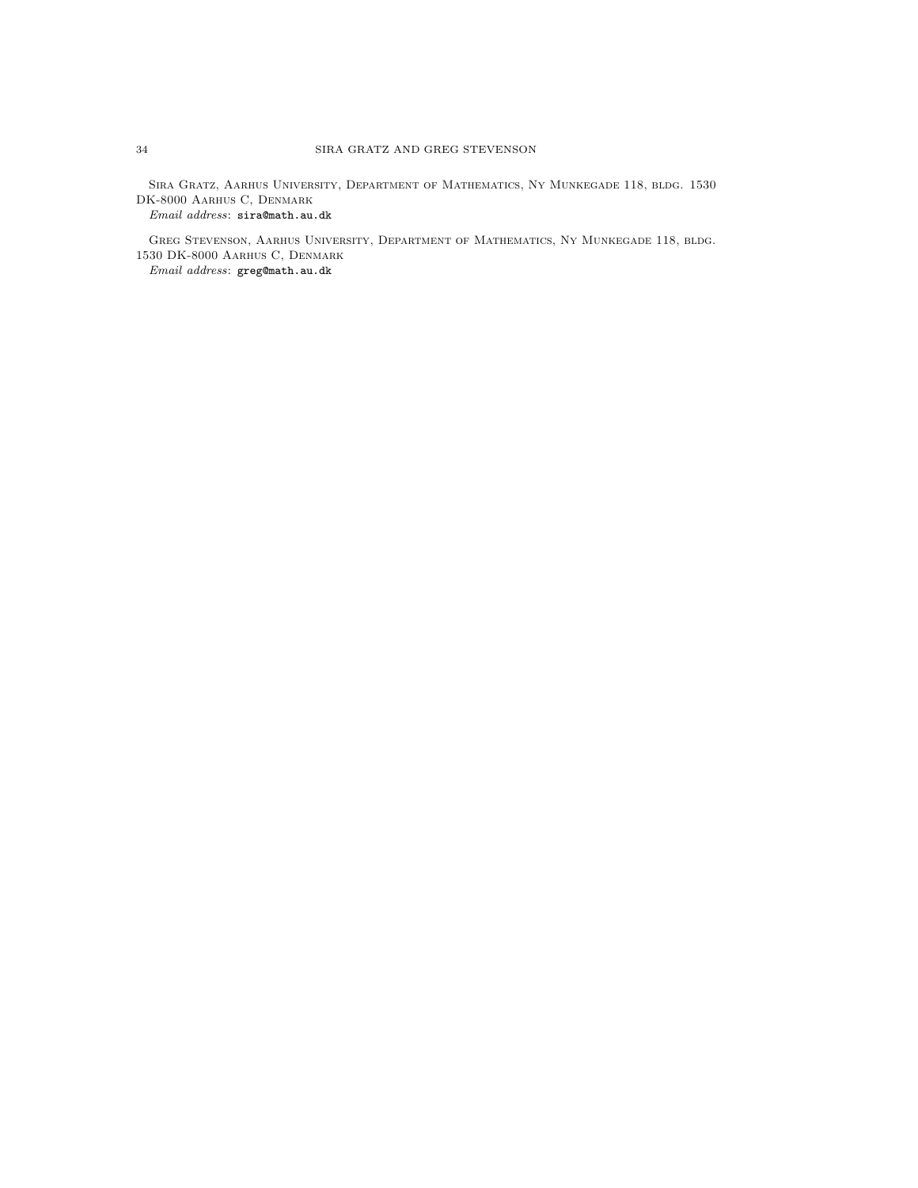Sira Gratz, Aarhus University, Department of Mathematics, Ny Munkegade 118, bldg. 1530 DK-8000 Aarhus C, Denmark
*Email address*: sira@math.au.dk

Greg Stevenson, Aarhus University, Department of Mathematics, Ny Munkegade 118, bldg. 1530 DK-8000 Aarhus C, Denmark
*Email address*: greg@math.au.dk